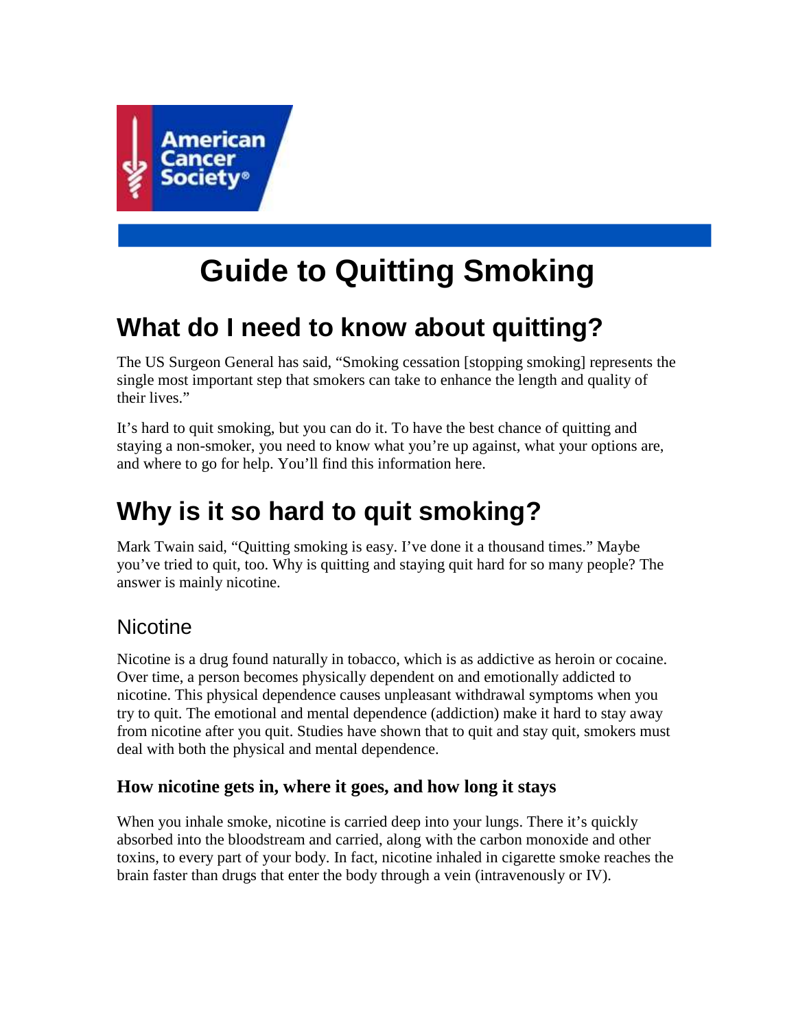American Cancer Society®

# Guide to Quitting Smoking

## What do I need to know about quitting?

The US Surgeon General has said, "Smoking cessation [stopping smoking] represents the single most important step that smokers can take to enhance the length and quality of their lives."

It's hard to quit smoking, but you can do it. To have the best chance of quitting and staying a non-smoker, you need to know what you're up against, what your options are, and where to go for help. You'll find this information here.

## Why is it so hard to quit smoking?

Mark Twain said, "Quitting smoking is easy. I've done it a thousand times." Maybe you've tried to quit, too. Why is quitting and staying quit hard for so many people? The answer is mainly nicotine.

### Nicotine

Nicotine is a drug found naturally in tobacco, which is as addictive as heroin or cocaine. Over time, a person becomes physically dependent on and emotionally addicted to nicotine. This physical dependence causes unpleasant withdrawal symptoms when you try to quit. The emotional and mental dependence (addiction) make it hard to stay away from nicotine after you quit. Studies have shown that to quit and stay quit, smokers must deal with both the physical and mental dependence.

#### How nicotine gets in, where it goes, and how long it stays

When you inhale smoke, nicotine is carried deep into your lungs. There it's quickly absorbed into the bloodstream and carried, along with the carbon monoxide and other toxins, to every part of your body. In fact, nicotine inhaled in cigarette smoke reaches the brain faster than drugs that enter the body through a vein (intravenously or IV).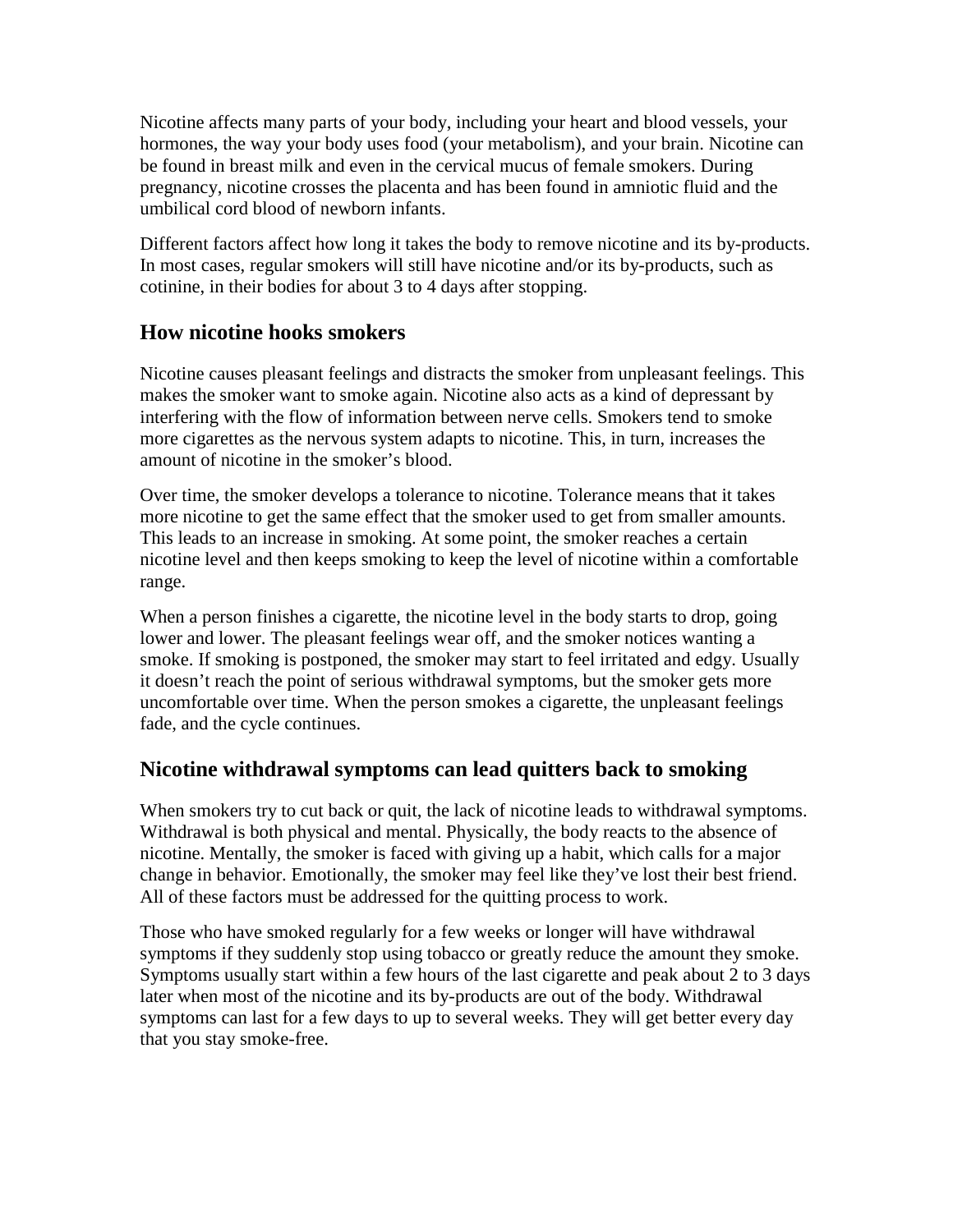Nicotine affects many parts of your body, including your heart and blood vessels, your hormones, the way your body uses food (your metabolism), and your brain. Nicotine can be found in breast milk and even in the cervical mucus of female smokers. During pregnancy, nicotine crosses the placenta and has been found in amniotic fluid and the umbilical cord blood of newborn infants.

Different factors affect how long it takes the body to remove nicotine and its by-products. In most cases, regular smokers will still have nicotine and/or its by-products, such as cotinine, in their bodies for about 3 to 4 days after stopping.

## How nicotine hooks smokers

Nicotine causes pleasant feelings and distracts the smoker from unpleasant feelings. This makes the smoker want to smoke again. Nicotine also acts as a kind of depressant by interfering with the flow of information between nerve cells. Smokers tend to smoke more cigarettes as the nervous system adapts to nicotine. This, in turn, increases the amount of nicotine in the smoker's blood.

Over time, the smoker develops a tolerance to nicotine. Tolerance means that it takes more nicotine to get the same effect that the smoker used to get from smaller amounts. This leads to an increase in smoking. At some point, the smoker reaches a certain nicotine level and then keeps smoking to keep the level of nicotine within a comfortable range.

When a person finishes a cigarette, the nicotine level in the body starts to drop, going lower and lower. The pleasant feelings wear off, and the smoker notices wanting a smoke. If smoking is postponed, the smoker may start to feel irritated and edgy. Usually it doesn't reach the point of serious withdrawal symptoms, but the smoker gets more uncomfortable over time. When the person smokes a cigarette, the unpleasant feelings fade, and the cycle continues.

## Nicotine withdrawal symptoms can lead quitters back to smoking

When smokers try to cut back or quit, the lack of nicotine leads to withdrawal symptoms. Withdrawal is both physical and mental. Physically, the body reacts to the absence of nicotine. Mentally, the smoker is faced with giving up a habit, which calls for a major change in behavior. Emotionally, the smoker may feel like they've lost their best friend. All of these factors must be addressed for the quitting process to work.

Those who have smoked regularly for a few weeks or longer will have withdrawal symptoms if they suddenly stop using tobacco or greatly reduce the amount they smoke. Symptoms usually start within a few hours of the last cigarette and peak about 2 to 3 days later when most of the nicotine and its by-products are out of the body. Withdrawal symptoms can last for a few days to up to several weeks. They will get better every day that you stay smoke-free.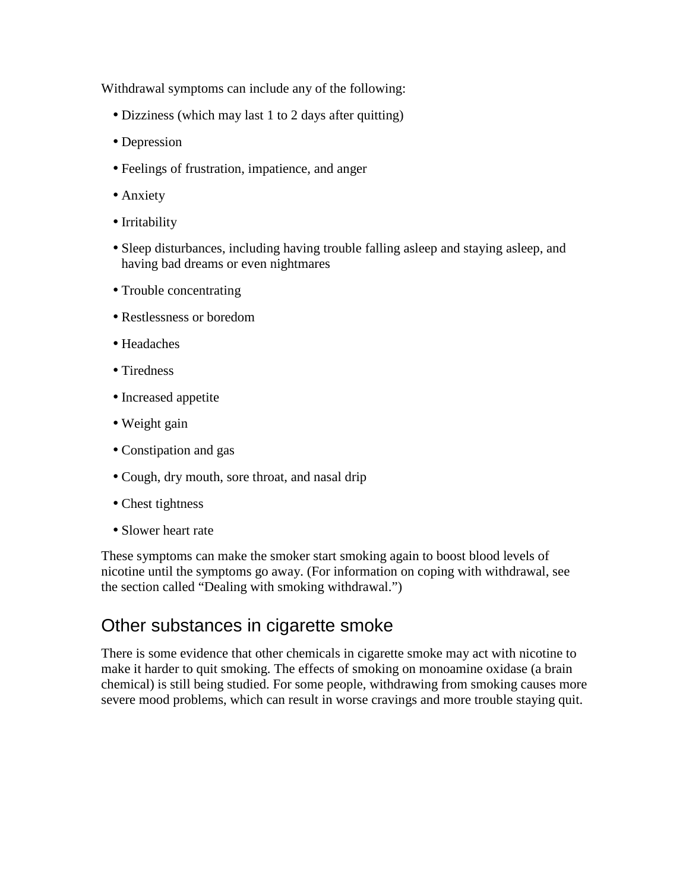Withdrawal symptoms can include any of the following:

- Dizziness (which may last 1 to 2 days after quitting)
- Depression
- Feelings of frustration, impatience, and anger
- Anxiety
- Irritability
- Sleep disturbances, including having trouble falling asleep and staying asleep, and having bad dreams or even nightmares
- Trouble concentrating
- Restlessness or boredom
- Headaches
- Tiredness
- Increased appetite
- Weight gain
- Constipation and gas
- Cough, dry mouth, sore throat, and nasal drip
- Chest tightness
- Slower heart rate

These symptoms can make the smoker start smoking again to boost blood levels of nicotine until the symptoms go away. (For information on coping with withdrawal, see the section called "Dealing with smoking withdrawal.")

## Other substances in cigarette smoke

There is some evidence that other chemicals in cigarette smoke may act with nicotine to make it harder to quit smoking. The effects of smoking on monoamine oxidase (a brain chemical) is still being studied. For some people, withdrawing from smoking causes more severe mood problems, which can result in worse cravings and more trouble staying quit.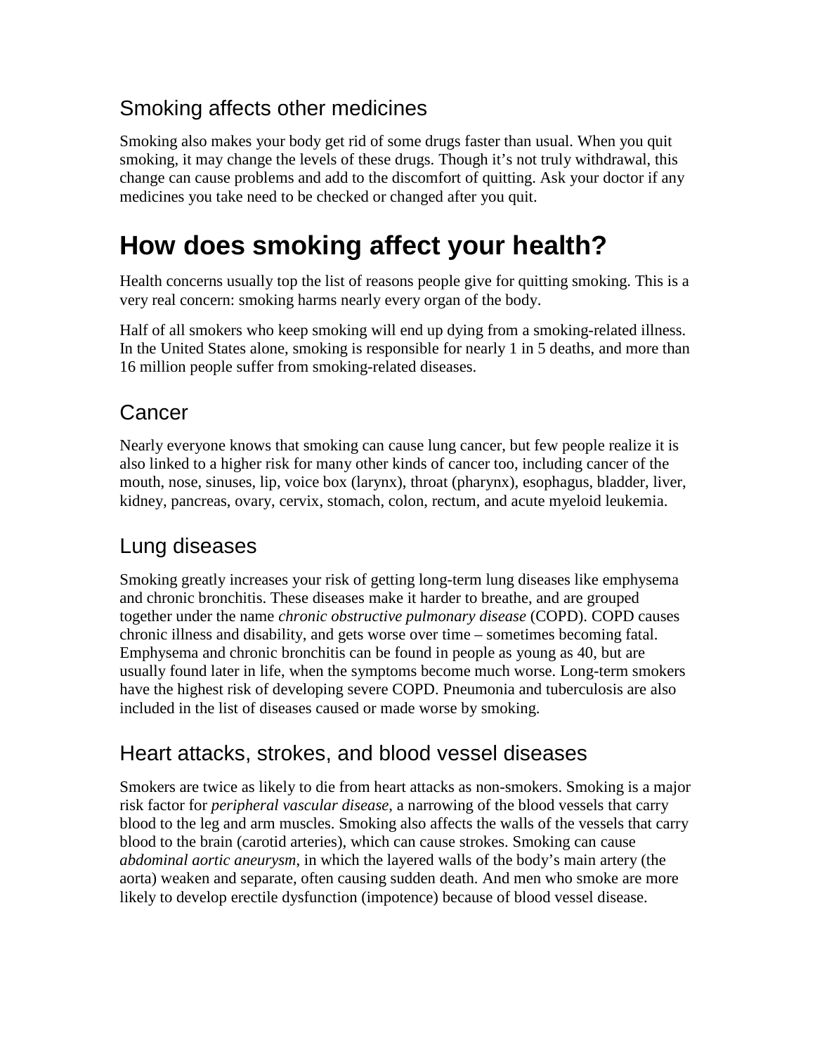## Smoking affects other medicines

Smoking also makes your body get rid of some drugs faster than usual. When you quit smoking, it may change the levels of these drugs. Though it's not truly withdrawal, this change can cause problems and add to the discomfort of quitting. Ask your doctor if any medicines you take need to be checked or changed after you quit.

# How does smoking affect your health?

Health concerns usually top the list of reasons people give for quitting smoking. This is a very real concern: smoking harms nearly every organ of the body.

Half of all smokers who keep smoking will end up dying from a smoking-related illness. In the United States alone, smoking is responsible for nearly 1 in 5 deaths, and more than 16 million people suffer from smoking-related diseases.

## Cancer

Nearly everyone knows that smoking can cause lung cancer, but few people realize it is also linked to a higher risk for many other kinds of cancer too, including cancer of the mouth, nose, sinuses, lip, voice box (larynx), throat (pharynx), esophagus, bladder, liver, kidney, pancreas, ovary, cervix, stomach, colon, rectum, and acute myeloid leukemia.

## Lung diseases

Smoking greatly increases your risk of getting long-term lung diseases like emphysema and chronic bronchitis. These diseases make it harder to breathe, and are grouped together under the name *chronic obstructive pulmonary disease* (COPD). COPD causes chronic illness and disability, and gets worse over time – sometimes becoming fatal. Emphysema and chronic bronchitis can be found in people as young as 40, but are usually found later in life, when the symptoms become much worse. Long-term smokers have the highest risk of developing severe COPD. Pneumonia and tuberculosis are also included in the list of diseases caused or made worse by smoking.

## Heart attacks, strokes, and blood vessel diseases

Smokers are twice as likely to die from heart attacks as non-smokers. Smoking is a major risk factor for *peripheral vascular disease*, a narrowing of the blood vessels that carry blood to the leg and arm muscles. Smoking also affects the walls of the vessels that carry blood to the brain (carotid arteries), which can cause strokes. Smoking can cause *abdominal aortic aneurysm*, in which the layered walls of the body's main artery (the aorta) weaken and separate, often causing sudden death. And men who smoke are more likely to develop erectile dysfunction (impotence) because of blood vessel disease.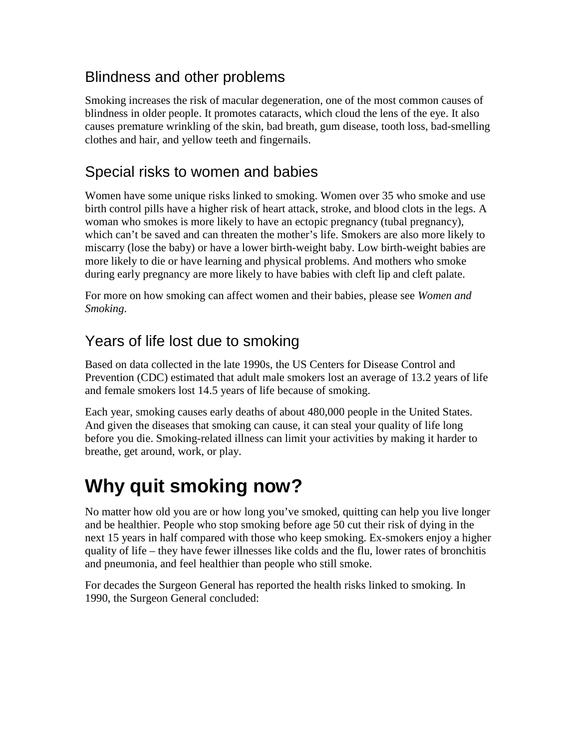## Blindness and other problems

Smoking increases the risk of macular degeneration, one of the most common causes of blindness in older people. It promotes cataracts, which cloud the lens of the eye. It also causes premature wrinkling of the skin, bad breath, gum disease, tooth loss, bad-smelling clothes and hair, and yellow teeth and fingernails.

## Special risks to women and babies

Women have some unique risks linked to smoking. Women over 35 who smoke and use birth control pills have a higher risk of heart attack, stroke, and blood clots in the legs. A woman who smokes is more likely to have an ectopic pregnancy (tubal pregnancy), which can't be saved and can threaten the mother's life. Smokers are also more likely to miscarry (lose the baby) or have a lower birth-weight baby. Low birth-weight babies are more likely to die or have learning and physical problems. And mothers who smoke during early pregnancy are more likely to have babies with cleft lip and cleft palate.

For more on how smoking can affect women and their babies, please see *Women and Smoking*.

## Years of life lost due to smoking

Based on data collected in the late 1990s, the US Centers for Disease Control and Prevention (CDC) estimated that adult male smokers lost an average of 13.2 years of life and female smokers lost 14.5 years of life because of smoking.

Each year, smoking causes early deaths of about 480,000 people in the United States. And given the diseases that smoking can cause, it can steal your quality of life long before you die. Smoking-related illness can limit your activities by making it harder to breathe, get around, work, or play.

# Why quit smoking now?

No matter how old you are or how long you've smoked, quitting can help you live longer and be healthier. People who stop smoking before age 50 cut their risk of dying in the next 15 years in half compared with those who keep smoking. Ex-smokers enjoy a higher quality of life – they have fewer illnesses like colds and the flu, lower rates of bronchitis and pneumonia, and feel healthier than people who still smoke.

For decades the Surgeon General has reported the health risks linked to smoking. In 1990, the Surgeon General concluded: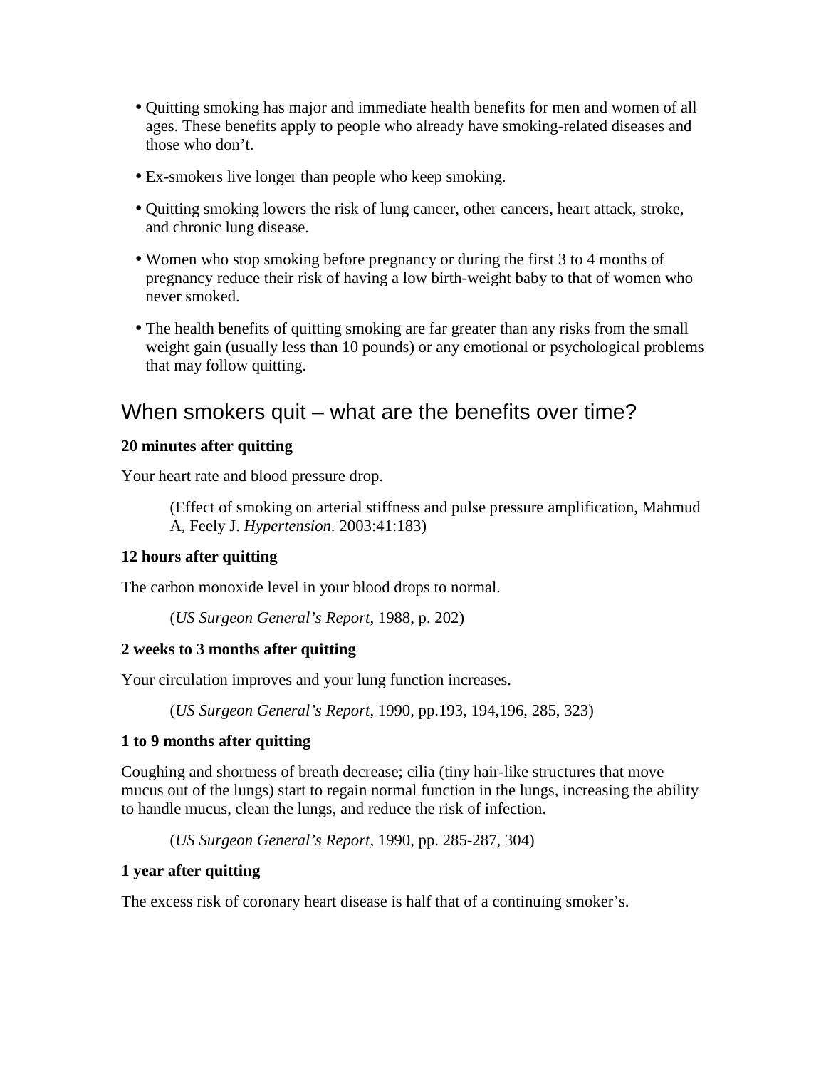- Quitting smoking has major and immediate health benefits for men and women of all ages. These benefits apply to people who already have smoking-related diseases and those who don't.
- Ex-smokers live longer than people who keep smoking.
- Quitting smoking lowers the risk of lung cancer, other cancers, heart attack, stroke, and chronic lung disease.
- Women who stop smoking before pregnancy or during the first 3 to 4 months of pregnancy reduce their risk of having a low birth-weight baby to that of women who never smoked.
- The health benefits of quitting smoking are far greater than any risks from the small weight gain (usually less than 10 pounds) or any emotional or psychological problems that may follow quitting.

## When smokers quit – what are the benefits over time?

**20 minutes after quitting**

Your heart rate and blood pressure drop.

> (Effect of smoking on arterial stiffness and pulse pressure amplification, Mahmud A, Feely J. *Hypertension.* 2003:41:183)

**12 hours after quitting**

The carbon monoxide level in your blood drops to normal.

> (*US Surgeon General's Report*, 1988, p. 202)

**2 weeks to 3 months after quitting**

Your circulation improves and your lung function increases.

> (*US Surgeon General's Report*, 1990, pp.193, 194,196, 285, 323)

**1 to 9 months after quitting**

Coughing and shortness of breath decrease; cilia (tiny hair-like structures that move mucus out of the lungs) start to regain normal function in the lungs, increasing the ability to handle mucus, clean the lungs, and reduce the risk of infection.

> (*US Surgeon General's Report*, 1990, pp. 285-287, 304)

**1 year after quitting**

The excess risk of coronary heart disease is half that of a continuing smoker's.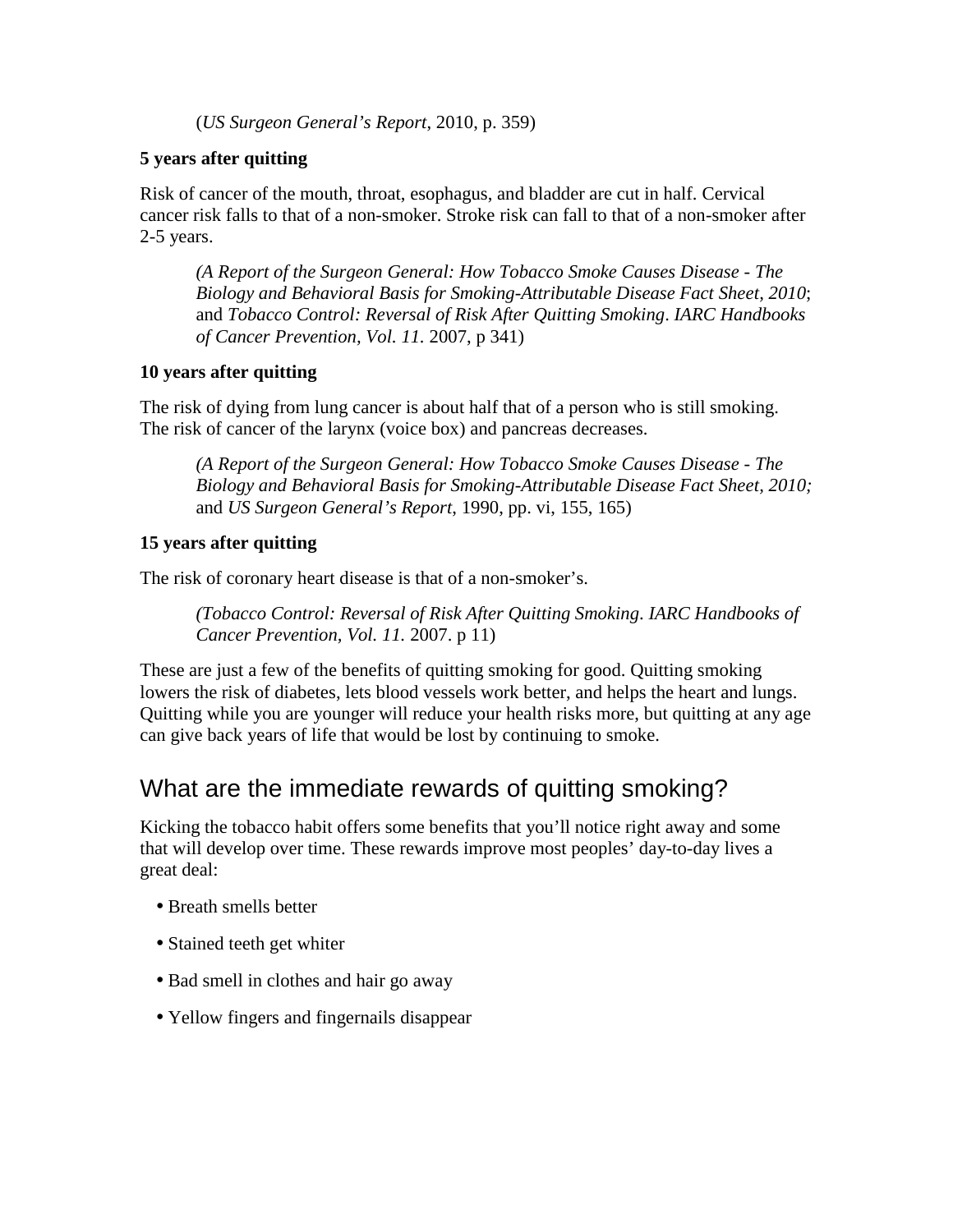(*US Surgeon General's Report*, 2010, p. 359)

**5 years after quitting**

Risk of cancer of the mouth, throat, esophagus, and bladder are cut in half. Cervical cancer risk falls to that of a non-smoker. Stroke risk can fall to that of a non-smoker after 2-5 years.

> *(A Report of the Surgeon General: How Tobacco Smoke Causes Disease - The Biology and Behavioral Basis for Smoking-Attributable Disease Fact Sheet, 2010*; and *Tobacco Control: Reversal of Risk After Quitting Smoking*. *IARC Handbooks of Cancer Prevention, Vol. 11.* 2007, p 341)

**10 years after quitting**

The risk of dying from lung cancer is about half that of a person who is still smoking. The risk of cancer of the larynx (voice box) and pancreas decreases.

> *(A Report of the Surgeon General: How Tobacco Smoke Causes Disease - The Biology and Behavioral Basis for Smoking-Attributable Disease Fact Sheet, 2010;* and *US Surgeon General's Report*, 1990, pp. vi, 155, 165)

**15 years after quitting**

The risk of coronary heart disease is that of a non-smoker's.

> *(Tobacco Control: Reversal of Risk After Quitting Smoking*. *IARC Handbooks of Cancer Prevention, Vol. 11.* 2007. p 11)

These are just a few of the benefits of quitting smoking for good. Quitting smoking lowers the risk of diabetes, lets blood vessels work better, and helps the heart and lungs. Quitting while you are younger will reduce your health risks more, but quitting at any age can give back years of life that would be lost by continuing to smoke.

## What are the immediate rewards of quitting smoking?

Kicking the tobacco habit offers some benefits that you'll notice right away and some that will develop over time. These rewards improve most peoples' day-to-day lives a great deal:

- Breath smells better
- Stained teeth get whiter
- Bad smell in clothes and hair go away
- Yellow fingers and fingernails disappear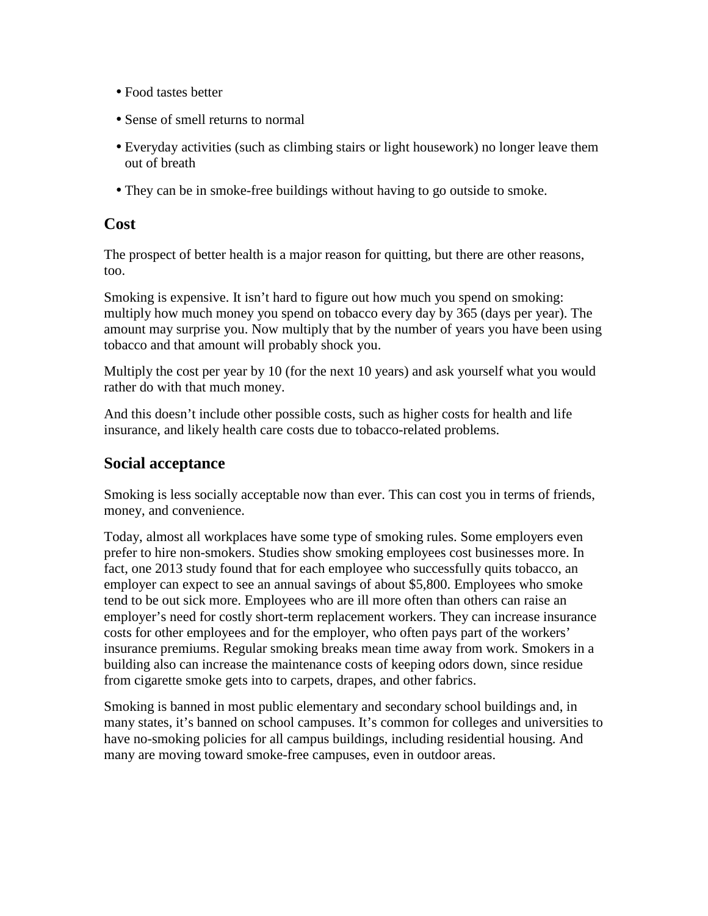- Food tastes better
- Sense of smell returns to normal
- Everyday activities (such as climbing stairs or light housework) no longer leave them out of breath
- They can be in smoke-free buildings without having to go outside to smoke.

## Cost

The prospect of better health is a major reason for quitting, but there are other reasons, too.

Smoking is expensive. It isn't hard to figure out how much you spend on smoking: multiply how much money you spend on tobacco every day by 365 (days per year). The amount may surprise you. Now multiply that by the number of years you have been using tobacco and that amount will probably shock you.

Multiply the cost per year by 10 (for the next 10 years) and ask yourself what you would rather do with that much money.

And this doesn't include other possible costs, such as higher costs for health and life insurance, and likely health care costs due to tobacco-related problems.

## Social acceptance

Smoking is less socially acceptable now than ever. This can cost you in terms of friends, money, and convenience.

Today, almost all workplaces have some type of smoking rules. Some employers even prefer to hire non-smokers. Studies show smoking employees cost businesses more. In fact, one 2013 study found that for each employee who successfully quits tobacco, an employer can expect to see an annual savings of about $5,800. Employees who smoke tend to be out sick more. Employees who are ill more often than others can raise an employer's need for costly short-term replacement workers. They can increase insurance costs for other employees and for the employer, who often pays part of the workers' insurance premiums. Regular smoking breaks mean time away from work. Smokers in a building also can increase the maintenance costs of keeping odors down, since residue from cigarette smoke gets into to carpets, drapes, and other fabrics.

Smoking is banned in most public elementary and secondary school buildings and, in many states, it's banned on school campuses. It's common for colleges and universities to have no-smoking policies for all campus buildings, including residential housing. And many are moving toward smoke-free campuses, even in outdoor areas.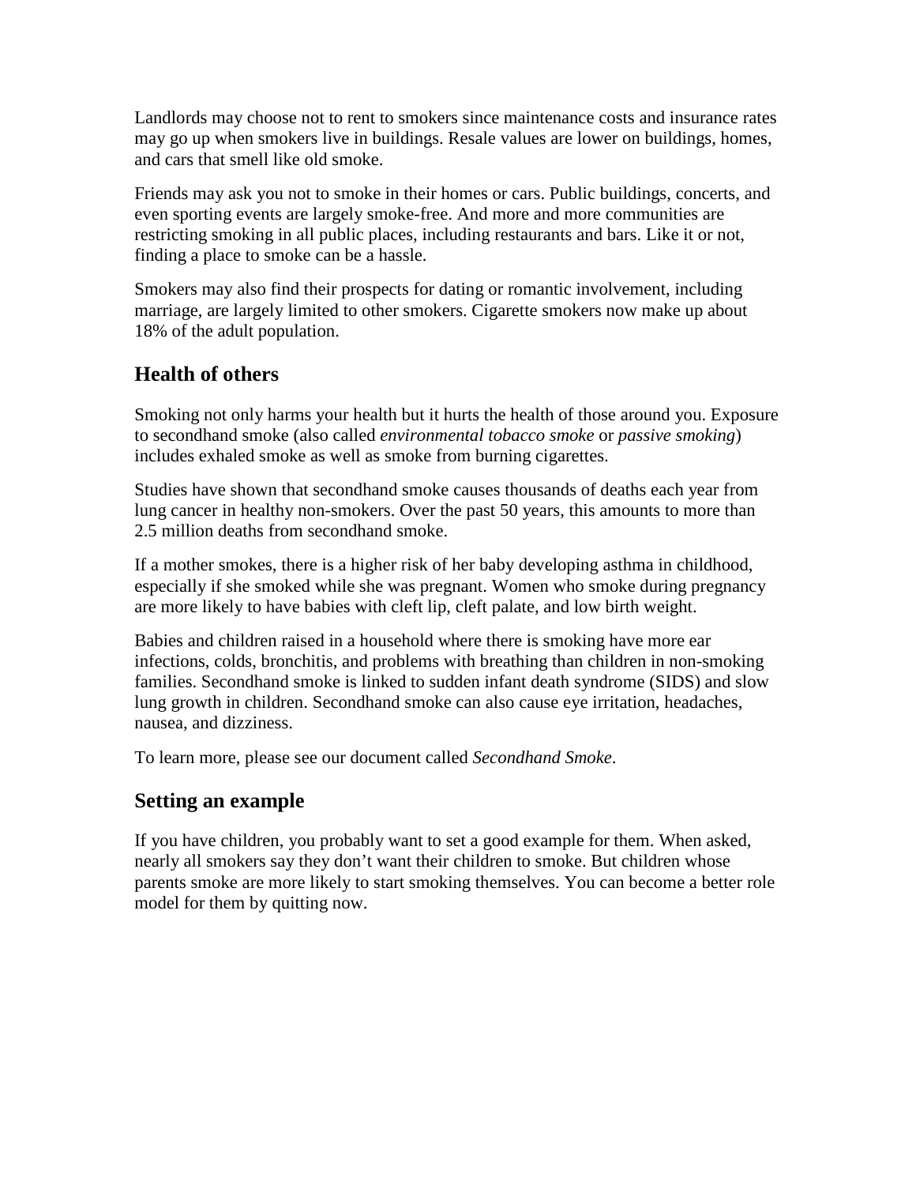Landlords may choose not to rent to smokers since maintenance costs and insurance rates may go up when smokers live in buildings. Resale values are lower on buildings, homes, and cars that smell like old smoke.

Friends may ask you not to smoke in their homes or cars. Public buildings, concerts, and even sporting events are largely smoke-free. And more and more communities are restricting smoking in all public places, including restaurants and bars. Like it or not, finding a place to smoke can be a hassle.

Smokers may also find their prospects for dating or romantic involvement, including marriage, are largely limited to other smokers. Cigarette smokers now make up about 18% of the adult population.

## Health of others

Smoking not only harms your health but it hurts the health of those around you. Exposure to secondhand smoke (also called *environmental tobacco smoke* or *passive smoking*) includes exhaled smoke as well as smoke from burning cigarettes.

Studies have shown that secondhand smoke causes thousands of deaths each year from lung cancer in healthy non-smokers. Over the past 50 years, this amounts to more than 2.5 million deaths from secondhand smoke.

If a mother smokes, there is a higher risk of her baby developing asthma in childhood, especially if she smoked while she was pregnant. Women who smoke during pregnancy are more likely to have babies with cleft lip, cleft palate, and low birth weight.

Babies and children raised in a household where there is smoking have more ear infections, colds, bronchitis, and problems with breathing than children in non-smoking families. Secondhand smoke is linked to sudden infant death syndrome (SIDS) and slow lung growth in children. Secondhand smoke can also cause eye irritation, headaches, nausea, and dizziness.

To learn more, please see our document called *Secondhand Smoke*.

## Setting an example

If you have children, you probably want to set a good example for them. When asked, nearly all smokers say they don't want their children to smoke. But children whose parents smoke are more likely to start smoking themselves. You can become a better role model for them by quitting now.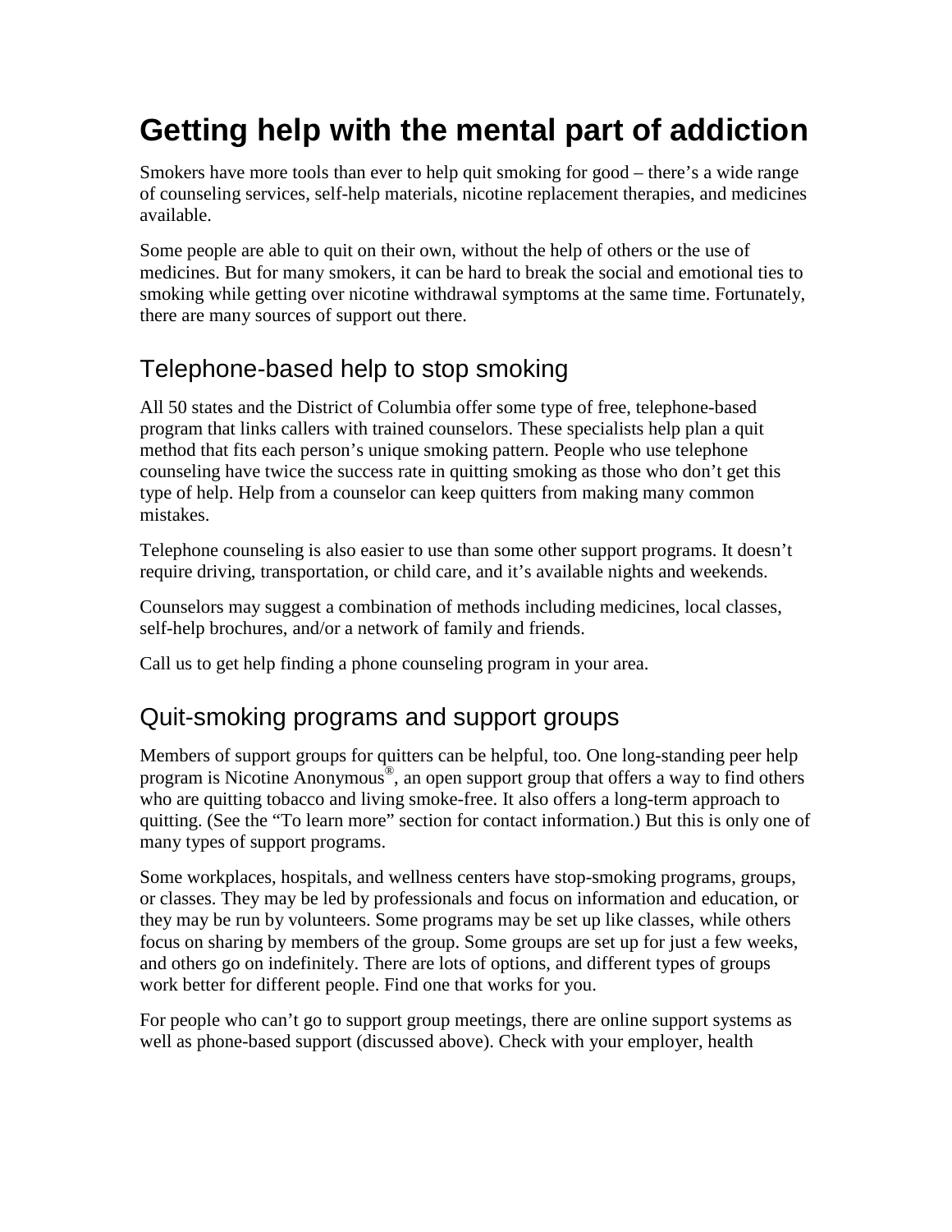# Getting help with the mental part of addiction

Smokers have more tools than ever to help quit smoking for good – there's a wide range of counseling services, self-help materials, nicotine replacement therapies, and medicines available.

Some people are able to quit on their own, without the help of others or the use of medicines. But for many smokers, it can be hard to break the social and emotional ties to smoking while getting over nicotine withdrawal symptoms at the same time. Fortunately, there are many sources of support out there.

## Telephone-based help to stop smoking

All 50 states and the District of Columbia offer some type of free, telephone-based program that links callers with trained counselors. These specialists help plan a quit method that fits each person's unique smoking pattern. People who use telephone counseling have twice the success rate in quitting smoking as those who don't get this type of help. Help from a counselor can keep quitters from making many common mistakes.

Telephone counseling is also easier to use than some other support programs. It doesn't require driving, transportation, or child care, and it's available nights and weekends.

Counselors may suggest a combination of methods including medicines, local classes, self-help brochures, and/or a network of family and friends.

Call us to get help finding a phone counseling program in your area.

## Quit-smoking programs and support groups

Members of support groups for quitters can be helpful, too. One long-standing peer help program is Nicotine Anonymous®, an open support group that offers a way to find others who are quitting tobacco and living smoke-free. It also offers a long-term approach to quitting. (See the "To learn more" section for contact information.) But this is only one of many types of support programs.

Some workplaces, hospitals, and wellness centers have stop-smoking programs, groups, or classes. They may be led by professionals and focus on information and education, or they may be run by volunteers. Some programs may be set up like classes, while others focus on sharing by members of the group. Some groups are set up for just a few weeks, and others go on indefinitely. There are lots of options, and different types of groups work better for different people. Find one that works for you.

For people who can't go to support group meetings, there are online support systems as well as phone-based support (discussed above). Check with your employer, health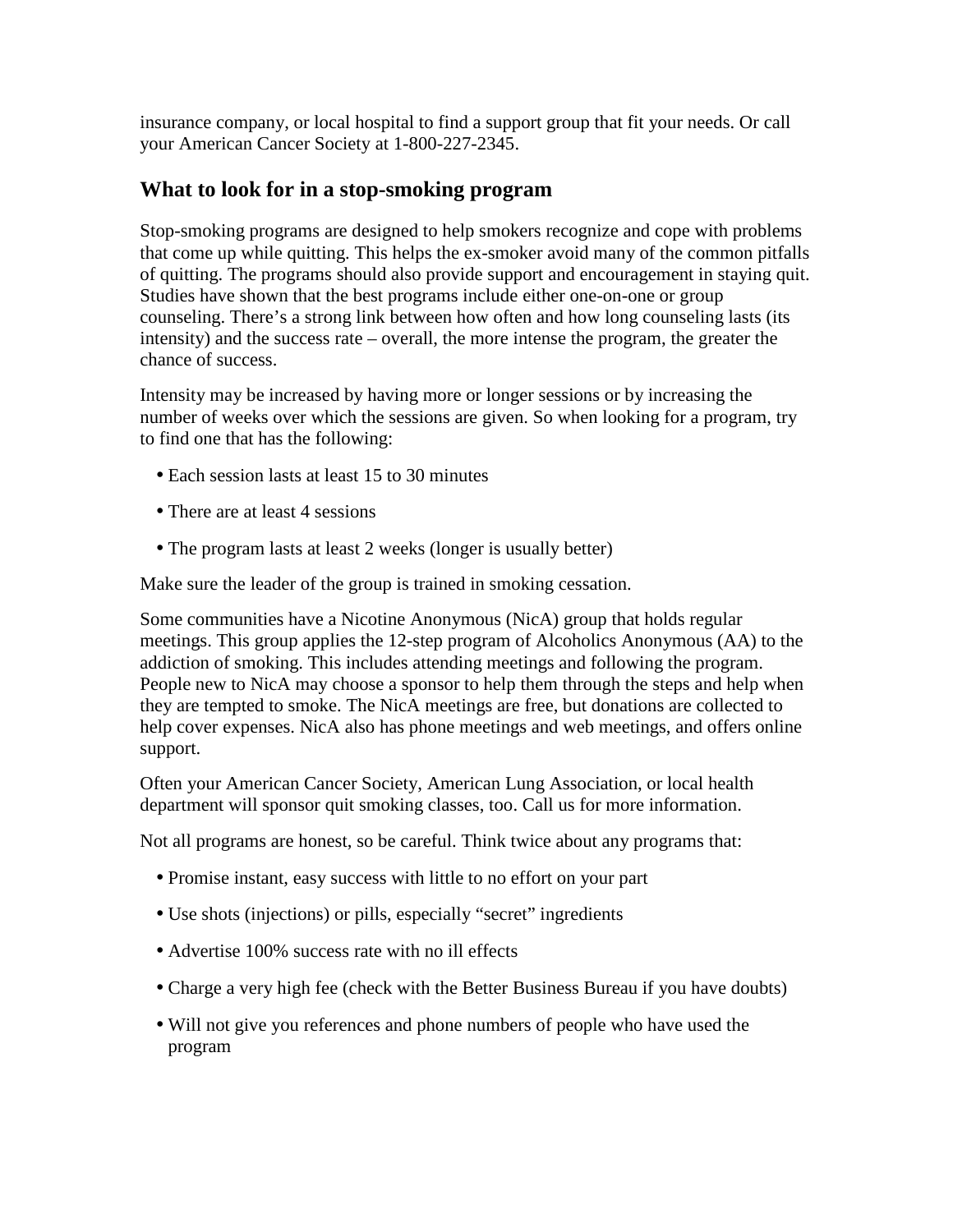insurance company, or local hospital to find a support group that fit your needs. Or call your American Cancer Society at 1-800-227-2345.

## What to look for in a stop-smoking program

Stop-smoking programs are designed to help smokers recognize and cope with problems that come up while quitting. This helps the ex-smoker avoid many of the common pitfalls of quitting. The programs should also provide support and encouragement in staying quit. Studies have shown that the best programs include either one-on-one or group counseling. There's a strong link between how often and how long counseling lasts (its intensity) and the success rate – overall, the more intense the program, the greater the chance of success.

Intensity may be increased by having more or longer sessions or by increasing the number of weeks over which the sessions are given. So when looking for a program, try to find one that has the following:

- Each session lasts at least 15 to 30 minutes
- There are at least 4 sessions
- The program lasts at least 2 weeks (longer is usually better)

Make sure the leader of the group is trained in smoking cessation.

Some communities have a Nicotine Anonymous (NicA) group that holds regular meetings. This group applies the 12-step program of Alcoholics Anonymous (AA) to the addiction of smoking. This includes attending meetings and following the program. People new to NicA may choose a sponsor to help them through the steps and help when they are tempted to smoke. The NicA meetings are free, but donations are collected to help cover expenses. NicA also has phone meetings and web meetings, and offers online support.

Often your American Cancer Society, American Lung Association, or local health department will sponsor quit smoking classes, too. Call us for more information.

Not all programs are honest, so be careful. Think twice about any programs that:

- Promise instant, easy success with little to no effort on your part
- Use shots (injections) or pills, especially "secret" ingredients
- Advertise 100% success rate with no ill effects
- Charge a very high fee (check with the Better Business Bureau if you have doubts)
- Will not give you references and phone numbers of people who have used the program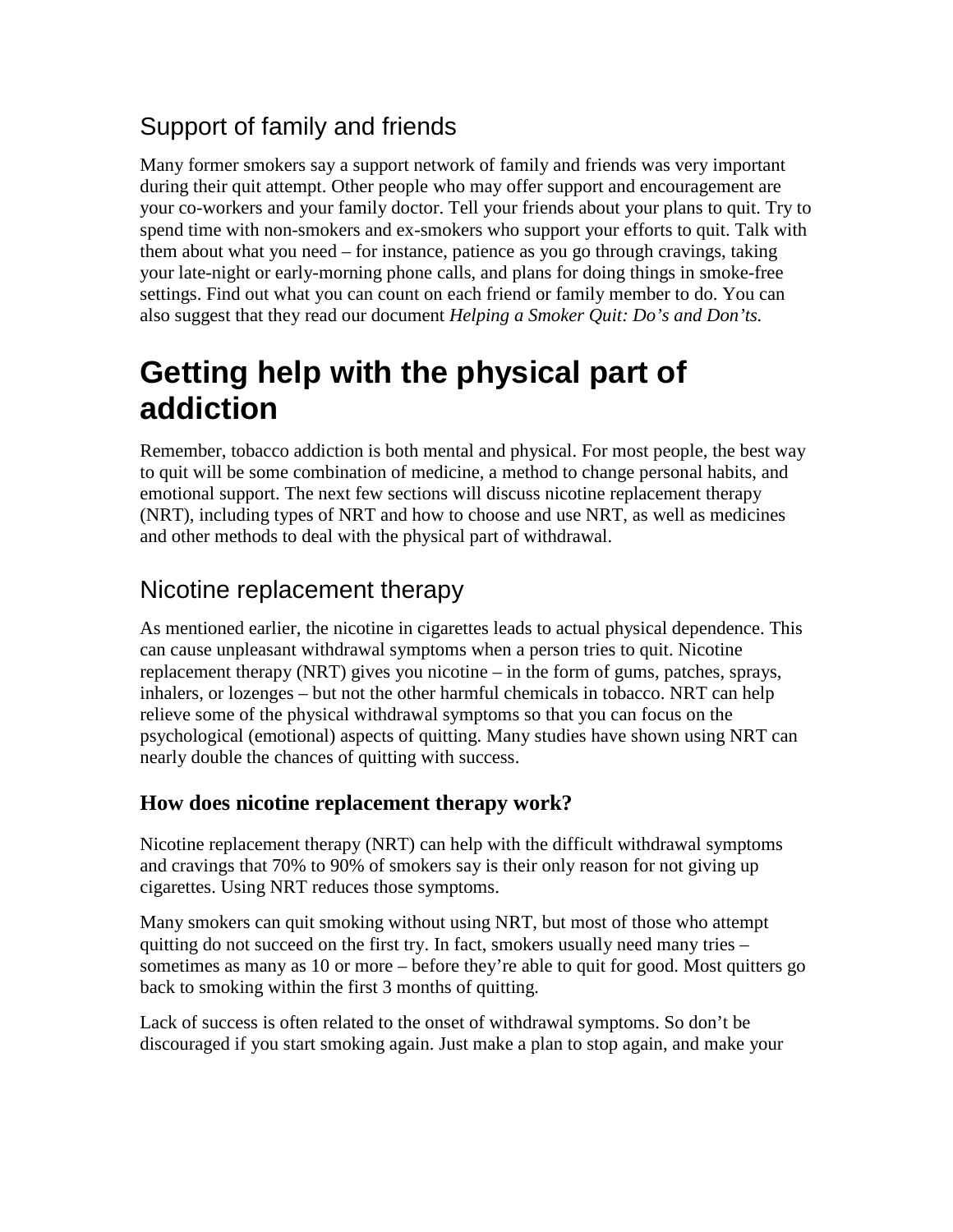## Support of family and friends

Many former smokers say a support network of family and friends was very important during their quit attempt. Other people who may offer support and encouragement are your co-workers and your family doctor. Tell your friends about your plans to quit. Try to spend time with non-smokers and ex-smokers who support your efforts to quit. Talk with them about what you need – for instance, patience as you go through cravings, taking your late-night or early-morning phone calls, and plans for doing things in smoke-free settings. Find out what you can count on each friend or family member to do. You can also suggest that they read our document *Helping a Smoker Quit: Do's and Don'ts.*

# Getting help with the physical part of addiction

Remember, tobacco addiction is both mental and physical. For most people, the best way to quit will be some combination of medicine, a method to change personal habits, and emotional support. The next few sections will discuss nicotine replacement therapy (NRT), including types of NRT and how to choose and use NRT, as well as medicines and other methods to deal with the physical part of withdrawal.

## Nicotine replacement therapy

As mentioned earlier, the nicotine in cigarettes leads to actual physical dependence. This can cause unpleasant withdrawal symptoms when a person tries to quit. Nicotine replacement therapy (NRT) gives you nicotine – in the form of gums, patches, sprays, inhalers, or lozenges – but not the other harmful chemicals in tobacco. NRT can help relieve some of the physical withdrawal symptoms so that you can focus on the psychological (emotional) aspects of quitting. Many studies have shown using NRT can nearly double the chances of quitting with success.

### How does nicotine replacement therapy work?

Nicotine replacement therapy (NRT) can help with the difficult withdrawal symptoms and cravings that 70% to 90% of smokers say is their only reason for not giving up cigarettes. Using NRT reduces those symptoms.

Many smokers can quit smoking without using NRT, but most of those who attempt quitting do not succeed on the first try. In fact, smokers usually need many tries – sometimes as many as 10 or more – before they're able to quit for good. Most quitters go back to smoking within the first 3 months of quitting.

Lack of success is often related to the onset of withdrawal symptoms. So don't be discouraged if you start smoking again. Just make a plan to stop again, and make your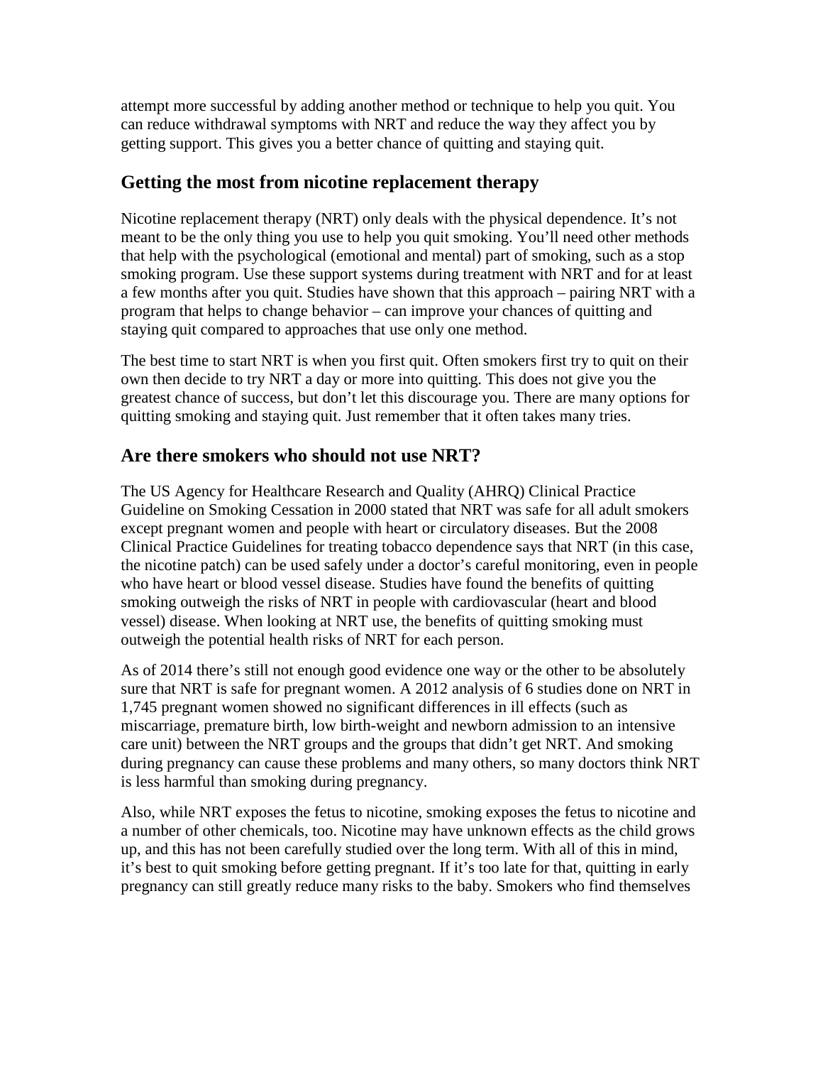attempt more successful by adding another method or technique to help you quit. You can reduce withdrawal symptoms with NRT and reduce the way they affect you by getting support. This gives you a better chance of quitting and staying quit.

## Getting the most from nicotine replacement therapy

Nicotine replacement therapy (NRT) only deals with the physical dependence. It's not meant to be the only thing you use to help you quit smoking. You'll need other methods that help with the psychological (emotional and mental) part of smoking, such as a stop smoking program. Use these support systems during treatment with NRT and for at least a few months after you quit. Studies have shown that this approach – pairing NRT with a program that helps to change behavior – can improve your chances of quitting and staying quit compared to approaches that use only one method.

The best time to start NRT is when you first quit. Often smokers first try to quit on their own then decide to try NRT a day or more into quitting. This does not give you the greatest chance of success, but don't let this discourage you. There are many options for quitting smoking and staying quit. Just remember that it often takes many tries.

## Are there smokers who should not use NRT?

The US Agency for Healthcare Research and Quality (AHRQ) Clinical Practice Guideline on Smoking Cessation in 2000 stated that NRT was safe for all adult smokers except pregnant women and people with heart or circulatory diseases. But the 2008 Clinical Practice Guidelines for treating tobacco dependence says that NRT (in this case, the nicotine patch) can be used safely under a doctor's careful monitoring, even in people who have heart or blood vessel disease. Studies have found the benefits of quitting smoking outweigh the risks of NRT in people with cardiovascular (heart and blood vessel) disease. When looking at NRT use, the benefits of quitting smoking must outweigh the potential health risks of NRT for each person.

As of 2014 there's still not enough good evidence one way or the other to be absolutely sure that NRT is safe for pregnant women. A 2012 analysis of 6 studies done on NRT in 1,745 pregnant women showed no significant differences in ill effects (such as miscarriage, premature birth, low birth-weight and newborn admission to an intensive care unit) between the NRT groups and the groups that didn't get NRT. And smoking during pregnancy can cause these problems and many others, so many doctors think NRT is less harmful than smoking during pregnancy.

Also, while NRT exposes the fetus to nicotine, smoking exposes the fetus to nicotine and a number of other chemicals, too. Nicotine may have unknown effects as the child grows up, and this has not been carefully studied over the long term. With all of this in mind, it's best to quit smoking before getting pregnant. If it's too late for that, quitting in early pregnancy can still greatly reduce many risks to the baby. Smokers who find themselves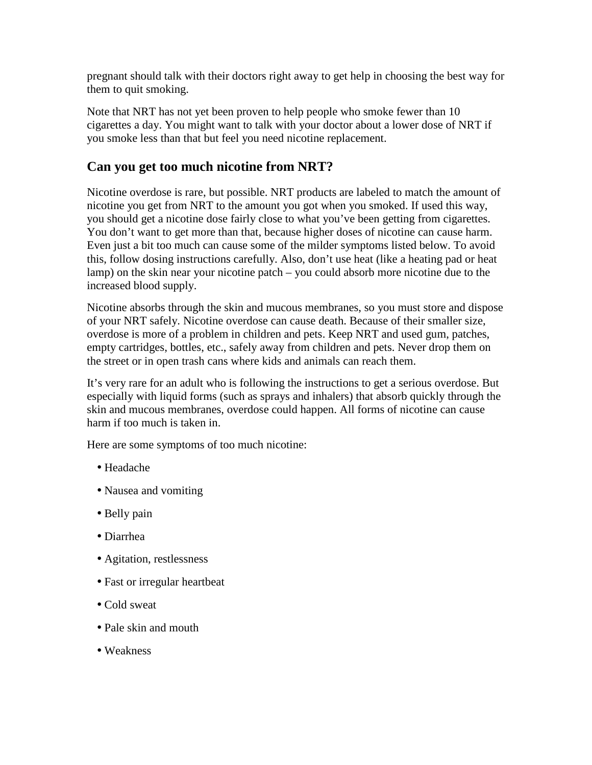pregnant should talk with their doctors right away to get help in choosing the best way for them to quit smoking.

Note that NRT has not yet been proven to help people who smoke fewer than 10 cigarettes a day. You might want to talk with your doctor about a lower dose of NRT if you smoke less than that but feel you need nicotine replacement.

## Can you get too much nicotine from NRT?

Nicotine overdose is rare, but possible. NRT products are labeled to match the amount of nicotine you get from NRT to the amount you got when you smoked. If used this way, you should get a nicotine dose fairly close to what you've been getting from cigarettes. You don't want to get more than that, because higher doses of nicotine can cause harm. Even just a bit too much can cause some of the milder symptoms listed below. To avoid this, follow dosing instructions carefully. Also, don't use heat (like a heating pad or heat lamp) on the skin near your nicotine patch – you could absorb more nicotine due to the increased blood supply.

Nicotine absorbs through the skin and mucous membranes, so you must store and dispose of your NRT safely. Nicotine overdose can cause death. Because of their smaller size, overdose is more of a problem in children and pets. Keep NRT and used gum, patches, empty cartridges, bottles, etc., safely away from children and pets. Never drop them on the street or in open trash cans where kids and animals can reach them.

It's very rare for an adult who is following the instructions to get a serious overdose. But especially with liquid forms (such as sprays and inhalers) that absorb quickly through the skin and mucous membranes, overdose could happen. All forms of nicotine can cause harm if too much is taken in.

Here are some symptoms of too much nicotine:

- Headache
- Nausea and vomiting
- Belly pain
- Diarrhea
- Agitation, restlessness
- Fast or irregular heartbeat
- Cold sweat
- Pale skin and mouth
- Weakness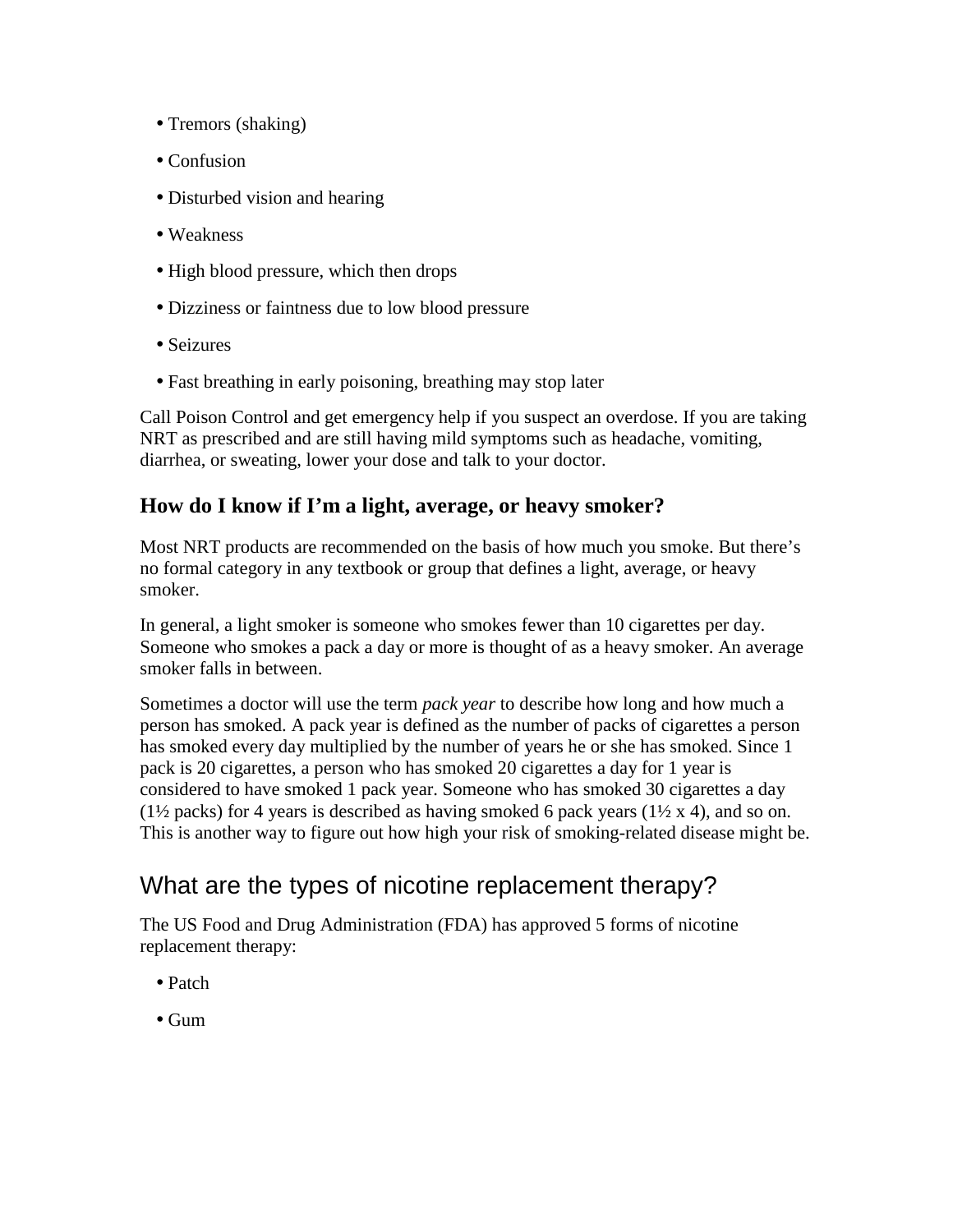- Tremors (shaking)
- Confusion
- Disturbed vision and hearing
- Weakness
- High blood pressure, which then drops
- Dizziness or faintness due to low blood pressure
- Seizures
- Fast breathing in early poisoning, breathing may stop later

Call Poison Control and get emergency help if you suspect an overdose. If you are taking NRT as prescribed and are still having mild symptoms such as headache, vomiting, diarrhea, or sweating, lower your dose and talk to your doctor.

### How do I know if I'm a light, average, or heavy smoker?

Most NRT products are recommended on the basis of how much you smoke. But there's no formal category in any textbook or group that defines a light, average, or heavy smoker.

In general, a light smoker is someone who smokes fewer than 10 cigarettes per day. Someone who smokes a pack a day or more is thought of as a heavy smoker. An average smoker falls in between.

Sometimes a doctor will use the term *pack year* to describe how long and how much a person has smoked. A pack year is defined as the number of packs of cigarettes a person has smoked every day multiplied by the number of years he or she has smoked. Since 1 pack is 20 cigarettes, a person who has smoked 20 cigarettes a day for 1 year is considered to have smoked 1 pack year. Someone who has smoked 30 cigarettes a day (1½ packs) for 4 years is described as having smoked 6 pack years (1½ x 4), and so on. This is another way to figure out how high your risk of smoking-related disease might be.

## What are the types of nicotine replacement therapy?

The US Food and Drug Administration (FDA) has approved 5 forms of nicotine replacement therapy:

- Patch
- Gum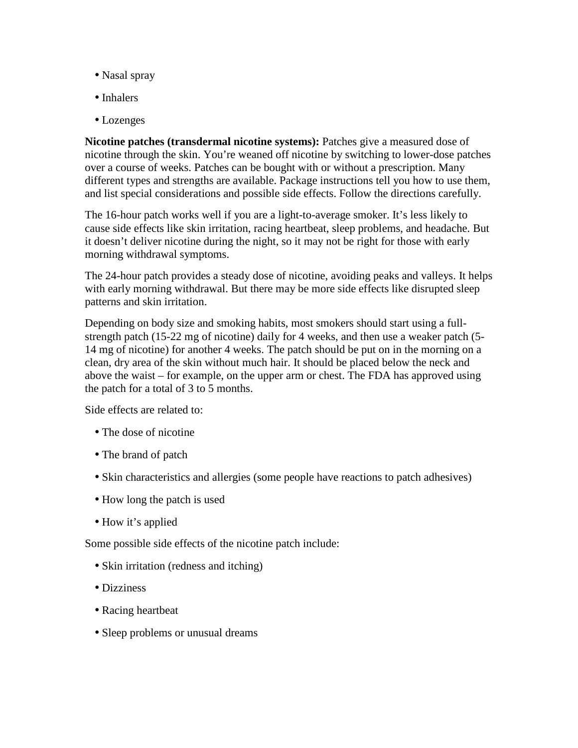- Nasal spray
- Inhalers
- Lozenges

**Nicotine patches (transdermal nicotine systems):** Patches give a measured dose of nicotine through the skin. You're weaned off nicotine by switching to lower-dose patches over a course of weeks. Patches can be bought with or without a prescription. Many different types and strengths are available. Package instructions tell you how to use them, and list special considerations and possible side effects. Follow the directions carefully.

The 16-hour patch works well if you are a light-to-average smoker. It's less likely to cause side effects like skin irritation, racing heartbeat, sleep problems, and headache. But it doesn't deliver nicotine during the night, so it may not be right for those with early morning withdrawal symptoms.

The 24-hour patch provides a steady dose of nicotine, avoiding peaks and valleys. It helps with early morning withdrawal. But there may be more side effects like disrupted sleep patterns and skin irritation.

Depending on body size and smoking habits, most smokers should start using a full-strength patch (15-22 mg of nicotine) daily for 4 weeks, and then use a weaker patch (5-14 mg of nicotine) for another 4 weeks. The patch should be put on in the morning on a clean, dry area of the skin without much hair. It should be placed below the neck and above the waist – for example, on the upper arm or chest. The FDA has approved using the patch for a total of 3 to 5 months.

Side effects are related to:

- The dose of nicotine
- The brand of patch
- Skin characteristics and allergies (some people have reactions to patch adhesives)
- How long the patch is used
- How it's applied

Some possible side effects of the nicotine patch include:

- Skin irritation (redness and itching)
- Dizziness
- Racing heartbeat
- Sleep problems or unusual dreams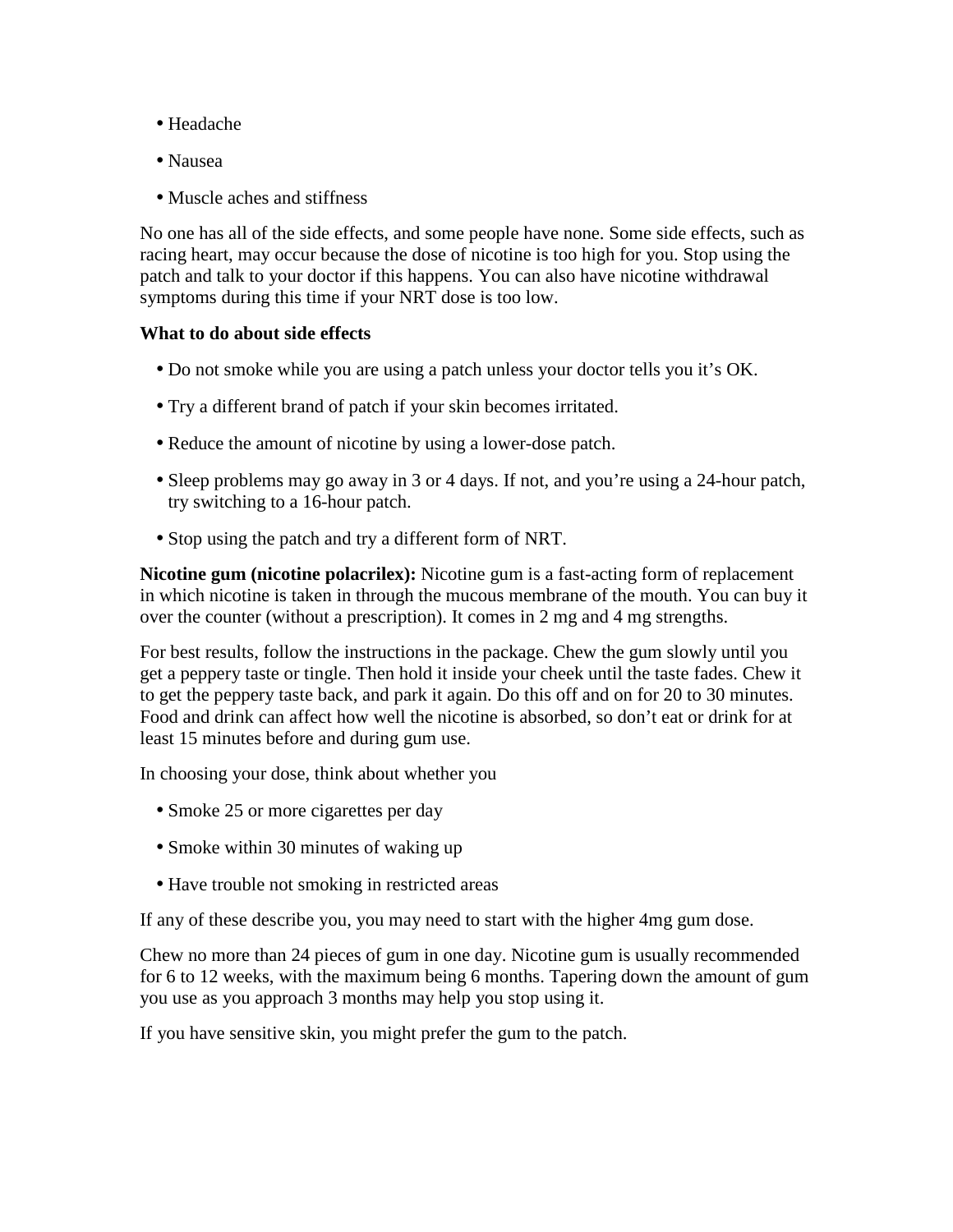- Headache
- Nausea
- Muscle aches and stiffness

No one has all of the side effects, and some people have none. Some side effects, such as racing heart, may occur because the dose of nicotine is too high for you. Stop using the patch and talk to your doctor if this happens. You can also have nicotine withdrawal symptoms during this time if your NRT dose is too low.

**What to do about side effects**

- Do not smoke while you are using a patch unless your doctor tells you it's OK.
- Try a different brand of patch if your skin becomes irritated.
- Reduce the amount of nicotine by using a lower-dose patch.
- Sleep problems may go away in 3 or 4 days. If not, and you're using a 24-hour patch, try switching to a 16-hour patch.
- Stop using the patch and try a different form of NRT.

**Nicotine gum (nicotine polacrilex):** Nicotine gum is a fast-acting form of replacement in which nicotine is taken in through the mucous membrane of the mouth. You can buy it over the counter (without a prescription). It comes in 2 mg and 4 mg strengths.

For best results, follow the instructions in the package. Chew the gum slowly until you get a peppery taste or tingle. Then hold it inside your cheek until the taste fades. Chew it to get the peppery taste back, and park it again. Do this off and on for 20 to 30 minutes. Food and drink can affect how well the nicotine is absorbed, so don't eat or drink for at least 15 minutes before and during gum use.

In choosing your dose, think about whether you

- Smoke 25 or more cigarettes per day
- Smoke within 30 minutes of waking up
- Have trouble not smoking in restricted areas

If any of these describe you, you may need to start with the higher 4mg gum dose.

Chew no more than 24 pieces of gum in one day. Nicotine gum is usually recommended for 6 to 12 weeks, with the maximum being 6 months. Tapering down the amount of gum you use as you approach 3 months may help you stop using it.

If you have sensitive skin, you might prefer the gum to the patch.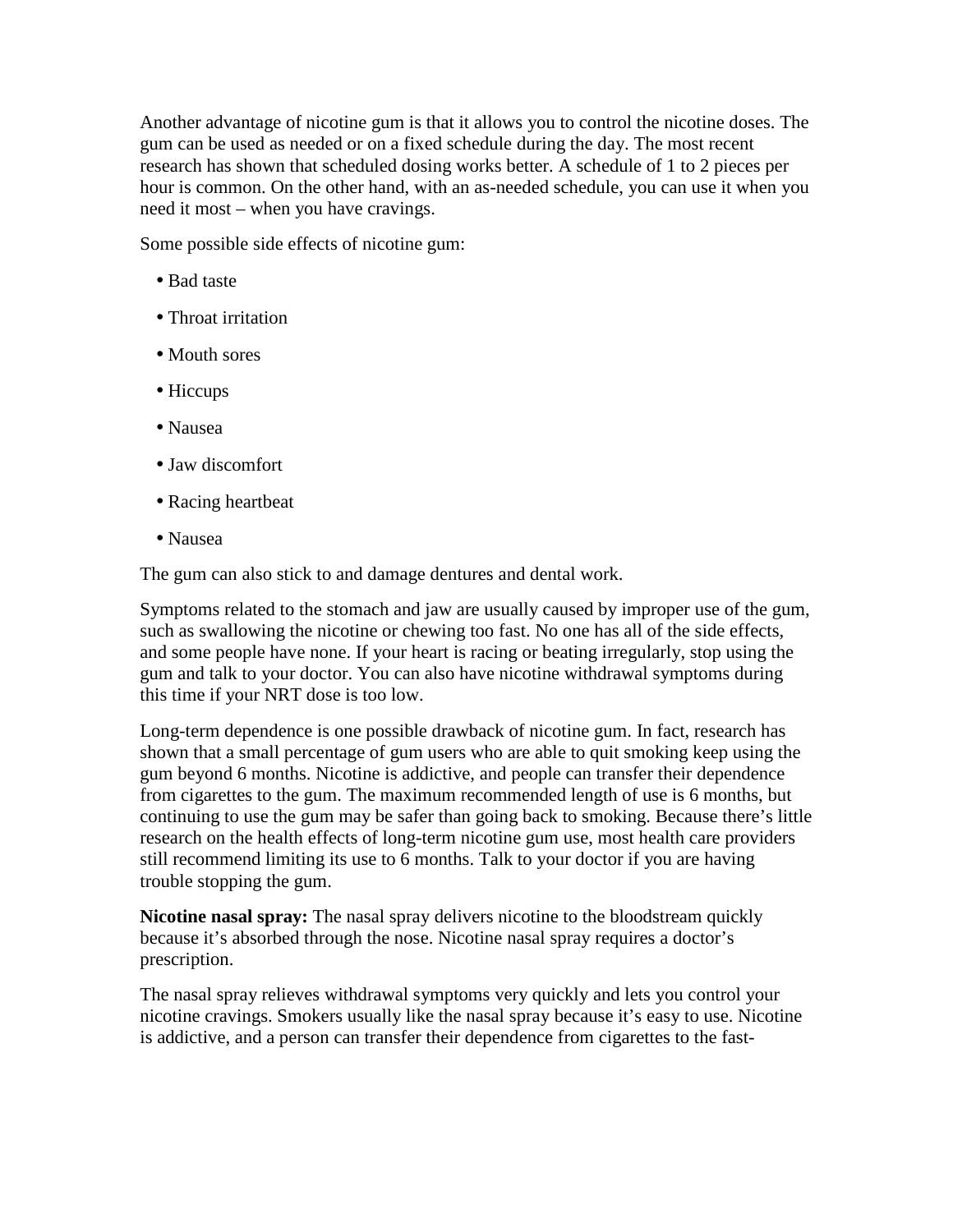Another advantage of nicotine gum is that it allows you to control the nicotine doses. The gum can be used as needed or on a fixed schedule during the day. The most recent research has shown that scheduled dosing works better. A schedule of 1 to 2 pieces per hour is common. On the other hand, with an as-needed schedule, you can use it when you need it most – when you have cravings.

Some possible side effects of nicotine gum:

- Bad taste
- Throat irritation
- Mouth sores
- Hiccups
- Nausea
- Jaw discomfort
- Racing heartbeat
- Nausea

The gum can also stick to and damage dentures and dental work.

Symptoms related to the stomach and jaw are usually caused by improper use of the gum, such as swallowing the nicotine or chewing too fast. No one has all of the side effects, and some people have none. If your heart is racing or beating irregularly, stop using the gum and talk to your doctor. You can also have nicotine withdrawal symptoms during this time if your NRT dose is too low.

Long-term dependence is one possible drawback of nicotine gum. In fact, research has shown that a small percentage of gum users who are able to quit smoking keep using the gum beyond 6 months. Nicotine is addictive, and people can transfer their dependence from cigarettes to the gum. The maximum recommended length of use is 6 months, but continuing to use the gum may be safer than going back to smoking. Because there's little research on the health effects of long-term nicotine gum use, most health care providers still recommend limiting its use to 6 months. Talk to your doctor if you are having trouble stopping the gum.

**Nicotine nasal spray:** The nasal spray delivers nicotine to the bloodstream quickly because it's absorbed through the nose. Nicotine nasal spray requires a doctor's prescription.

The nasal spray relieves withdrawal symptoms very quickly and lets you control your nicotine cravings. Smokers usually like the nasal spray because it's easy to use. Nicotine is addictive, and a person can transfer their dependence from cigarettes to the fast-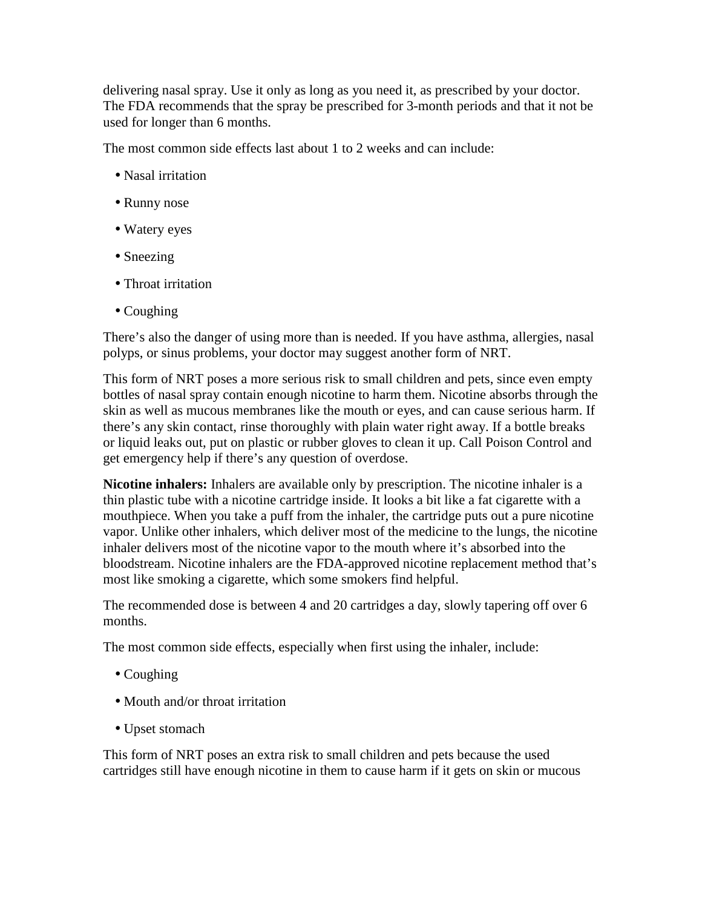delivering nasal spray. Use it only as long as you need it, as prescribed by your doctor. The FDA recommends that the spray be prescribed for 3-month periods and that it not be used for longer than 6 months.

The most common side effects last about 1 to 2 weeks and can include:

- Nasal irritation
- Runny nose
- Watery eyes
- Sneezing
- Throat irritation
- Coughing

There's also the danger of using more than is needed. If you have asthma, allergies, nasal polyps, or sinus problems, your doctor may suggest another form of NRT.

This form of NRT poses a more serious risk to small children and pets, since even empty bottles of nasal spray contain enough nicotine to harm them. Nicotine absorbs through the skin as well as mucous membranes like the mouth or eyes, and can cause serious harm. If there's any skin contact, rinse thoroughly with plain water right away. If a bottle breaks or liquid leaks out, put on plastic or rubber gloves to clean it up. Call Poison Control and get emergency help if there's any question of overdose.

**Nicotine inhalers:** Inhalers are available only by prescription. The nicotine inhaler is a thin plastic tube with a nicotine cartridge inside. It looks a bit like a fat cigarette with a mouthpiece. When you take a puff from the inhaler, the cartridge puts out a pure nicotine vapor. Unlike other inhalers, which deliver most of the medicine to the lungs, the nicotine inhaler delivers most of the nicotine vapor to the mouth where it's absorbed into the bloodstream. Nicotine inhalers are the FDA-approved nicotine replacement method that's most like smoking a cigarette, which some smokers find helpful.

The recommended dose is between 4 and 20 cartridges a day, slowly tapering off over 6 months.

The most common side effects, especially when first using the inhaler, include:

- Coughing
- Mouth and/or throat irritation
- Upset stomach

This form of NRT poses an extra risk to small children and pets because the used cartridges still have enough nicotine in them to cause harm if it gets on skin or mucous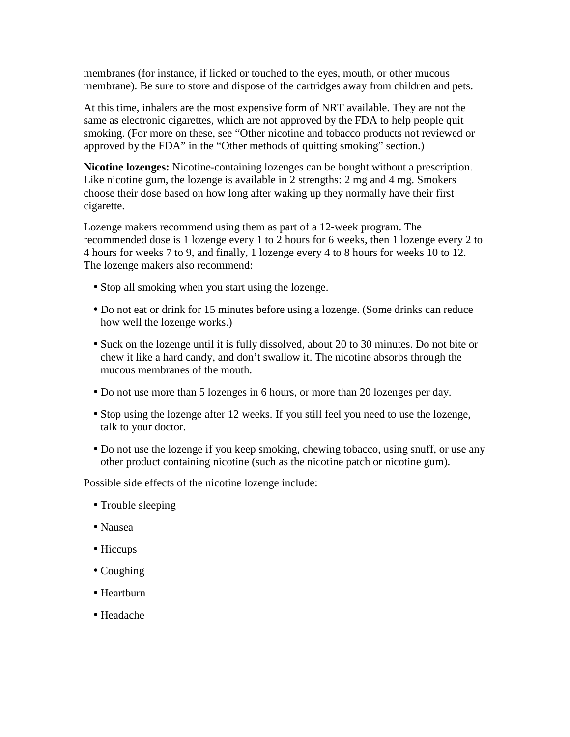membranes (for instance, if licked or touched to the eyes, mouth, or other mucous membrane). Be sure to store and dispose of the cartridges away from children and pets.

At this time, inhalers are the most expensive form of NRT available. They are not the same as electronic cigarettes, which are not approved by the FDA to help people quit smoking. (For more on these, see "Other nicotine and tobacco products not reviewed or approved by the FDA" in the "Other methods of quitting smoking" section.)

**Nicotine lozenges:** Nicotine-containing lozenges can be bought without a prescription. Like nicotine gum, the lozenge is available in 2 strengths: 2 mg and 4 mg. Smokers choose their dose based on how long after waking up they normally have their first cigarette.

Lozenge makers recommend using them as part of a 12-week program. The recommended dose is 1 lozenge every 1 to 2 hours for 6 weeks, then 1 lozenge every 2 to 4 hours for weeks 7 to 9, and finally, 1 lozenge every 4 to 8 hours for weeks 10 to 12. The lozenge makers also recommend:

- Stop all smoking when you start using the lozenge.
- Do not eat or drink for 15 minutes before using a lozenge. (Some drinks can reduce how well the lozenge works.)
- Suck on the lozenge until it is fully dissolved, about 20 to 30 minutes. Do not bite or chew it like a hard candy, and don't swallow it. The nicotine absorbs through the mucous membranes of the mouth.
- Do not use more than 5 lozenges in 6 hours, or more than 20 lozenges per day.
- Stop using the lozenge after 12 weeks. If you still feel you need to use the lozenge, talk to your doctor.
- Do not use the lozenge if you keep smoking, chewing tobacco, using snuff, or use any other product containing nicotine (such as the nicotine patch or nicotine gum).

Possible side effects of the nicotine lozenge include:

- Trouble sleeping
- Nausea
- Hiccups
- Coughing
- Heartburn
- Headache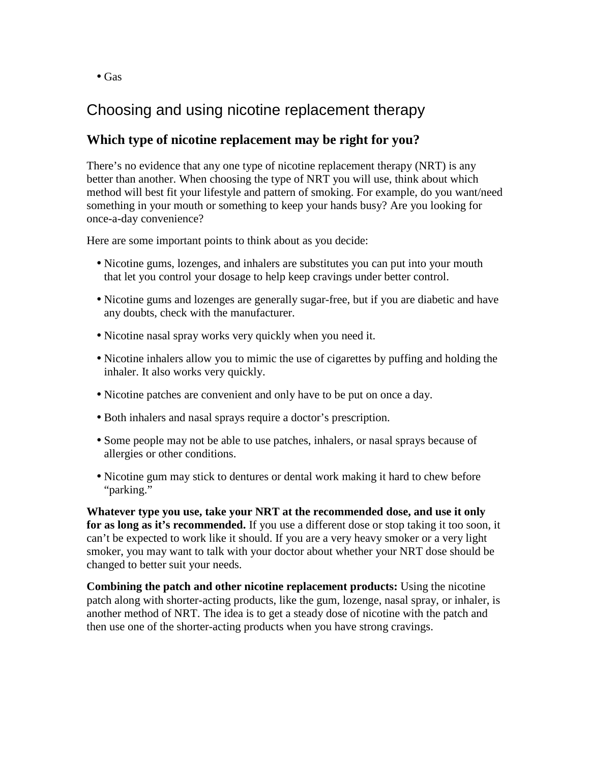- Gas

# Choosing and using nicotine replacement therapy

## Which type of nicotine replacement may be right for you?

There's no evidence that any one type of nicotine replacement therapy (NRT) is any better than another. When choosing the type of NRT you will use, think about which method will best fit your lifestyle and pattern of smoking. For example, do you want/need something in your mouth or something to keep your hands busy? Are you looking for once-a-day convenience?

Here are some important points to think about as you decide:

- Nicotine gums, lozenges, and inhalers are substitutes you can put into your mouth that let you control your dosage to help keep cravings under better control.
- Nicotine gums and lozenges are generally sugar-free, but if you are diabetic and have any doubts, check with the manufacturer.
- Nicotine nasal spray works very quickly when you need it.
- Nicotine inhalers allow you to mimic the use of cigarettes by puffing and holding the inhaler. It also works very quickly.
- Nicotine patches are convenient and only have to be put on once a day.
- Both inhalers and nasal sprays require a doctor's prescription.
- Some people may not be able to use patches, inhalers, or nasal sprays because of allergies or other conditions.
- Nicotine gum may stick to dentures or dental work making it hard to chew before "parking."

**Whatever type you use, take your NRT at the recommended dose, and use it only for as long as it's recommended.** If you use a different dose or stop taking it too soon, it can't be expected to work like it should. If you are a very heavy smoker or a very light smoker, you may want to talk with your doctor about whether your NRT dose should be changed to better suit your needs.

**Combining the patch and other nicotine replacement products:** Using the nicotine patch along with shorter-acting products, like the gum, lozenge, nasal spray, or inhaler, is another method of NRT. The idea is to get a steady dose of nicotine with the patch and then use one of the shorter-acting products when you have strong cravings.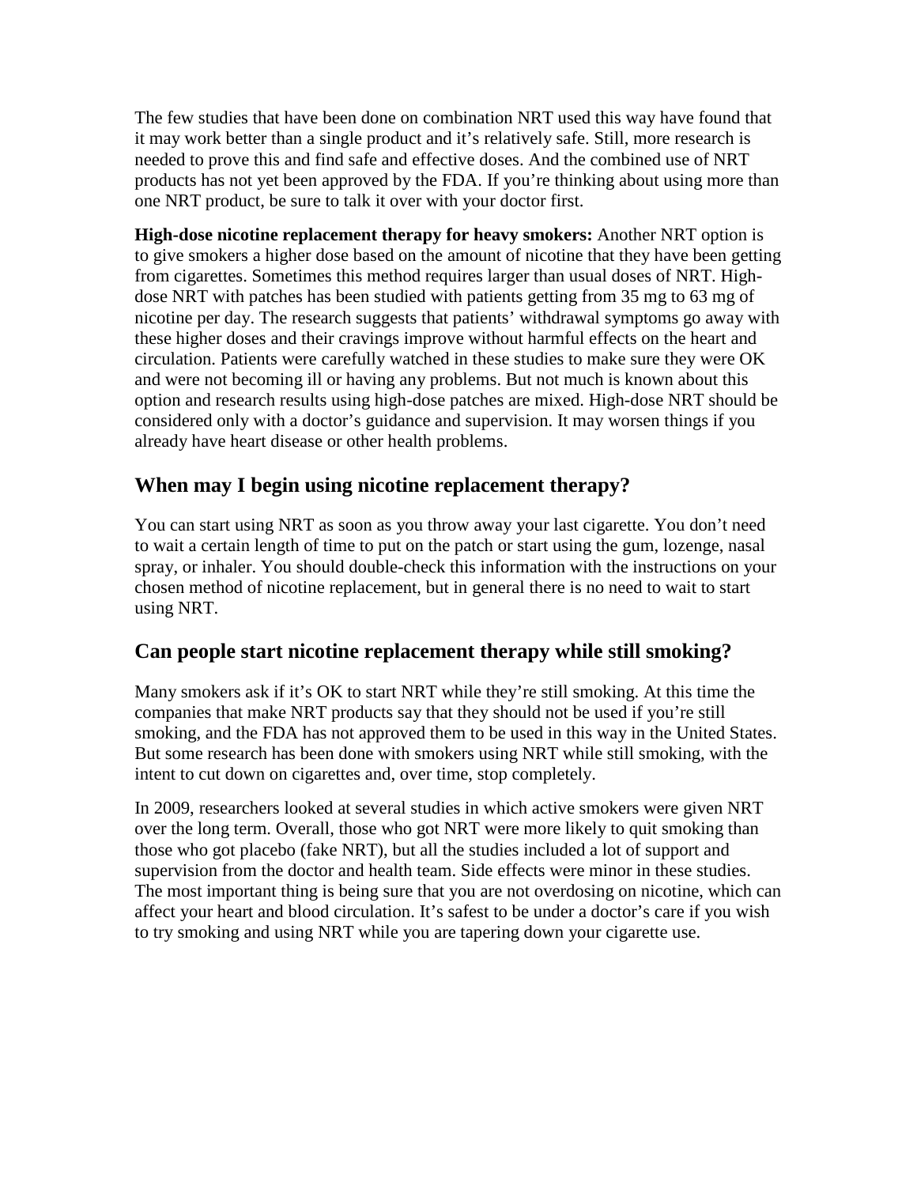The few studies that have been done on combination NRT used this way have found that it may work better than a single product and it's relatively safe. Still, more research is needed to prove this and find safe and effective doses. And the combined use of NRT products has not yet been approved by the FDA. If you're thinking about using more than one NRT product, be sure to talk it over with your doctor first.

**High-dose nicotine replacement therapy for heavy smokers:** Another NRT option is to give smokers a higher dose based on the amount of nicotine that they have been getting from cigarettes. Sometimes this method requires larger than usual doses of NRT. High-dose NRT with patches has been studied with patients getting from 35 mg to 63 mg of nicotine per day. The research suggests that patients' withdrawal symptoms go away with these higher doses and their cravings improve without harmful effects on the heart and circulation. Patients were carefully watched in these studies to make sure they were OK and were not becoming ill or having any problems. But not much is known about this option and research results using high-dose patches are mixed. High-dose NRT should be considered only with a doctor's guidance and supervision. It may worsen things if you already have heart disease or other health problems.

## When may I begin using nicotine replacement therapy?

You can start using NRT as soon as you throw away your last cigarette. You don't need to wait a certain length of time to put on the patch or start using the gum, lozenge, nasal spray, or inhaler. You should double-check this information with the instructions on your chosen method of nicotine replacement, but in general there is no need to wait to start using NRT.

## Can people start nicotine replacement therapy while still smoking?

Many smokers ask if it's OK to start NRT while they're still smoking. At this time the companies that make NRT products say that they should not be used if you're still smoking, and the FDA has not approved them to be used in this way in the United States. But some research has been done with smokers using NRT while still smoking, with the intent to cut down on cigarettes and, over time, stop completely.

In 2009, researchers looked at several studies in which active smokers were given NRT over the long term. Overall, those who got NRT were more likely to quit smoking than those who got placebo (fake NRT), but all the studies included a lot of support and supervision from the doctor and health team. Side effects were minor in these studies. The most important thing is being sure that you are not overdosing on nicotine, which can affect your heart and blood circulation. It's safest to be under a doctor's care if you wish to try smoking and using NRT while you are tapering down your cigarette use.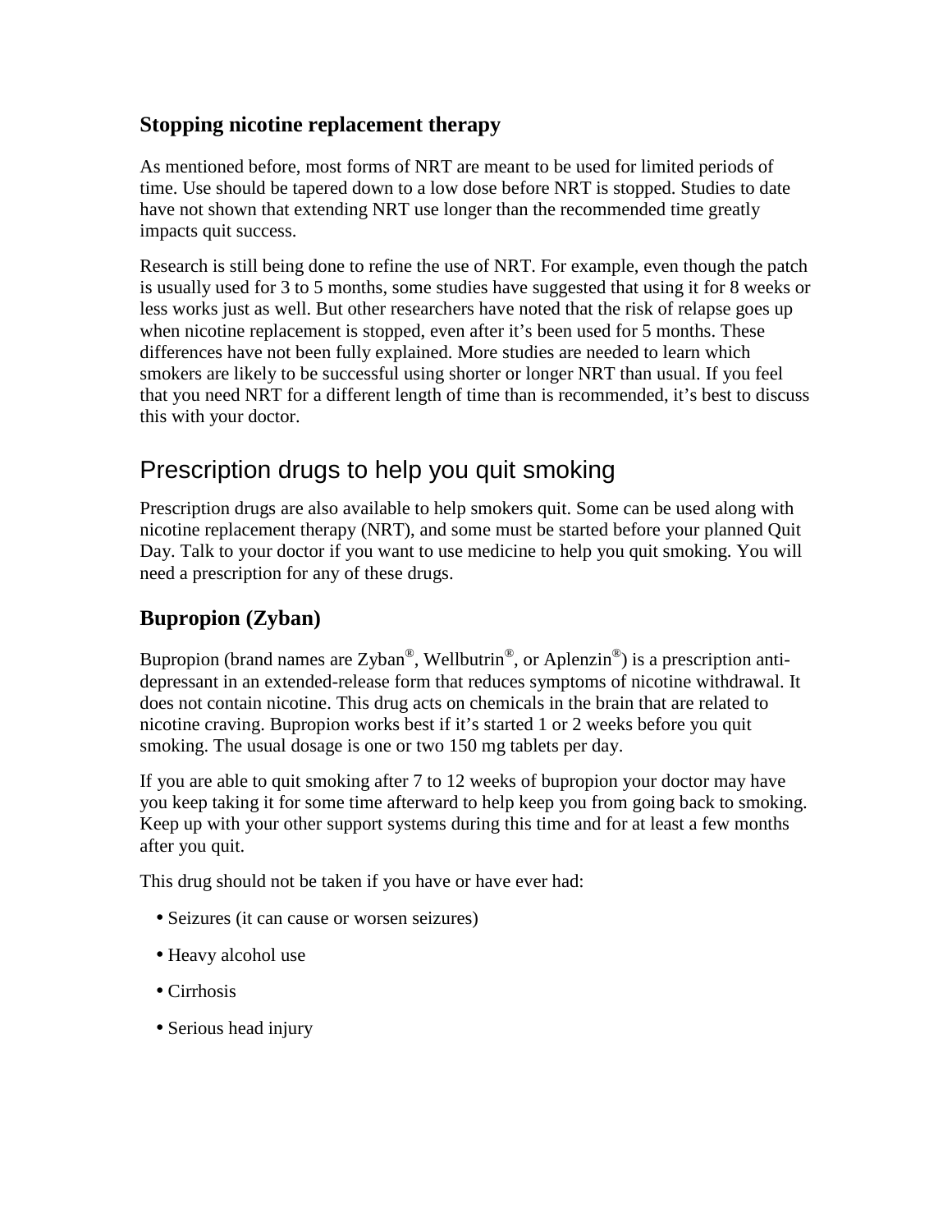### Stopping nicotine replacement therapy

As mentioned before, most forms of NRT are meant to be used for limited periods of time. Use should be tapered down to a low dose before NRT is stopped. Studies to date have not shown that extending NRT use longer than the recommended time greatly impacts quit success.

Research is still being done to refine the use of NRT. For example, even though the patch is usually used for 3 to 5 months, some studies have suggested that using it for 8 weeks or less works just as well. But other researchers have noted that the risk of relapse goes up when nicotine replacement is stopped, even after it's been used for 5 months. These differences have not been fully explained. More studies are needed to learn which smokers are likely to be successful using shorter or longer NRT than usual. If you feel that you need NRT for a different length of time than is recommended, it's best to discuss this with your doctor.

## Prescription drugs to help you quit smoking

Prescription drugs are also available to help smokers quit. Some can be used along with nicotine replacement therapy (NRT), and some must be started before your planned Quit Day. Talk to your doctor if you want to use medicine to help you quit smoking. You will need a prescription for any of these drugs.

### Bupropion (Zyban)

Bupropion (brand names are Zyban®, Wellbutrin®, or Aplenzin®) is a prescription anti-depressant in an extended-release form that reduces symptoms of nicotine withdrawal. It does not contain nicotine. This drug acts on chemicals in the brain that are related to nicotine craving. Bupropion works best if it's started 1 or 2 weeks before you quit smoking. The usual dosage is one or two 150 mg tablets per day.

If you are able to quit smoking after 7 to 12 weeks of bupropion your doctor may have you keep taking it for some time afterward to help keep you from going back to smoking. Keep up with your other support systems during this time and for at least a few months after you quit.

This drug should not be taken if you have or have ever had:

- Seizures (it can cause or worsen seizures)
- Heavy alcohol use
- Cirrhosis
- Serious head injury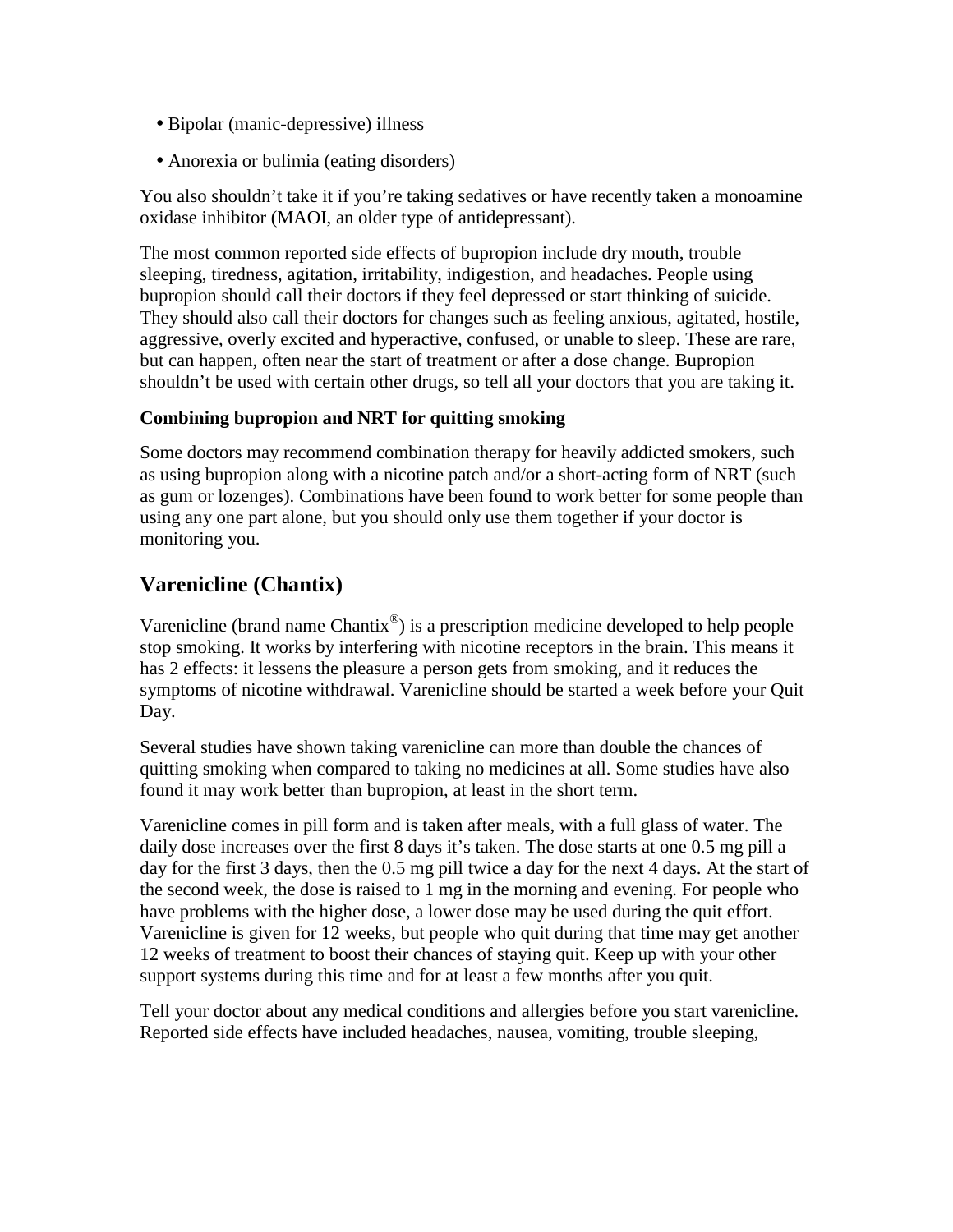- Bipolar (manic-depressive) illness
- Anorexia or bulimia (eating disorders)

You also shouldn't take it if you're taking sedatives or have recently taken a monoamine oxidase inhibitor (MAOI, an older type of antidepressant).

The most common reported side effects of bupropion include dry mouth, trouble sleeping, tiredness, agitation, irritability, indigestion, and headaches. People using bupropion should call their doctors if they feel depressed or start thinking of suicide. They should also call their doctors for changes such as feeling anxious, agitated, hostile, aggressive, overly excited and hyperactive, confused, or unable to sleep. These are rare, but can happen, often near the start of treatment or after a dose change. Bupropion shouldn't be used with certain other drugs, so tell all your doctors that you are taking it.

**Combining bupropion and NRT for quitting smoking**

Some doctors may recommend combination therapy for heavily addicted smokers, such as using bupropion along with a nicotine patch and/or a short-acting form of NRT (such as gum or lozenges). Combinations have been found to work better for some people than using any one part alone, but you should only use them together if your doctor is monitoring you.

## Varenicline (Chantix)

Varenicline (brand name Chantix®) is a prescription medicine developed to help people stop smoking. It works by interfering with nicotine receptors in the brain. This means it has 2 effects: it lessens the pleasure a person gets from smoking, and it reduces the symptoms of nicotine withdrawal. Varenicline should be started a week before your Quit Day.

Several studies have shown taking varenicline can more than double the chances of quitting smoking when compared to taking no medicines at all. Some studies have also found it may work better than bupropion, at least in the short term.

Varenicline comes in pill form and is taken after meals, with a full glass of water. The daily dose increases over the first 8 days it's taken. The dose starts at one 0.5 mg pill a day for the first 3 days, then the 0.5 mg pill twice a day for the next 4 days. At the start of the second week, the dose is raised to 1 mg in the morning and evening. For people who have problems with the higher dose, a lower dose may be used during the quit effort. Varenicline is given for 12 weeks, but people who quit during that time may get another 12 weeks of treatment to boost their chances of staying quit. Keep up with your other support systems during this time and for at least a few months after you quit.

Tell your doctor about any medical conditions and allergies before you start varenicline. Reported side effects have included headaches, nausea, vomiting, trouble sleeping,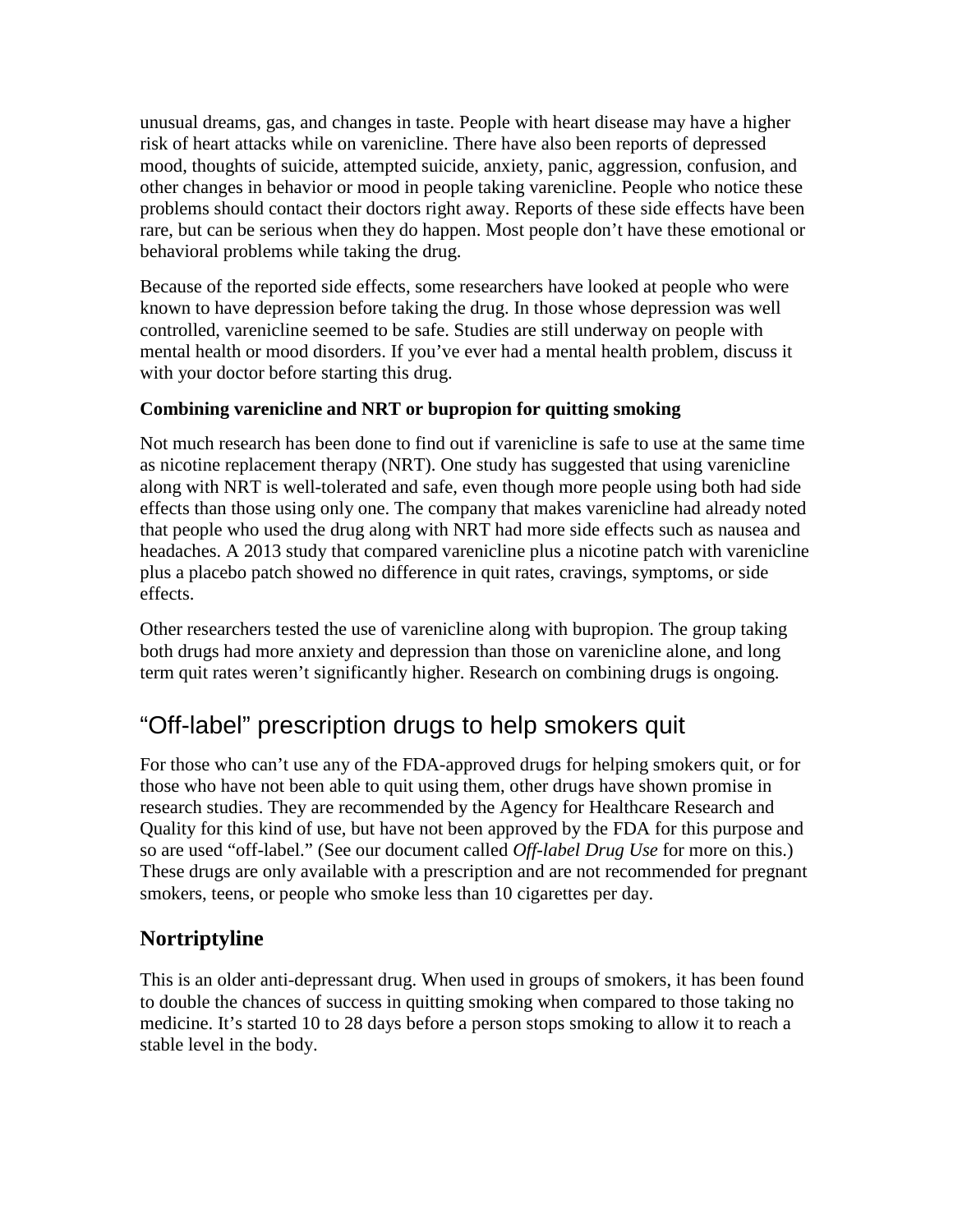unusual dreams, gas, and changes in taste. People with heart disease may have a higher risk of heart attacks while on varenicline. There have also been reports of depressed mood, thoughts of suicide, attempted suicide, anxiety, panic, aggression, confusion, and other changes in behavior or mood in people taking varenicline. People who notice these problems should contact their doctors right away. Reports of these side effects have been rare, but can be serious when they do happen. Most people don't have these emotional or behavioral problems while taking the drug.

Because of the reported side effects, some researchers have looked at people who were known to have depression before taking the drug. In those whose depression was well controlled, varenicline seemed to be safe. Studies are still underway on people with mental health or mood disorders. If you've ever had a mental health problem, discuss it with your doctor before starting this drug.

**Combining varenicline and NRT or bupropion for quitting smoking**

Not much research has been done to find out if varenicline is safe to use at the same time as nicotine replacement therapy (NRT). One study has suggested that using varenicline along with NRT is well-tolerated and safe, even though more people using both had side effects than those using only one. The company that makes varenicline had already noted that people who used the drug along with NRT had more side effects such as nausea and headaches. A 2013 study that compared varenicline plus a nicotine patch with varenicline plus a placebo patch showed no difference in quit rates, cravings, symptoms, or side effects.

Other researchers tested the use of varenicline along with bupropion. The group taking both drugs had more anxiety and depression than those on varenicline alone, and long term quit rates weren't significantly higher. Research on combining drugs is ongoing.

# "Off-label" prescription drugs to help smokers quit

For those who can't use any of the FDA-approved drugs for helping smokers quit, or for those who have not been able to quit using them, other drugs have shown promise in research studies. They are recommended by the Agency for Healthcare Research and Quality for this kind of use, but have not been approved by the FDA for this purpose and so are used "off-label." (See our document called *Off-label Drug Use* for more on this.) These drugs are only available with a prescription and are not recommended for pregnant smokers, teens, or people who smoke less than 10 cigarettes per day.

## Nortriptyline

This is an older anti-depressant drug. When used in groups of smokers, it has been found to double the chances of success in quitting smoking when compared to those taking no medicine. It's started 10 to 28 days before a person stops smoking to allow it to reach a stable level in the body.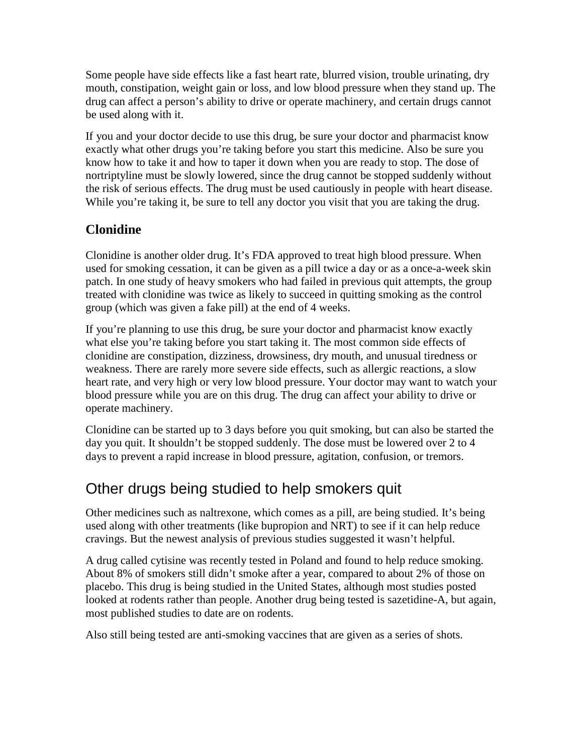Some people have side effects like a fast heart rate, blurred vision, trouble urinating, dry mouth, constipation, weight gain or loss, and low blood pressure when they stand up. The drug can affect a person's ability to drive or operate machinery, and certain drugs cannot be used along with it.

If you and your doctor decide to use this drug, be sure your doctor and pharmacist know exactly what other drugs you're taking before you start this medicine. Also be sure you know how to take it and how to taper it down when you are ready to stop. The dose of nortriptyline must be slowly lowered, since the drug cannot be stopped suddenly without the risk of serious effects. The drug must be used cautiously in people with heart disease. While you're taking it, be sure to tell any doctor you visit that you are taking the drug.

### Clonidine

Clonidine is another older drug. It's FDA approved to treat high blood pressure. When used for smoking cessation, it can be given as a pill twice a day or as a once-a-week skin patch. In one study of heavy smokers who had failed in previous quit attempts, the group treated with clonidine was twice as likely to succeed in quitting smoking as the control group (which was given a fake pill) at the end of 4 weeks.

If you're planning to use this drug, be sure your doctor and pharmacist know exactly what else you're taking before you start taking it. The most common side effects of clonidine are constipation, dizziness, drowsiness, dry mouth, and unusual tiredness or weakness. There are rarely more severe side effects, such as allergic reactions, a slow heart rate, and very high or very low blood pressure. Your doctor may want to watch your blood pressure while you are on this drug. The drug can affect your ability to drive or operate machinery.

Clonidine can be started up to 3 days before you quit smoking, but can also be started the day you quit. It shouldn't be stopped suddenly. The dose must be lowered over 2 to 4 days to prevent a rapid increase in blood pressure, agitation, confusion, or tremors.

## Other drugs being studied to help smokers quit

Other medicines such as naltrexone, which comes as a pill, are being studied. It's being used along with other treatments (like bupropion and NRT) to see if it can help reduce cravings. But the newest analysis of previous studies suggested it wasn't helpful.

A drug called cytisine was recently tested in Poland and found to help reduce smoking. About 8% of smokers still didn't smoke after a year, compared to about 2% of those on placebo. This drug is being studied in the United States, although most studies posted looked at rodents rather than people. Another drug being tested is sazetidine-A, but again, most published studies to date are on rodents.

Also still being tested are anti-smoking vaccines that are given as a series of shots.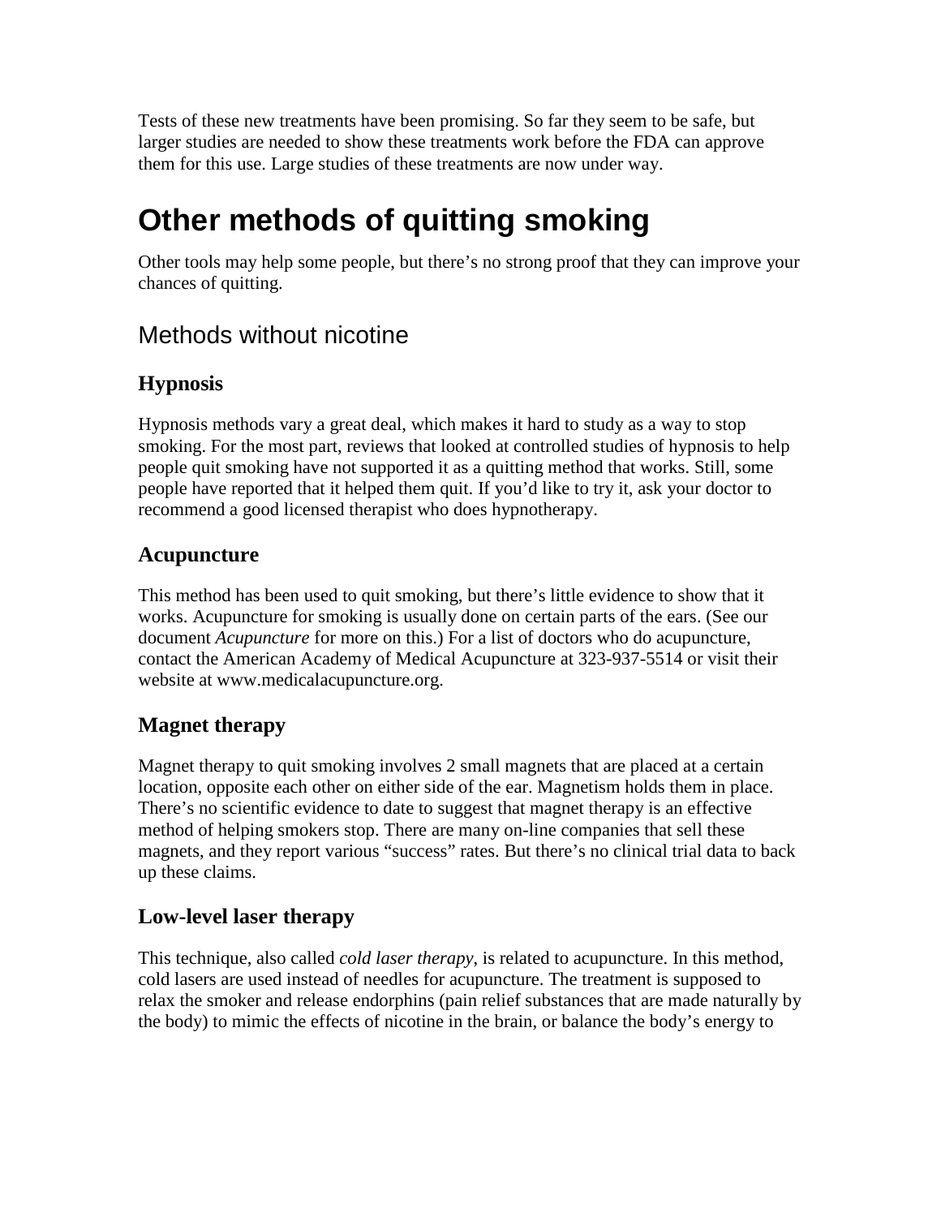Tests of these new treatments have been promising. So far they seem to be safe, but larger studies are needed to show these treatments work before the FDA can approve them for this use. Large studies of these treatments are now under way.

# Other methods of quitting smoking

Other tools may help some people, but there's no strong proof that they can improve your chances of quitting.

## Methods without nicotine

### Hypnosis

Hypnosis methods vary a great deal, which makes it hard to study as a way to stop smoking. For the most part, reviews that looked at controlled studies of hypnosis to help people quit smoking have not supported it as a quitting method that works. Still, some people have reported that it helped them quit. If you'd like to try it, ask your doctor to recommend a good licensed therapist who does hypnotherapy.

### Acupuncture

This method has been used to quit smoking, but there's little evidence to show that it works. Acupuncture for smoking is usually done on certain parts of the ears. (See our document *Acupuncture* for more on this.) For a list of doctors who do acupuncture, contact the American Academy of Medical Acupuncture at 323-937-5514 or visit their website at www.medicalacupuncture.org.

### Magnet therapy

Magnet therapy to quit smoking involves 2 small magnets that are placed at a certain location, opposite each other on either side of the ear. Magnetism holds them in place. There's no scientific evidence to date to suggest that magnet therapy is an effective method of helping smokers stop. There are many on-line companies that sell these magnets, and they report various "success" rates. But there's no clinical trial data to back up these claims.

### Low-level laser therapy

This technique, also called *cold laser therapy*, is related to acupuncture. In this method, cold lasers are used instead of needles for acupuncture. The treatment is supposed to relax the smoker and release endorphins (pain relief substances that are made naturally by the body) to mimic the effects of nicotine in the brain, or balance the body's energy to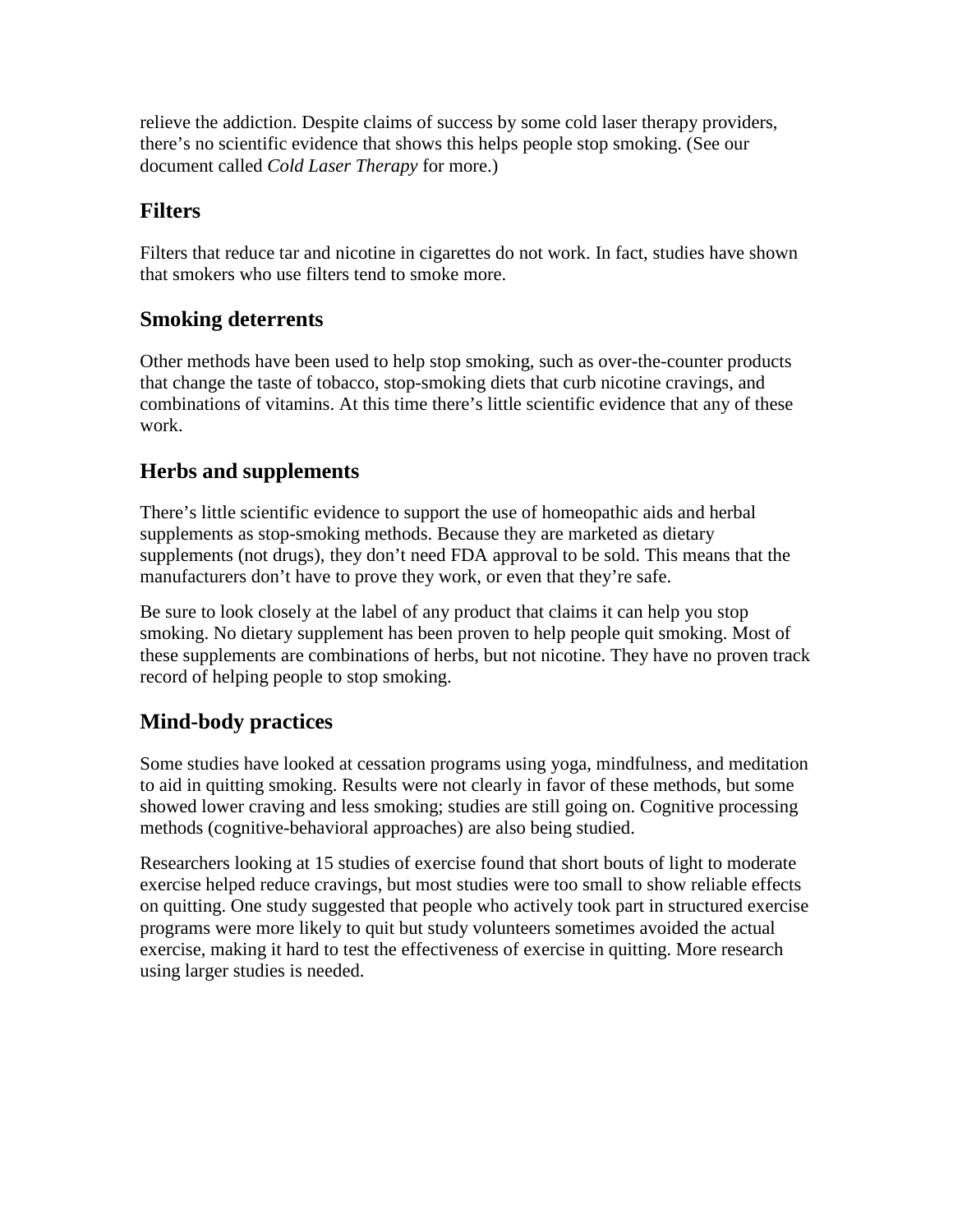relieve the addiction. Despite claims of success by some cold laser therapy providers, there's no scientific evidence that shows this helps people stop smoking. (See our document called *Cold Laser Therapy* for more.)

## Filters

Filters that reduce tar and nicotine in cigarettes do not work. In fact, studies have shown that smokers who use filters tend to smoke more.

## Smoking deterrents

Other methods have been used to help stop smoking, such as over-the-counter products that change the taste of tobacco, stop-smoking diets that curb nicotine cravings, and combinations of vitamins. At this time there's little scientific evidence that any of these work.

## Herbs and supplements

There's little scientific evidence to support the use of homeopathic aids and herbal supplements as stop-smoking methods. Because they are marketed as dietary supplements (not drugs), they don't need FDA approval to be sold. This means that the manufacturers don't have to prove they work, or even that they're safe.

Be sure to look closely at the label of any product that claims it can help you stop smoking. No dietary supplement has been proven to help people quit smoking. Most of these supplements are combinations of herbs, but not nicotine. They have no proven track record of helping people to stop smoking.

## Mind-body practices

Some studies have looked at cessation programs using yoga, mindfulness, and meditation to aid in quitting smoking. Results were not clearly in favor of these methods, but some showed lower craving and less smoking; studies are still going on. Cognitive processing methods (cognitive-behavioral approaches) are also being studied.

Researchers looking at 15 studies of exercise found that short bouts of light to moderate exercise helped reduce cravings, but most studies were too small to show reliable effects on quitting. One study suggested that people who actively took part in structured exercise programs were more likely to quit but study volunteers sometimes avoided the actual exercise, making it hard to test the effectiveness of exercise in quitting. More research using larger studies is needed.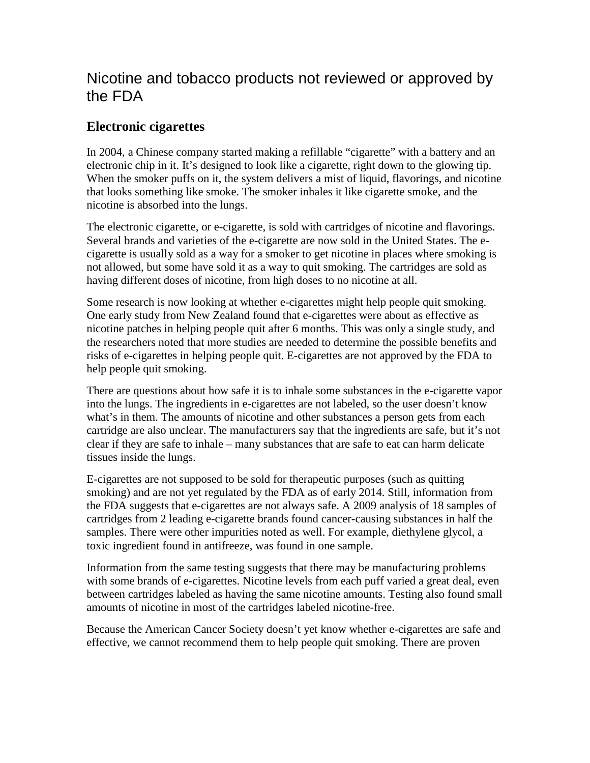# Nicotine and tobacco products not reviewed or approved by the FDA

## Electronic cigarettes

In 2004, a Chinese company started making a refillable "cigarette" with a battery and an electronic chip in it. It's designed to look like a cigarette, right down to the glowing tip. When the smoker puffs on it, the system delivers a mist of liquid, flavorings, and nicotine that looks something like smoke. The smoker inhales it like cigarette smoke, and the nicotine is absorbed into the lungs.

The electronic cigarette, or e-cigarette, is sold with cartridges of nicotine and flavorings. Several brands and varieties of the e-cigarette are now sold in the United States. The e-cigarette is usually sold as a way for a smoker to get nicotine in places where smoking is not allowed, but some have sold it as a way to quit smoking. The cartridges are sold as having different doses of nicotine, from high doses to no nicotine at all.

Some research is now looking at whether e-cigarettes might help people quit smoking. One early study from New Zealand found that e-cigarettes were about as effective as nicotine patches in helping people quit after 6 months. This was only a single study, and the researchers noted that more studies are needed to determine the possible benefits and risks of e-cigarettes in helping people quit. E-cigarettes are not approved by the FDA to help people quit smoking.

There are questions about how safe it is to inhale some substances in the e-cigarette vapor into the lungs. The ingredients in e-cigarettes are not labeled, so the user doesn't know what's in them. The amounts of nicotine and other substances a person gets from each cartridge are also unclear. The manufacturers say that the ingredients are safe, but it's not clear if they are safe to inhale – many substances that are safe to eat can harm delicate tissues inside the lungs.

E-cigarettes are not supposed to be sold for therapeutic purposes (such as quitting smoking) and are not yet regulated by the FDA as of early 2014. Still, information from the FDA suggests that e-cigarettes are not always safe. A 2009 analysis of 18 samples of cartridges from 2 leading e-cigarette brands found cancer-causing substances in half the samples. There were other impurities noted as well. For example, diethylene glycol, a toxic ingredient found in antifreeze, was found in one sample.

Information from the same testing suggests that there may be manufacturing problems with some brands of e-cigarettes. Nicotine levels from each puff varied a great deal, even between cartridges labeled as having the same nicotine amounts. Testing also found small amounts of nicotine in most of the cartridges labeled nicotine-free.

Because the American Cancer Society doesn't yet know whether e-cigarettes are safe and effective, we cannot recommend them to help people quit smoking. There are proven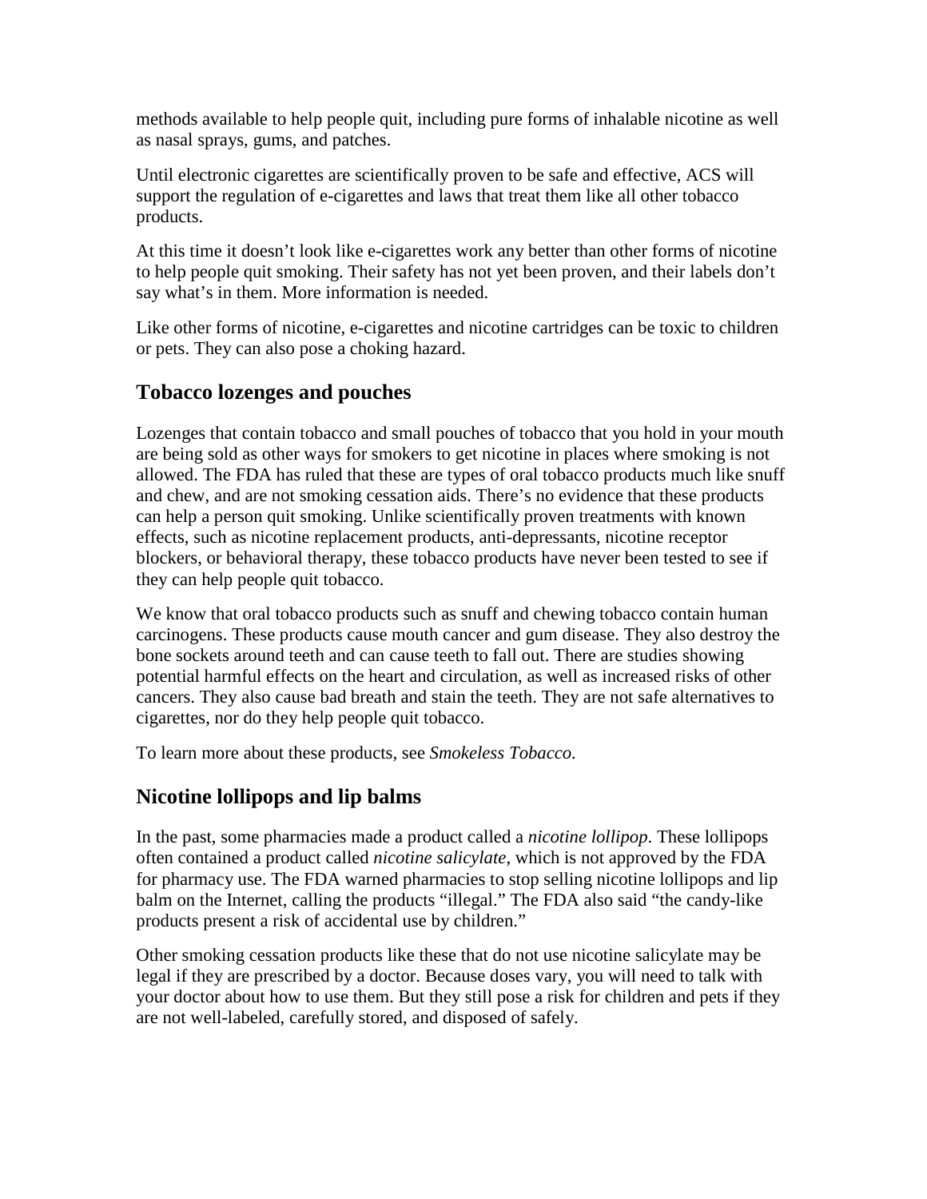methods available to help people quit, including pure forms of inhalable nicotine as well as nasal sprays, gums, and patches.

Until electronic cigarettes are scientifically proven to be safe and effective, ACS will support the regulation of e-cigarettes and laws that treat them like all other tobacco products.

At this time it doesn't look like e-cigarettes work any better than other forms of nicotine to help people quit smoking. Their safety has not yet been proven, and their labels don't say what's in them. More information is needed.

Like other forms of nicotine, e-cigarettes and nicotine cartridges can be toxic to children or pets. They can also pose a choking hazard.

## Tobacco lozenges and pouches

Lozenges that contain tobacco and small pouches of tobacco that you hold in your mouth are being sold as other ways for smokers to get nicotine in places where smoking is not allowed. The FDA has ruled that these are types of oral tobacco products much like snuff and chew, and are not smoking cessation aids. There's no evidence that these products can help a person quit smoking. Unlike scientifically proven treatments with known effects, such as nicotine replacement products, anti-depressants, nicotine receptor blockers, or behavioral therapy, these tobacco products have never been tested to see if they can help people quit tobacco.

We know that oral tobacco products such as snuff and chewing tobacco contain human carcinogens. These products cause mouth cancer and gum disease. They also destroy the bone sockets around teeth and can cause teeth to fall out. There are studies showing potential harmful effects on the heart and circulation, as well as increased risks of other cancers. They also cause bad breath and stain the teeth. They are not safe alternatives to cigarettes, nor do they help people quit tobacco.

To learn more about these products, see *Smokeless Tobacco*.

## Nicotine lollipops and lip balms

In the past, some pharmacies made a product called a *nicotine lollipop*. These lollipops often contained a product called *nicotine salicylate*, which is not approved by the FDA for pharmacy use. The FDA warned pharmacies to stop selling nicotine lollipops and lip balm on the Internet, calling the products "illegal." The FDA also said "the candy-like products present a risk of accidental use by children."

Other smoking cessation products like these that do not use nicotine salicylate may be legal if they are prescribed by a doctor. Because doses vary, you will need to talk with your doctor about how to use them. But they still pose a risk for children and pets if they are not well-labeled, carefully stored, and disposed of safely.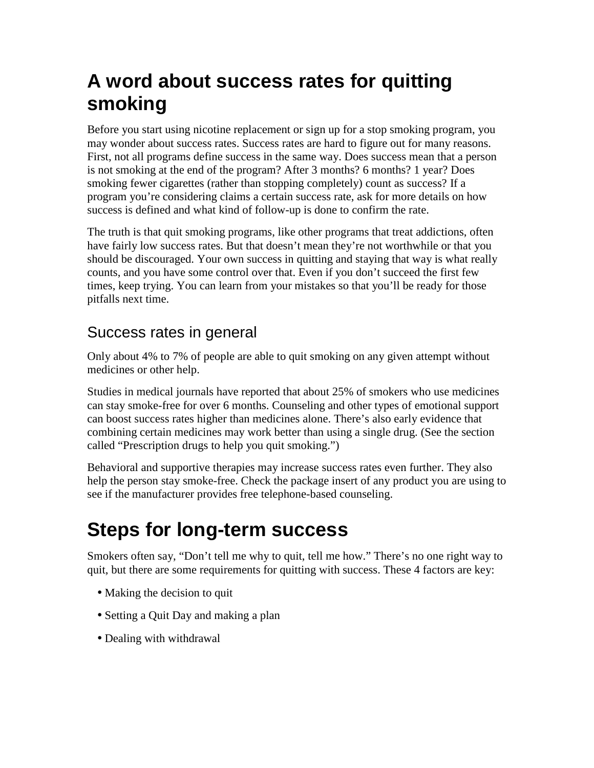# A word about success rates for quitting smoking

Before you start using nicotine replacement or sign up for a stop smoking program, you may wonder about success rates. Success rates are hard to figure out for many reasons. First, not all programs define success in the same way. Does success mean that a person is not smoking at the end of the program? After 3 months? 6 months? 1 year? Does smoking fewer cigarettes (rather than stopping completely) count as success? If a program you're considering claims a certain success rate, ask for more details on how success is defined and what kind of follow-up is done to confirm the rate.

The truth is that quit smoking programs, like other programs that treat addictions, often have fairly low success rates. But that doesn't mean they're not worthwhile or that you should be discouraged. Your own success in quitting and staying that way is what really counts, and you have some control over that. Even if you don't succeed the first few times, keep trying. You can learn from your mistakes so that you'll be ready for those pitfalls next time.

## Success rates in general

Only about 4% to 7% of people are able to quit smoking on any given attempt without medicines or other help.

Studies in medical journals have reported that about 25% of smokers who use medicines can stay smoke-free for over 6 months. Counseling and other types of emotional support can boost success rates higher than medicines alone. There's also early evidence that combining certain medicines may work better than using a single drug. (See the section called "Prescription drugs to help you quit smoking.")

Behavioral and supportive therapies may increase success rates even further. They also help the person stay smoke-free. Check the package insert of any product you are using to see if the manufacturer provides free telephone-based counseling.

# Steps for long-term success

Smokers often say, "Don't tell me why to quit, tell me how." There's no one right way to quit, but there are some requirements for quitting with success. These 4 factors are key:

- Making the decision to quit
- Setting a Quit Day and making a plan
- Dealing with withdrawal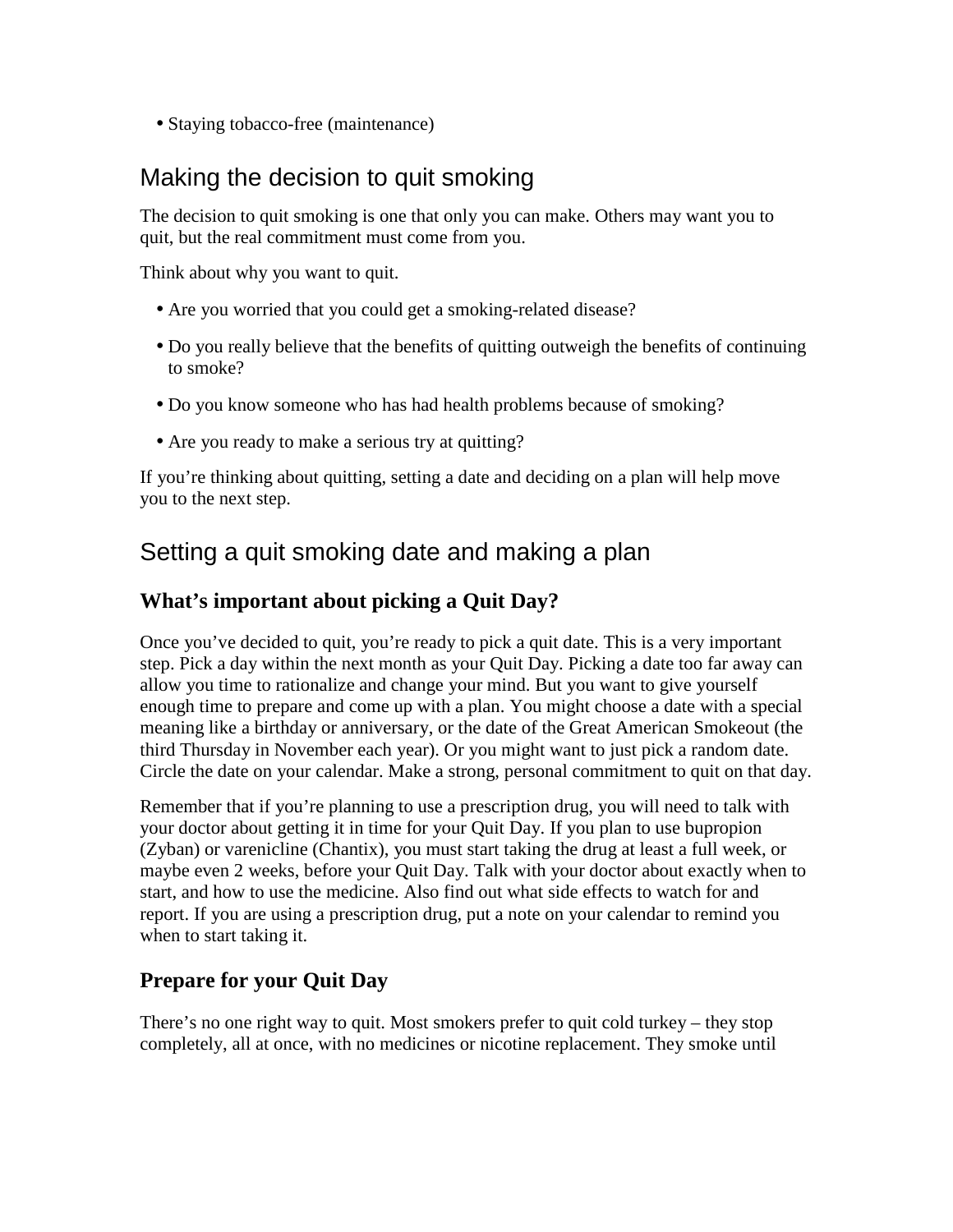- Staying tobacco-free (maintenance)

## Making the decision to quit smoking

The decision to quit smoking is one that only you can make. Others may want you to quit, but the real commitment must come from you.

Think about why you want to quit.

- Are you worried that you could get a smoking-related disease?
- Do you really believe that the benefits of quitting outweigh the benefits of continuing to smoke?
- Do you know someone who has had health problems because of smoking?
- Are you ready to make a serious try at quitting?

If you're thinking about quitting, setting a date and deciding on a plan will help move you to the next step.

## Setting a quit smoking date and making a plan

### What's important about picking a Quit Day?

Once you've decided to quit, you're ready to pick a quit date. This is a very important step. Pick a day within the next month as your Quit Day. Picking a date too far away can allow you time to rationalize and change your mind. But you want to give yourself enough time to prepare and come up with a plan. You might choose a date with a special meaning like a birthday or anniversary, or the date of the Great American Smokeout (the third Thursday in November each year). Or you might want to just pick a random date. Circle the date on your calendar. Make a strong, personal commitment to quit on that day.

Remember that if you're planning to use a prescription drug, you will need to talk with your doctor about getting it in time for your Quit Day. If you plan to use bupropion (Zyban) or varenicline (Chantix), you must start taking the drug at least a full week, or maybe even 2 weeks, before your Quit Day. Talk with your doctor about exactly when to start, and how to use the medicine. Also find out what side effects to watch for and report. If you are using a prescription drug, put a note on your calendar to remind you when to start taking it.

### Prepare for your Quit Day

There's no one right way to quit. Most smokers prefer to quit cold turkey – they stop completely, all at once, with no medicines or nicotine replacement. They smoke until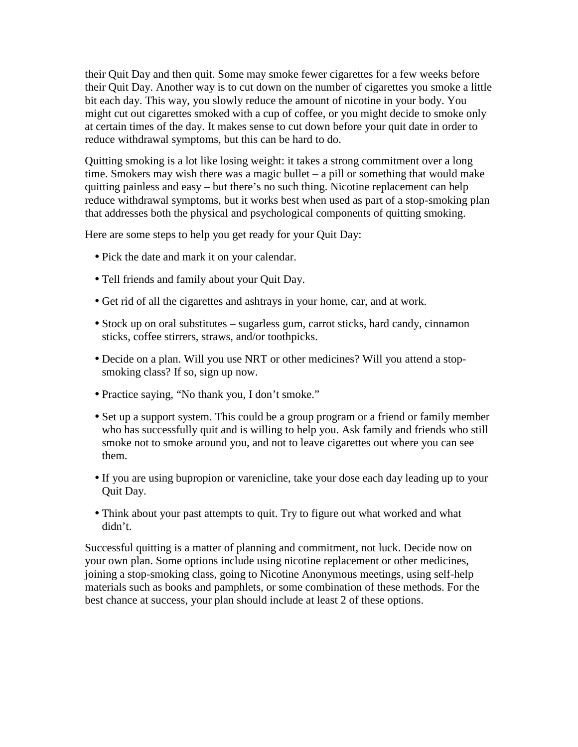their Quit Day and then quit. Some may smoke fewer cigarettes for a few weeks before their Quit Day. Another way is to cut down on the number of cigarettes you smoke a little bit each day. This way, you slowly reduce the amount of nicotine in your body. You might cut out cigarettes smoked with a cup of coffee, or you might decide to smoke only at certain times of the day. It makes sense to cut down before your quit date in order to reduce withdrawal symptoms, but this can be hard to do.

Quitting smoking is a lot like losing weight: it takes a strong commitment over a long time. Smokers may wish there was a magic bullet – a pill or something that would make quitting painless and easy – but there's no such thing. Nicotine replacement can help reduce withdrawal symptoms, but it works best when used as part of a stop-smoking plan that addresses both the physical and psychological components of quitting smoking.

Here are some steps to help you get ready for your Quit Day:

- Pick the date and mark it on your calendar.
- Tell friends and family about your Quit Day.
- Get rid of all the cigarettes and ashtrays in your home, car, and at work.
- Stock up on oral substitutes – sugarless gum, carrot sticks, hard candy, cinnamon sticks, coffee stirrers, straws, and/or toothpicks.
- Decide on a plan. Will you use NRT or other medicines? Will you attend a stop-smoking class? If so, sign up now.
- Practice saying, "No thank you, I don't smoke."
- Set up a support system. This could be a group program or a friend or family member who has successfully quit and is willing to help you. Ask family and friends who still smoke not to smoke around you, and not to leave cigarettes out where you can see them.
- If you are using bupropion or varenicline, take your dose each day leading up to your Quit Day.
- Think about your past attempts to quit. Try to figure out what worked and what didn't.

Successful quitting is a matter of planning and commitment, not luck. Decide now on your own plan. Some options include using nicotine replacement or other medicines, joining a stop-smoking class, going to Nicotine Anonymous meetings, using self-help materials such as books and pamphlets, or some combination of these methods. For the best chance at success, your plan should include at least 2 of these options.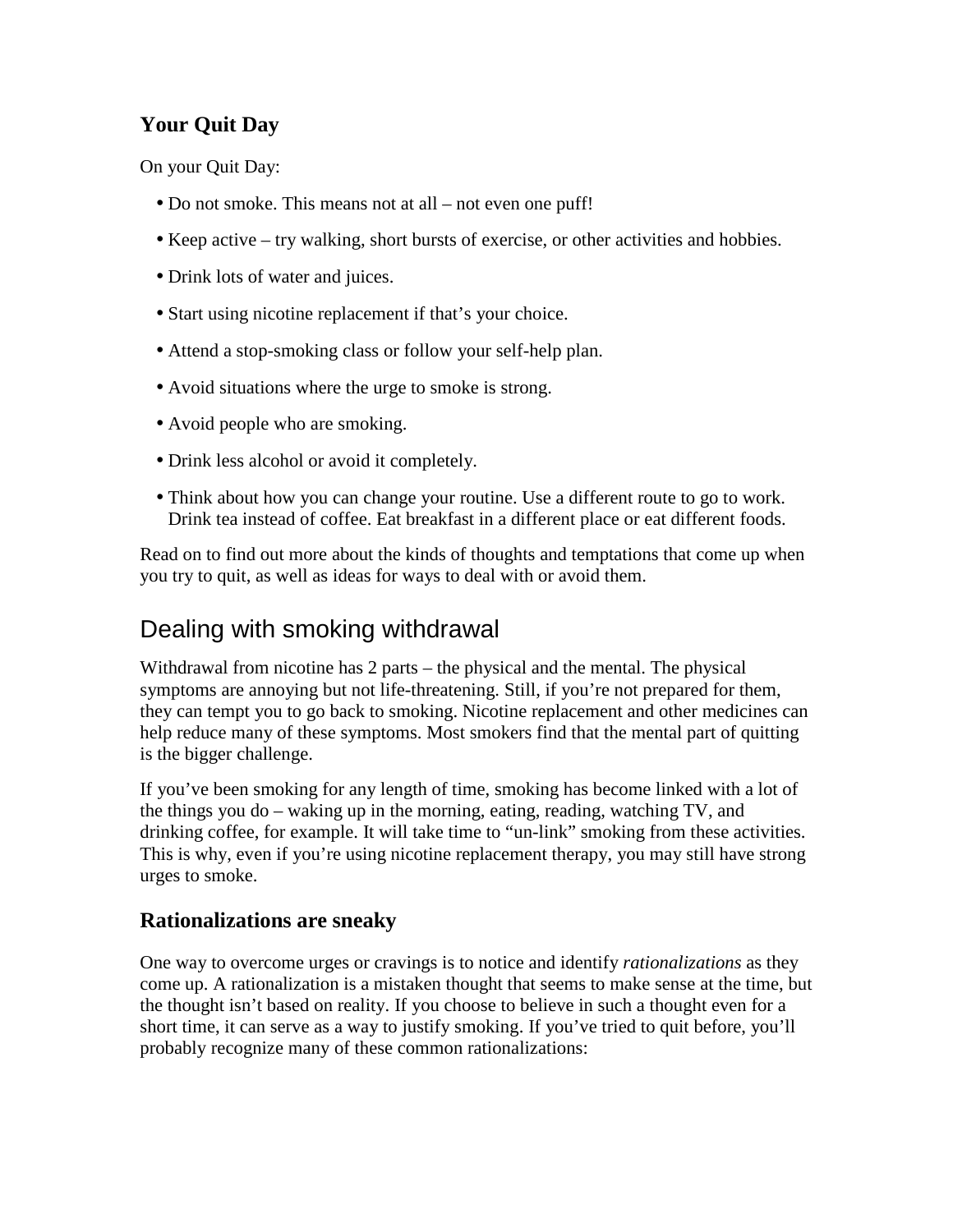### Your Quit Day

On your Quit Day:

- Do not smoke. This means not at all – not even one puff!
- Keep active – try walking, short bursts of exercise, or other activities and hobbies.
- Drink lots of water and juices.
- Start using nicotine replacement if that's your choice.
- Attend a stop-smoking class or follow your self-help plan.
- Avoid situations where the urge to smoke is strong.
- Avoid people who are smoking.
- Drink less alcohol or avoid it completely.
- Think about how you can change your routine. Use a different route to go to work. Drink tea instead of coffee. Eat breakfast in a different place or eat different foods.

Read on to find out more about the kinds of thoughts and temptations that come up when you try to quit, as well as ideas for ways to deal with or avoid them.

## Dealing with smoking withdrawal

Withdrawal from nicotine has 2 parts – the physical and the mental. The physical symptoms are annoying but not life-threatening. Still, if you're not prepared for them, they can tempt you to go back to smoking. Nicotine replacement and other medicines can help reduce many of these symptoms. Most smokers find that the mental part of quitting is the bigger challenge.

If you've been smoking for any length of time, smoking has become linked with a lot of the things you do – waking up in the morning, eating, reading, watching TV, and drinking coffee, for example. It will take time to "un-link" smoking from these activities. This is why, even if you're using nicotine replacement therapy, you may still have strong urges to smoke.

### Rationalizations are sneaky

One way to overcome urges or cravings is to notice and identify *rationalizations* as they come up. A rationalization is a mistaken thought that seems to make sense at the time, but the thought isn't based on reality. If you choose to believe in such a thought even for a short time, it can serve as a way to justify smoking. If you've tried to quit before, you'll probably recognize many of these common rationalizations: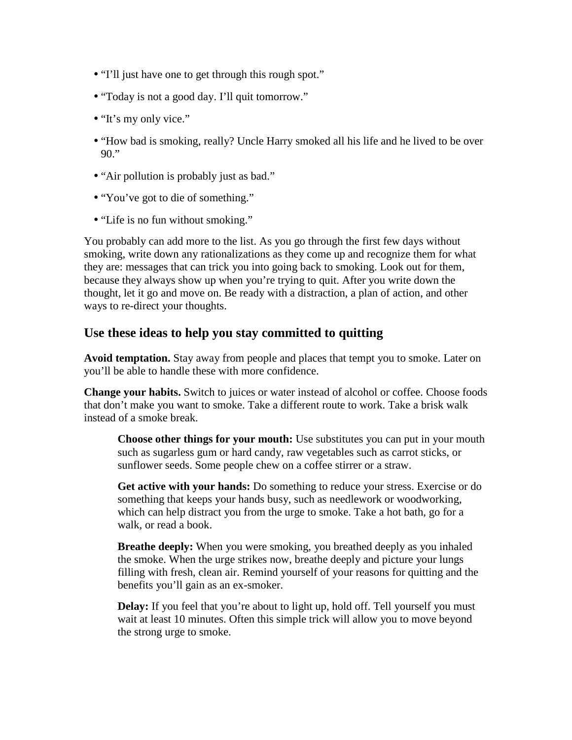- “I’ll just have one to get through this rough spot.”
- “Today is not a good day. I’ll quit tomorrow.”
- “It’s my only vice.”
- “How bad is smoking, really? Uncle Harry smoked all his life and he lived to be over 90.”
- “Air pollution is probably just as bad.”
- “You’ve got to die of something.”
- “Life is no fun without smoking.”

You probably can add more to the list. As you go through the first few days without smoking, write down any rationalizations as they come up and recognize them for what they are: messages that can trick you into going back to smoking. Look out for them, because they always show up when you’re trying to quit. After you write down the thought, let it go and move on. Be ready with a distraction, a plan of action, and other ways to re-direct your thoughts.

## Use these ideas to help you stay committed to quitting

**Avoid temptation.** Stay away from people and places that tempt you to smoke. Later on you’ll be able to handle these with more confidence.

**Change your habits.** Switch to juices or water instead of alcohol or coffee. Choose foods that don’t make you want to smoke. Take a different route to work. Take a brisk walk instead of a smoke break.

> **Choose other things for your mouth:** Use substitutes you can put in your mouth such as sugarless gum or hard candy, raw vegetables such as carrot sticks, or sunflower seeds. Some people chew on a coffee stirrer or a straw.
>
> **Get active with your hands:** Do something to reduce your stress. Exercise or do something that keeps your hands busy, such as needlework or woodworking, which can help distract you from the urge to smoke. Take a hot bath, go for a walk, or read a book.
>
> **Breathe deeply:** When you were smoking, you breathed deeply as you inhaled the smoke. When the urge strikes now, breathe deeply and picture your lungs filling with fresh, clean air. Remind yourself of your reasons for quitting and the benefits you’ll gain as an ex-smoker.
>
> **Delay:** If you feel that you’re about to light up, hold off. Tell yourself you must wait at least 10 minutes. Often this simple trick will allow you to move beyond the strong urge to smoke.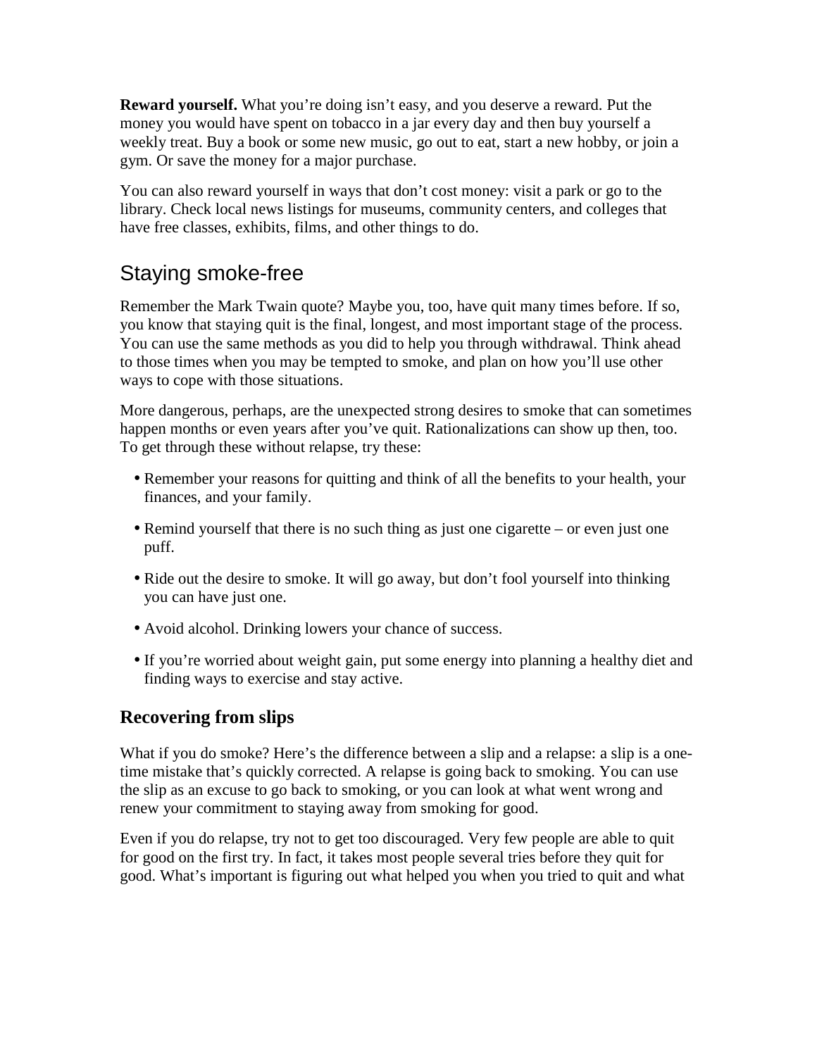**Reward yourself.** What you're doing isn't easy, and you deserve a reward. Put the money you would have spent on tobacco in a jar every day and then buy yourself a weekly treat. Buy a book or some new music, go out to eat, start a new hobby, or join a gym. Or save the money for a major purchase.

You can also reward yourself in ways that don't cost money: visit a park or go to the library. Check local news listings for museums, community centers, and colleges that have free classes, exhibits, films, and other things to do.

## Staying smoke-free

Remember the Mark Twain quote? Maybe you, too, have quit many times before. If so, you know that staying quit is the final, longest, and most important stage of the process. You can use the same methods as you did to help you through withdrawal. Think ahead to those times when you may be tempted to smoke, and plan on how you'll use other ways to cope with those situations.

More dangerous, perhaps, are the unexpected strong desires to smoke that can sometimes happen months or even years after you've quit. Rationalizations can show up then, too. To get through these without relapse, try these:

- Remember your reasons for quitting and think of all the benefits to your health, your finances, and your family.
- Remind yourself that there is no such thing as just one cigarette – or even just one puff.
- Ride out the desire to smoke. It will go away, but don't fool yourself into thinking you can have just one.
- Avoid alcohol. Drinking lowers your chance of success.
- If you're worried about weight gain, put some energy into planning a healthy diet and finding ways to exercise and stay active.

### Recovering from slips

What if you do smoke? Here's the difference between a slip and a relapse: a slip is a one-time mistake that's quickly corrected. A relapse is going back to smoking. You can use the slip as an excuse to go back to smoking, or you can look at what went wrong and renew your commitment to staying away from smoking for good.

Even if you do relapse, try not to get too discouraged. Very few people are able to quit for good on the first try. In fact, it takes most people several tries before they quit for good. What's important is figuring out what helped you when you tried to quit and what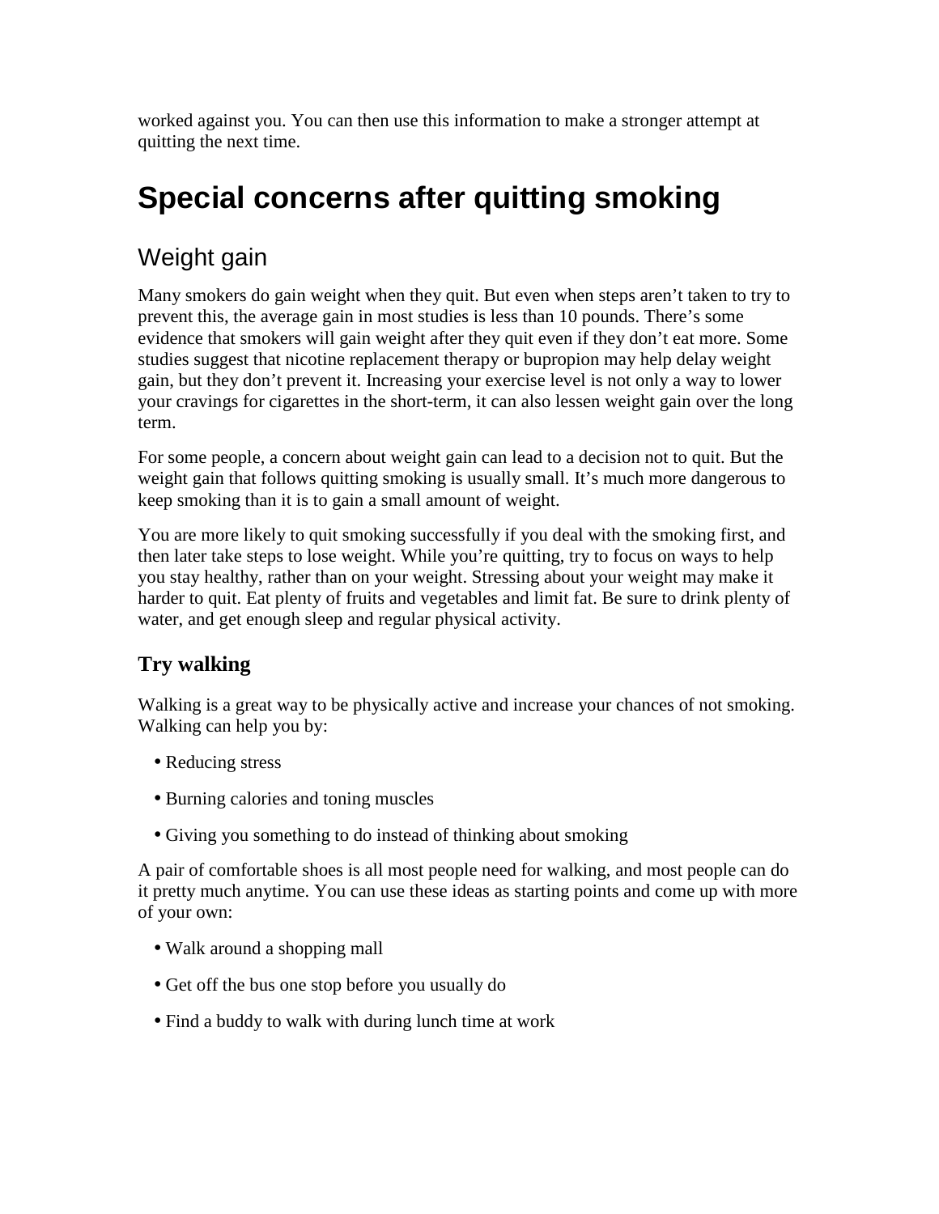worked against you. You can then use this information to make a stronger attempt at quitting the next time.

# Special concerns after quitting smoking

## Weight gain

Many smokers do gain weight when they quit. But even when steps aren't taken to try to prevent this, the average gain in most studies is less than 10 pounds. There's some evidence that smokers will gain weight after they quit even if they don't eat more. Some studies suggest that nicotine replacement therapy or bupropion may help delay weight gain, but they don't prevent it. Increasing your exercise level is not only a way to lower your cravings for cigarettes in the short-term, it can also lessen weight gain over the long term.

For some people, a concern about weight gain can lead to a decision not to quit. But the weight gain that follows quitting smoking is usually small. It's much more dangerous to keep smoking than it is to gain a small amount of weight.

You are more likely to quit smoking successfully if you deal with the smoking first, and then later take steps to lose weight. While you're quitting, try to focus on ways to help you stay healthy, rather than on your weight. Stressing about your weight may make it harder to quit. Eat plenty of fruits and vegetables and limit fat. Be sure to drink plenty of water, and get enough sleep and regular physical activity.

### Try walking

Walking is a great way to be physically active and increase your chances of not smoking. Walking can help you by:

- Reducing stress
- Burning calories and toning muscles
- Giving you something to do instead of thinking about smoking

A pair of comfortable shoes is all most people need for walking, and most people can do it pretty much anytime. You can use these ideas as starting points and come up with more of your own:

- Walk around a shopping mall
- Get off the bus one stop before you usually do
- Find a buddy to walk with during lunch time at work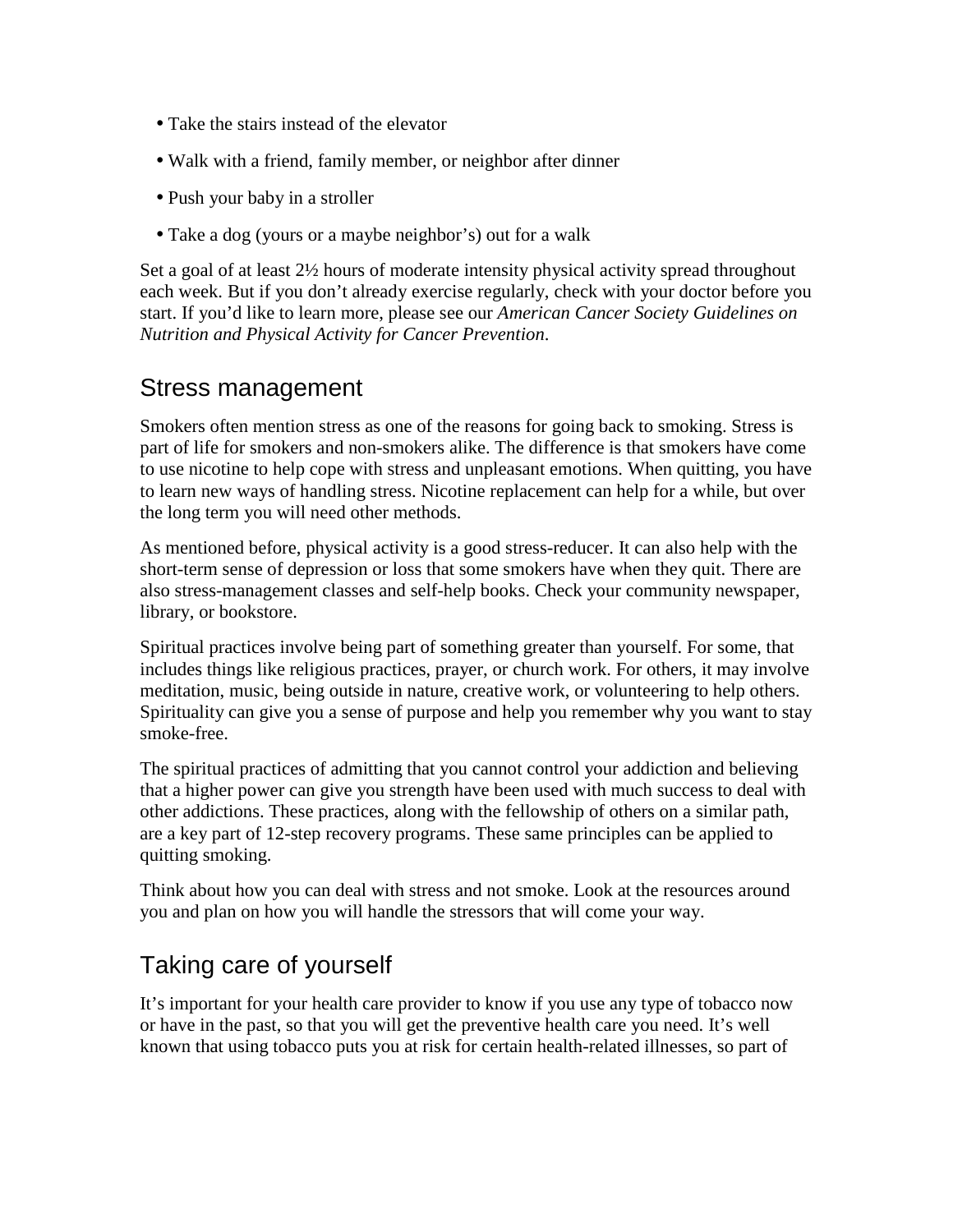- Take the stairs instead of the elevator
- Walk with a friend, family member, or neighbor after dinner
- Push your baby in a stroller
- Take a dog (yours or a maybe neighbor's) out for a walk

Set a goal of at least 2½ hours of moderate intensity physical activity spread throughout each week. But if you don't already exercise regularly, check with your doctor before you start. If you'd like to learn more, please see our *American Cancer Society Guidelines on Nutrition and Physical Activity for Cancer Prevention*.

## Stress management

Smokers often mention stress as one of the reasons for going back to smoking. Stress is part of life for smokers and non-smokers alike. The difference is that smokers have come to use nicotine to help cope with stress and unpleasant emotions. When quitting, you have to learn new ways of handling stress. Nicotine replacement can help for a while, but over the long term you will need other methods.

As mentioned before, physical activity is a good stress-reducer. It can also help with the short-term sense of depression or loss that some smokers have when they quit. There are also stress-management classes and self-help books. Check your community newspaper, library, or bookstore.

Spiritual practices involve being part of something greater than yourself. For some, that includes things like religious practices, prayer, or church work. For others, it may involve meditation, music, being outside in nature, creative work, or volunteering to help others. Spirituality can give you a sense of purpose and help you remember why you want to stay smoke-free.

The spiritual practices of admitting that you cannot control your addiction and believing that a higher power can give you strength have been used with much success to deal with other addictions. These practices, along with the fellowship of others on a similar path, are a key part of 12-step recovery programs. These same principles can be applied to quitting smoking.

Think about how you can deal with stress and not smoke. Look at the resources around you and plan on how you will handle the stressors that will come your way.

## Taking care of yourself

It's important for your health care provider to know if you use any type of tobacco now or have in the past, so that you will get the preventive health care you need. It's well known that using tobacco puts you at risk for certain health-related illnesses, so part of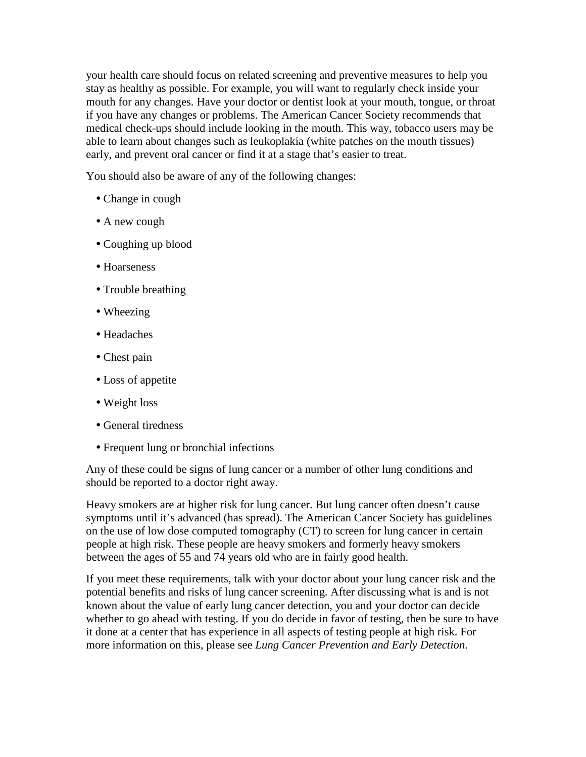your health care should focus on related screening and preventive measures to help you stay as healthy as possible. For example, you will want to regularly check inside your mouth for any changes. Have your doctor or dentist look at your mouth, tongue, or throat if you have any changes or problems. The American Cancer Society recommends that medical check-ups should include looking in the mouth. This way, tobacco users may be able to learn about changes such as leukoplakia (white patches on the mouth tissues) early, and prevent oral cancer or find it at a stage that's easier to treat.

You should also be aware of any of the following changes:

- Change in cough
- A new cough
- Coughing up blood
- Hoarseness
- Trouble breathing
- Wheezing
- Headaches
- Chest pain
- Loss of appetite
- Weight loss
- General tiredness
- Frequent lung or bronchial infections

Any of these could be signs of lung cancer or a number of other lung conditions and should be reported to a doctor right away.

Heavy smokers are at higher risk for lung cancer. But lung cancer often doesn't cause symptoms until it's advanced (has spread). The American Cancer Society has guidelines on the use of low dose computed tomography (CT) to screen for lung cancer in certain people at high risk. These people are heavy smokers and formerly heavy smokers between the ages of 55 and 74 years old who are in fairly good health.

If you meet these requirements, talk with your doctor about your lung cancer risk and the potential benefits and risks of lung cancer screening. After discussing what is and is not known about the value of early lung cancer detection, you and your doctor can decide whether to go ahead with testing. If you do decide in favor of testing, then be sure to have it done at a center that has experience in all aspects of testing people at high risk. For more information on this, please see *Lung Cancer Prevention and Early Detection*.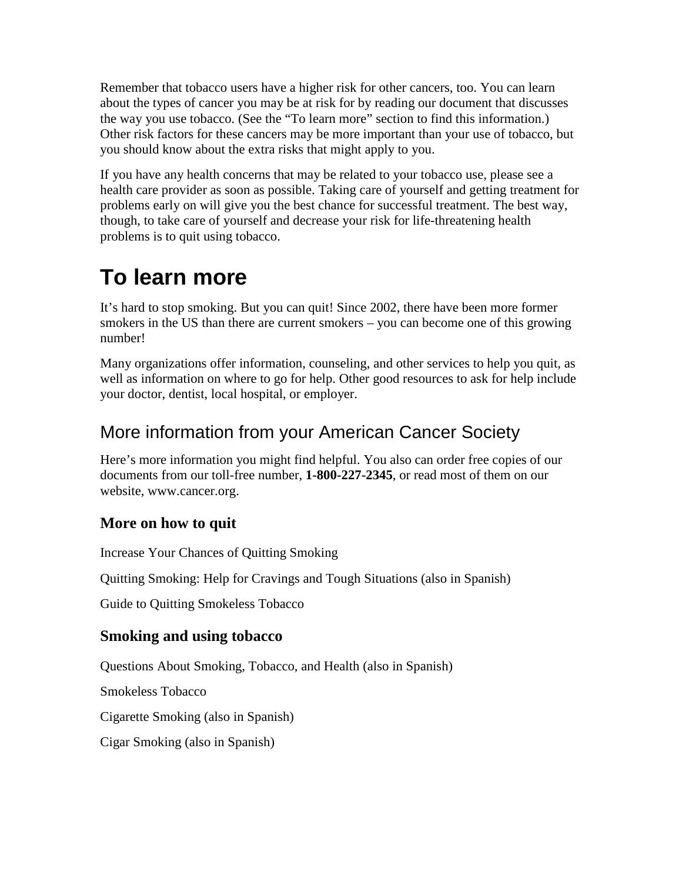Remember that tobacco users have a higher risk for other cancers, too. You can learn about the types of cancer you may be at risk for by reading our document that discusses the way you use tobacco. (See the "To learn more" section to find this information.) Other risk factors for these cancers may be more important than your use of tobacco, but you should know about the extra risks that might apply to you.

If you have any health concerns that may be related to your tobacco use, please see a health care provider as soon as possible. Taking care of yourself and getting treatment for problems early on will give you the best chance for successful treatment. The best way, though, to take care of yourself and decrease your risk for life-threatening health problems is to quit using tobacco.

# To learn more

It's hard to stop smoking. But you can quit! Since 2002, there have been more former smokers in the US than there are current smokers – you can become one of this growing number!

Many organizations offer information, counseling, and other services to help you quit, as well as information on where to go for help. Other good resources to ask for help include your doctor, dentist, local hospital, or employer.

## More information from your American Cancer Society

Here's more information you might find helpful. You also can order free copies of our documents from our toll-free number, **1-800-227-2345**, or read most of them on our website, www.cancer.org.

### More on how to quit

Increase Your Chances of Quitting Smoking

Quitting Smoking: Help for Cravings and Tough Situations (also in Spanish)

Guide to Quitting Smokeless Tobacco

### Smoking and using tobacco

Questions About Smoking, Tobacco, and Health (also in Spanish)

Smokeless Tobacco

Cigarette Smoking (also in Spanish)

Cigar Smoking (also in Spanish)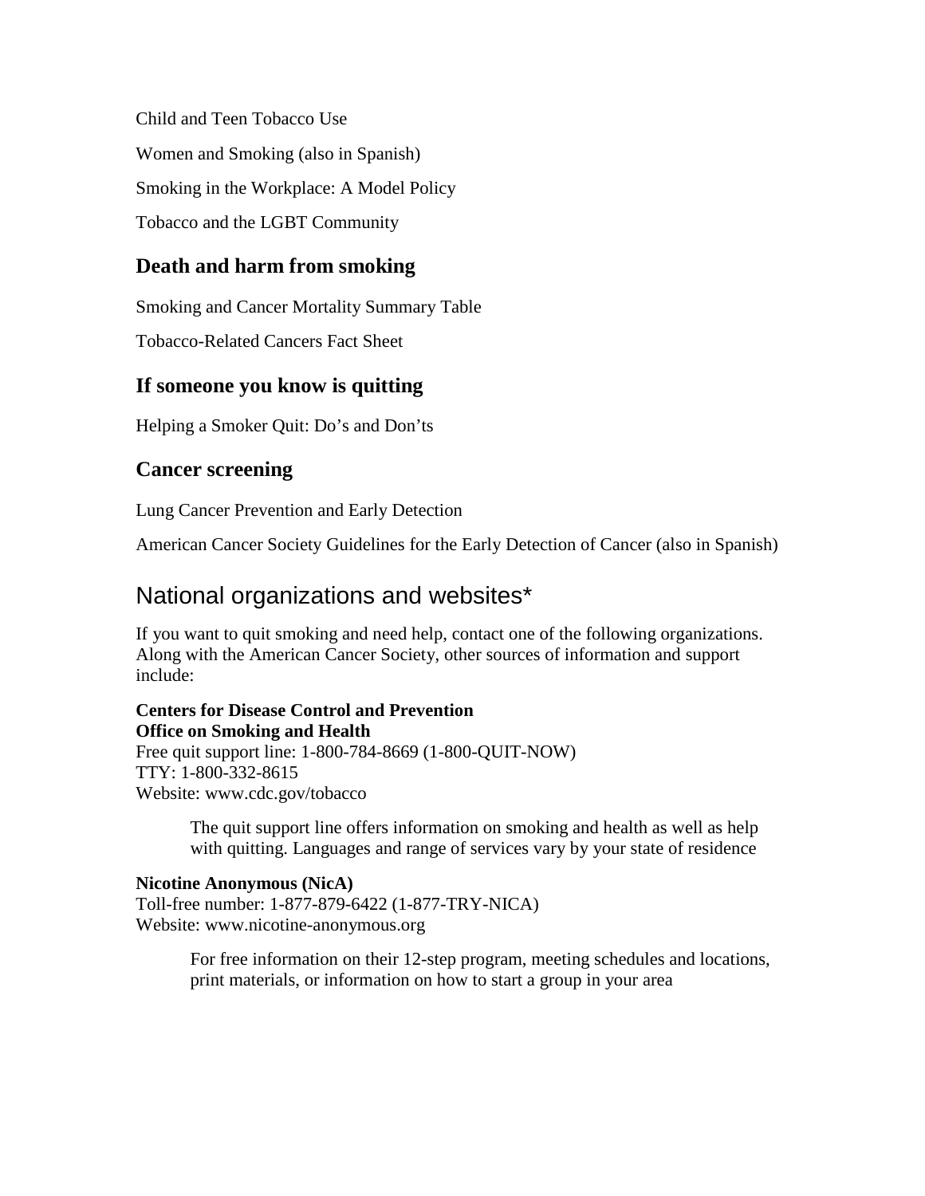Child and Teen Tobacco Use

Women and Smoking (also in Spanish)

Smoking in the Workplace: A Model Policy

Tobacco and the LGBT Community

### Death and harm from smoking

Smoking and Cancer Mortality Summary Table

Tobacco-Related Cancers Fact Sheet

### If someone you know is quitting

Helping a Smoker Quit: Do's and Don'ts

### Cancer screening

Lung Cancer Prevention and Early Detection

American Cancer Society Guidelines for the Early Detection of Cancer (also in Spanish)

## National organizations and websites*

If you want to quit smoking and need help, contact one of the following organizations. Along with the American Cancer Society, other sources of information and support include:

**Centers for Disease Control and Prevention**
**Office on Smoking and Health**
Free quit support line: 1-800-784-8669 (1-800-QUIT-NOW)
TTY: 1-800-332-8615
Website: www.cdc.gov/tobacco

> The quit support line offers information on smoking and health as well as help with quitting. Languages and range of services vary by your state of residence

**Nicotine Anonymous (NicA)**
Toll-free number: 1-877-879-6422 (1-877-TRY-NICA)
Website: www.nicotine-anonymous.org

> For free information on their 12-step program, meeting schedules and locations, print materials, or information on how to start a group in your area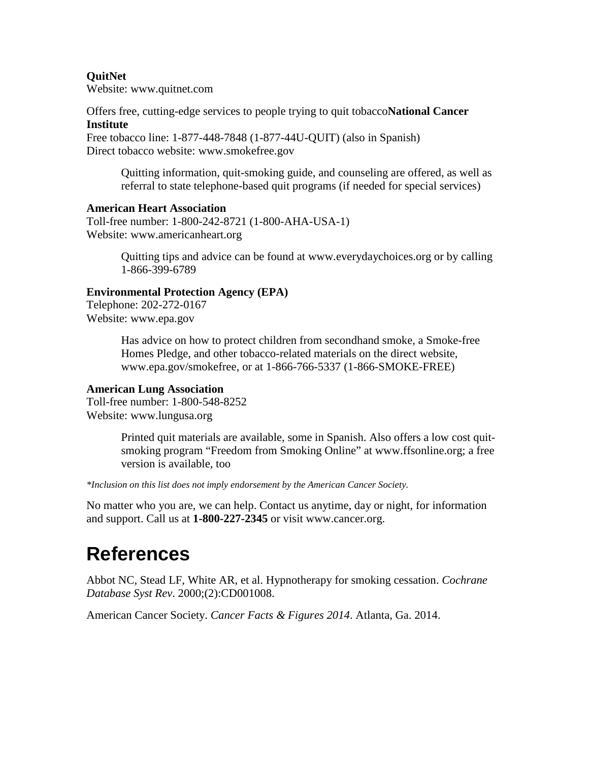**QuitNet**
Website: www.quitnet.com

Offers free, cutting-edge services to people trying to quit tobacco**National Cancer Institute**
Free tobacco line: 1-877-448-7848 (1-877-44U-QUIT) (also in Spanish)
Direct tobacco website: www.smokefree.gov

> Quitting information, quit-smoking guide, and counseling are offered, as well as referral to state telephone-based quit programs (if needed for special services)

**American Heart Association**
Toll-free number: 1-800-242-8721 (1-800-AHA-USA-1)
Website: www.americanheart.org

> Quitting tips and advice can be found at www.everydaychoices.org or by calling 1-866-399-6789

**Environmental Protection Agency (EPA)**
Telephone: 202-272-0167
Website: www.epa.gov

> Has advice on how to protect children from secondhand smoke, a Smoke-free Homes Pledge, and other tobacco-related materials on the direct website, www.epa.gov/smokefree, or at 1-866-766-5337 (1-866-SMOKE-FREE)

**American Lung Association**
Toll-free number: 1-800-548-8252
Website: www.lungusa.org

> Printed quit materials are available, some in Spanish. Also offers a low cost quit-smoking program "Freedom from Smoking Online" at www.ffsonline.org; a free version is available, too

*\*Inclusion on this list does not imply endorsement by the American Cancer Society.*

No matter who you are, we can help. Contact us anytime, day or night, for information and support. Call us at **1-800-227-2345** or visit www.cancer.org.

# References

Abbot NC, Stead LF, White AR, et al. Hypnotherapy for smoking cessation. *Cochrane Database Syst Rev*. 2000;(2):CD001008.

American Cancer Society. *Cancer Facts & Figures 2014*. Atlanta, Ga. 2014.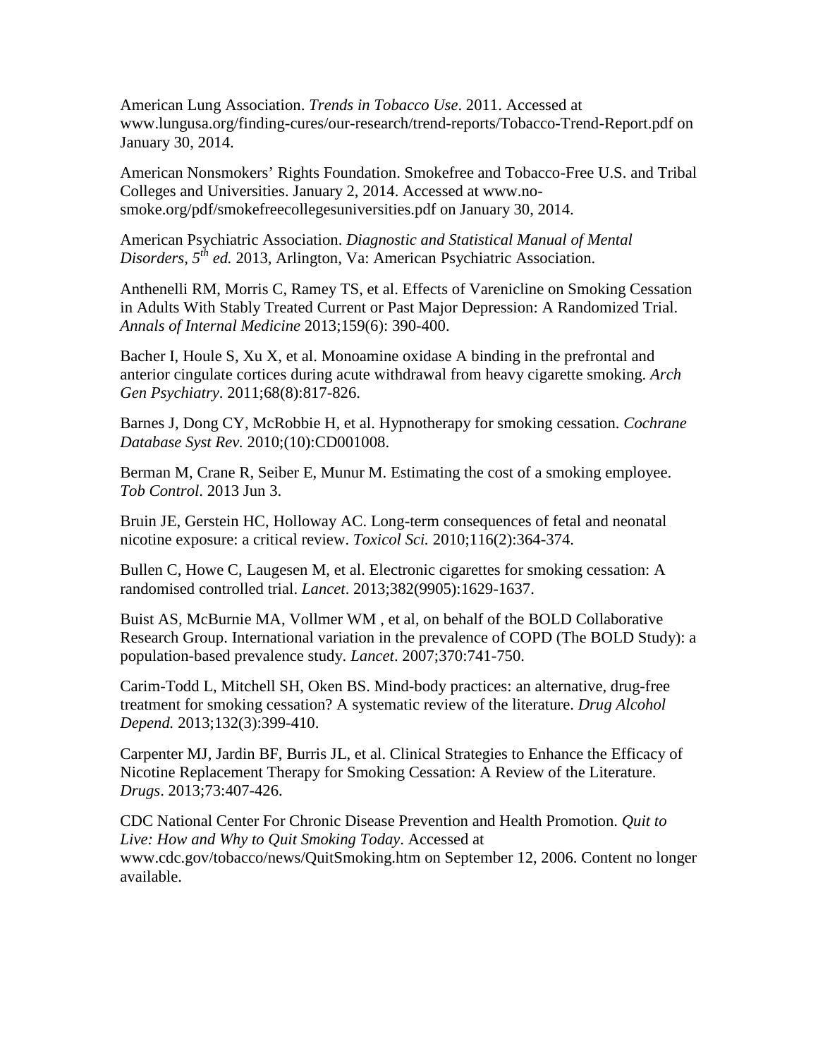American Lung Association. *Trends in Tobacco Use*. 2011. Accessed at www.lungusa.org/finding-cures/our-research/trend-reports/Tobacco-Trend-Report.pdf on January 30, 2014.

American Nonsmokers' Rights Foundation. Smokefree and Tobacco-Free U.S. and Tribal Colleges and Universities. January 2, 2014. Accessed at www.no-smoke.org/pdf/smokefreecollegesuniversities.pdf on January 30, 2014.

American Psychiatric Association. *Diagnostic and Statistical Manual of Mental Disorders, 5th ed.* 2013, Arlington, Va: American Psychiatric Association.

Anthenelli RM, Morris C, Ramey TS, et al. Effects of Varenicline on Smoking Cessation in Adults With Stably Treated Current or Past Major Depression: A Randomized Trial. *Annals of Internal Medicine* 2013;159(6): 390-400.

Bacher I, Houle S, Xu X, et al. Monoamine oxidase A binding in the prefrontal and anterior cingulate cortices during acute withdrawal from heavy cigarette smoking. *Arch Gen Psychiatry*. 2011;68(8):817-826.

Barnes J, Dong CY, McRobbie H, et al. Hypnotherapy for smoking cessation. *Cochrane Database Syst Rev.* 2010;(10):CD001008.

Berman M, Crane R, Seiber E, Munur M. Estimating the cost of a smoking employee. *Tob Control*. 2013 Jun 3.

Bruin JE, Gerstein HC, Holloway AC. Long-term consequences of fetal and neonatal nicotine exposure: a critical review. *Toxicol Sci.* 2010;116(2):364-374.

Bullen C, Howe C, Laugesen M, et al. Electronic cigarettes for smoking cessation: A randomised controlled trial. *Lancet*. 2013;382(9905):1629-1637.

Buist AS, McBurnie MA, Vollmer WM , et al, on behalf of the BOLD Collaborative Research Group. International variation in the prevalence of COPD (The BOLD Study): a population-based prevalence study. *Lancet*. 2007;370:741-750.

Carim-Todd L, Mitchell SH, Oken BS. Mind-body practices: an alternative, drug-free treatment for smoking cessation? A systematic review of the literature. *Drug Alcohol Depend.* 2013;132(3):399-410.

Carpenter MJ, Jardin BF, Burris JL, et al. Clinical Strategies to Enhance the Efficacy of Nicotine Replacement Therapy for Smoking Cessation: A Review of the Literature. *Drugs*. 2013;73:407-426.

CDC National Center For Chronic Disease Prevention and Health Promotion. *Quit to Live: How and Why to Quit Smoking Today*. Accessed at www.cdc.gov/tobacco/news/QuitSmoking.htm on September 12, 2006. Content no longer available.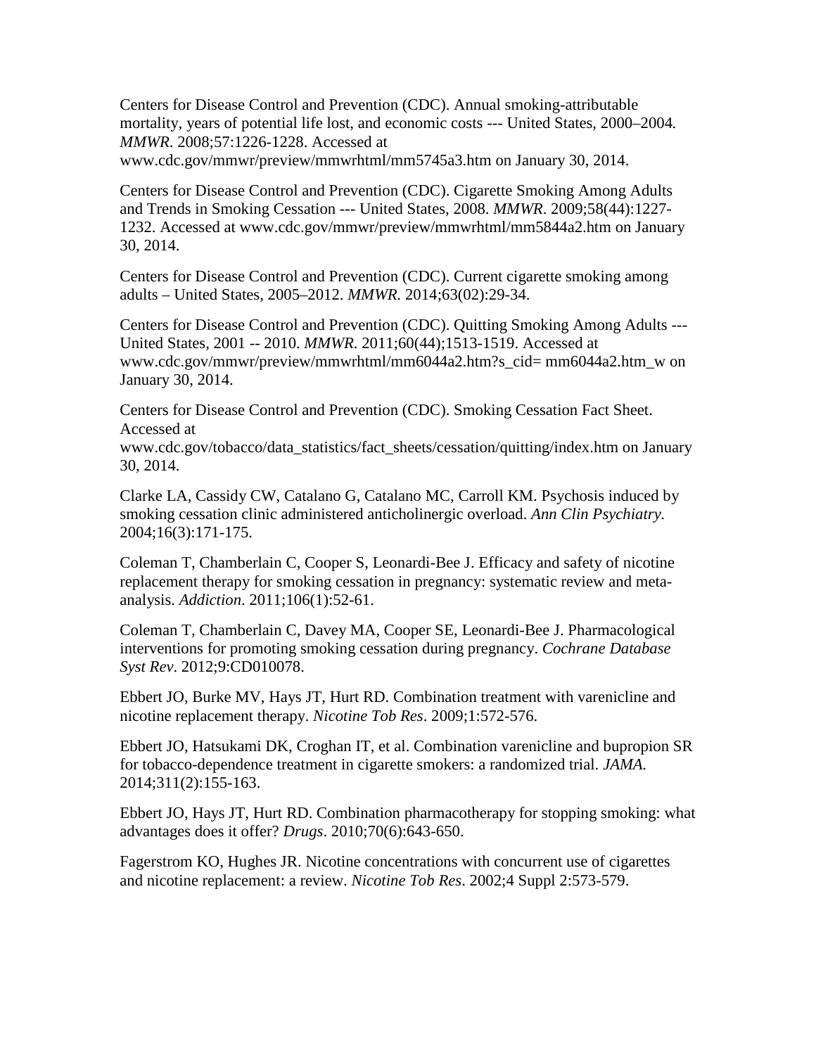Centers for Disease Control and Prevention (CDC). Annual smoking-attributable mortality, years of potential life lost, and economic costs --- United States, 2000–2004. *MMWR*. 2008;57:1226-1228. Accessed at www.cdc.gov/mmwr/preview/mmwrhtml/mm5745a3.htm on January 30, 2014.

Centers for Disease Control and Prevention (CDC). Cigarette Smoking Among Adults and Trends in Smoking Cessation --- United States, 2008. *MMWR*. 2009;58(44):1227-1232. Accessed at www.cdc.gov/mmwr/preview/mmwrhtml/mm5844a2.htm on January 30, 2014.

Centers for Disease Control and Prevention (CDC). Current cigarette smoking among adults – United States, 2005–2012. *MMWR*. 2014;63(02):29-34.

Centers for Disease Control and Prevention (CDC). Quitting Smoking Among Adults --- United States, 2001 -- 2010. *MMWR*. 2011;60(44);1513-1519. Accessed at www.cdc.gov/mmwr/preview/mmwrhtml/mm6044a2.htm?s_cid= mm6044a2.htm_w on January 30, 2014.

Centers for Disease Control and Prevention (CDC). Smoking Cessation Fact Sheet. Accessed at www.cdc.gov/tobacco/data_statistics/fact_sheets/cessation/quitting/index.htm on January 30, 2014.

Clarke LA, Cassidy CW, Catalano G, Catalano MC, Carroll KM. Psychosis induced by smoking cessation clinic administered anticholinergic overload. *Ann Clin Psychiatry.* 2004;16(3):171-175.

Coleman T, Chamberlain C, Cooper S, Leonardi-Bee J. Efficacy and safety of nicotine replacement therapy for smoking cessation in pregnancy: systematic review and meta-analysis. *Addiction*. 2011;106(1):52-61.

Coleman T, Chamberlain C, Davey MA, Cooper SE, Leonardi-Bee J. Pharmacological interventions for promoting smoking cessation during pregnancy. *Cochrane Database Syst Rev*. 2012;9:CD010078.

Ebbert JO, Burke MV, Hays JT, Hurt RD. Combination treatment with varenicline and nicotine replacement therapy. *Nicotine Tob Res*. 2009;1:572-576.

Ebbert JO, Hatsukami DK, Croghan IT, et al. Combination varenicline and bupropion SR for tobacco-dependence treatment in cigarette smokers: a randomized trial. *JAMA.* 2014;311(2):155-163.

Ebbert JO, Hays JT, Hurt RD. Combination pharmacotherapy for stopping smoking: what advantages does it offer? *Drugs*. 2010;70(6):643-650.

Fagerstrom KO, Hughes JR. Nicotine concentrations with concurrent use of cigarettes and nicotine replacement: a review. *Nicotine Tob Res*. 2002;4 Suppl 2:573-579.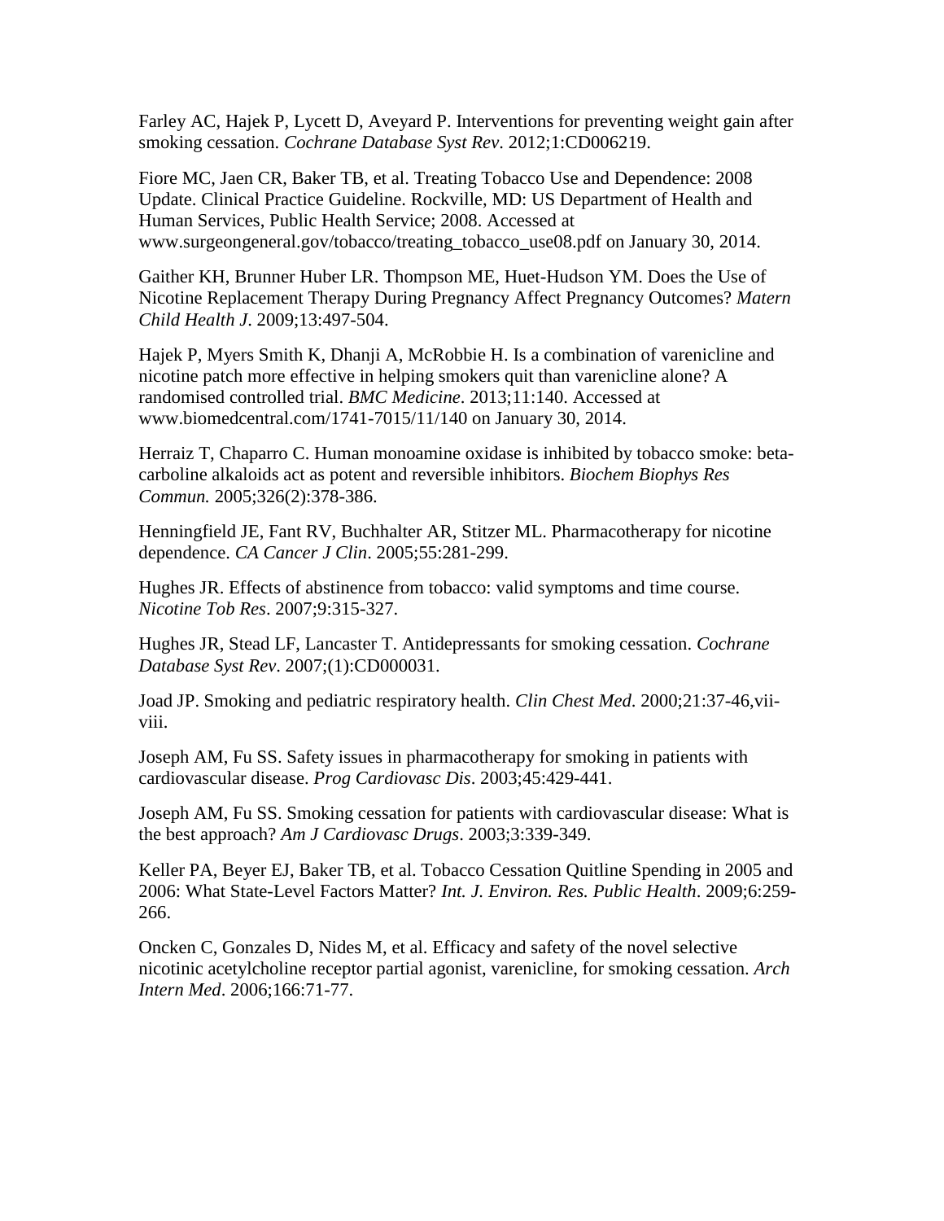Farley AC, Hajek P, Lycett D, Aveyard P. Interventions for preventing weight gain after smoking cessation. *Cochrane Database Syst Rev*. 2012;1:CD006219.

Fiore MC, Jaen CR, Baker TB, et al. Treating Tobacco Use and Dependence: 2008 Update. Clinical Practice Guideline. Rockville, MD: US Department of Health and Human Services, Public Health Service; 2008. Accessed at www.surgeongeneral.gov/tobacco/treating_tobacco_use08.pdf on January 30, 2014.

Gaither KH, Brunner Huber LR. Thompson ME, Huet-Hudson YM. Does the Use of Nicotine Replacement Therapy During Pregnancy Affect Pregnancy Outcomes? *Matern Child Health J*. 2009;13:497-504.

Hajek P, Myers Smith K, Dhanji A, McRobbie H. Is a combination of varenicline and nicotine patch more effective in helping smokers quit than varenicline alone? A randomised controlled trial. *BMC Medicine*. 2013;11:140. Accessed at www.biomedcentral.com/1741-7015/11/140 on January 30, 2014.

Herraiz T, Chaparro C. Human monoamine oxidase is inhibited by tobacco smoke: beta-carboline alkaloids act as potent and reversible inhibitors. *Biochem Biophys Res Commun.* 2005;326(2):378-386.

Henningfield JE, Fant RV, Buchhalter AR, Stitzer ML. Pharmacotherapy for nicotine dependence. *CA Cancer J Clin*. 2005;55:281-299.

Hughes JR. Effects of abstinence from tobacco: valid symptoms and time course. *Nicotine Tob Res*. 2007;9:315-327.

Hughes JR, Stead LF, Lancaster T. Antidepressants for smoking cessation. *Cochrane Database Syst Rev*. 2007;(1):CD000031.

Joad JP. Smoking and pediatric respiratory health. *Clin Chest Med*. 2000;21:37-46,vii-viii.

Joseph AM, Fu SS. Safety issues in pharmacotherapy for smoking in patients with cardiovascular disease. *Prog Cardiovasc Dis*. 2003;45:429-441.

Joseph AM, Fu SS. Smoking cessation for patients with cardiovascular disease: What is the best approach? *Am J Cardiovasc Drugs*. 2003;3:339-349.

Keller PA, Beyer EJ, Baker TB, et al. Tobacco Cessation Quitline Spending in 2005 and 2006: What State-Level Factors Matter? *Int. J. Environ. Res. Public Health*. 2009;6:259-266.

Oncken C, Gonzales D, Nides M, et al. Efficacy and safety of the novel selective nicotinic acetylcholine receptor partial agonist, varenicline, for smoking cessation. *Arch Intern Med*. 2006;166:71-77.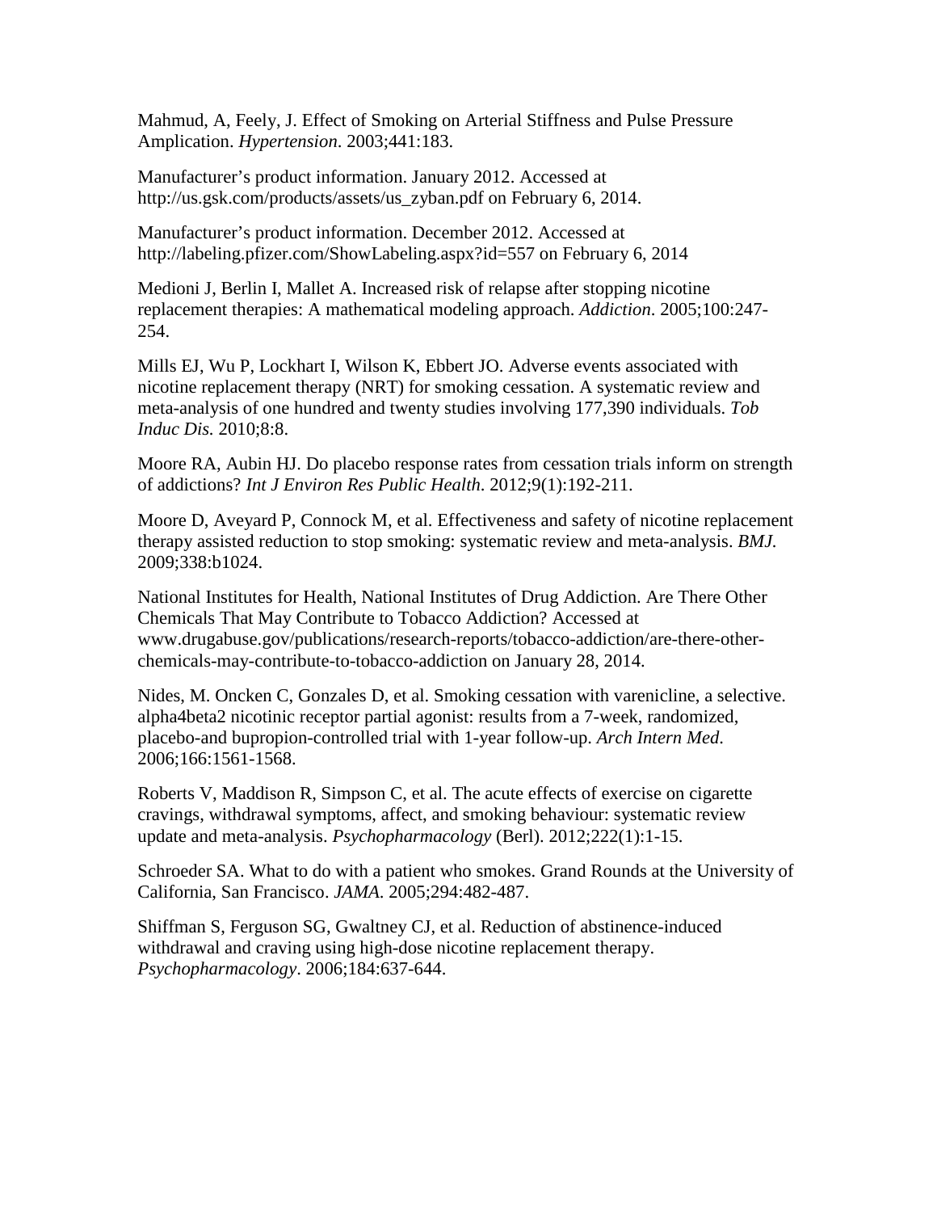Mahmud, A, Feely, J. Effect of Smoking on Arterial Stiffness and Pulse Pressure Amplication. *Hypertension*. 2003;441:183.

Manufacturer's product information. January 2012. Accessed at http://us.gsk.com/products/assets/us_zyban.pdf on February 6, 2014.

Manufacturer's product information. December 2012. Accessed at http://labeling.pfizer.com/ShowLabeling.aspx?id=557 on February 6, 2014

Medioni J, Berlin I, Mallet A. Increased risk of relapse after stopping nicotine replacement therapies: A mathematical modeling approach. *Addiction*. 2005;100:247-254.

Mills EJ, Wu P, Lockhart I, Wilson K, Ebbert JO. Adverse events associated with nicotine replacement therapy (NRT) for smoking cessation. A systematic review and meta-analysis of one hundred and twenty studies involving 177,390 individuals. *Tob Induc Dis.* 2010;8:8.

Moore RA, Aubin HJ. Do placebo response rates from cessation trials inform on strength of addictions? *Int J Environ Res Public Health*. 2012;9(1):192-211.

Moore D, Aveyard P, Connock M, et al. Effectiveness and safety of nicotine replacement therapy assisted reduction to stop smoking: systematic review and meta-analysis. *BMJ.* 2009;338:b1024.

National Institutes for Health, National Institutes of Drug Addiction. Are There Other Chemicals That May Contribute to Tobacco Addiction? Accessed at www.drugabuse.gov/publications/research-reports/tobacco-addiction/are-there-other-chemicals-may-contribute-to-tobacco-addiction on January 28, 2014.

Nides, M. Oncken C, Gonzales D, et al. Smoking cessation with varenicline, a selective. alpha4beta2 nicotinic receptor partial agonist: results from a 7-week, randomized, placebo-and bupropion-controlled trial with 1-year follow-up. *Arch Intern Med*. 2006;166:1561-1568.

Roberts V, Maddison R, Simpson C, et al. The acute effects of exercise on cigarette cravings, withdrawal symptoms, affect, and smoking behaviour: systematic review update and meta-analysis. *Psychopharmacology* (Berl). 2012;222(1):1-15.

Schroeder SA. What to do with a patient who smokes. Grand Rounds at the University of California, San Francisco. *JAMA*. 2005;294:482-487.

Shiffman S, Ferguson SG, Gwaltney CJ, et al. Reduction of abstinence-induced withdrawal and craving using high-dose nicotine replacement therapy. *Psychopharmacology*. 2006;184:637-644.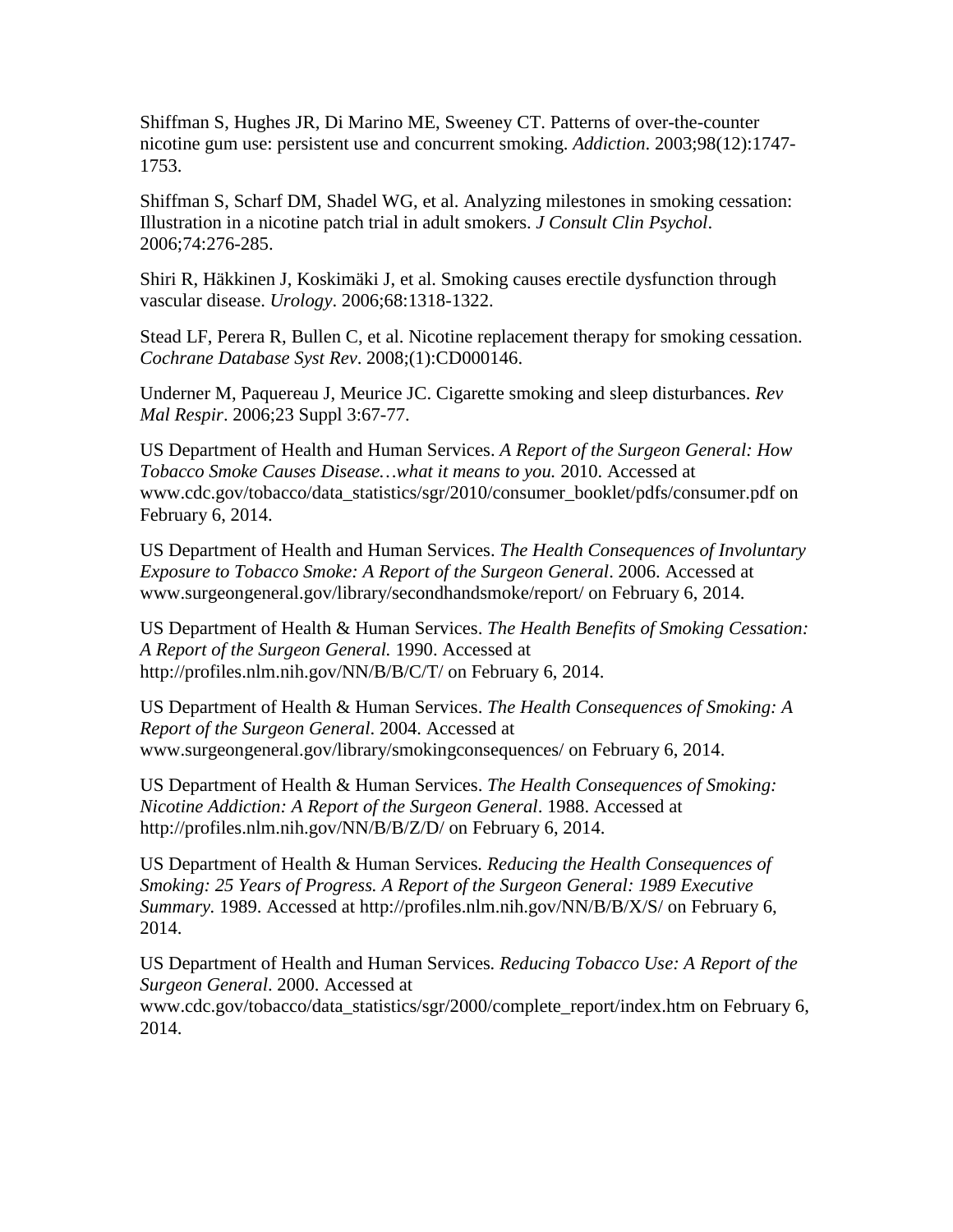Shiffman S, Hughes JR, Di Marino ME, Sweeney CT. Patterns of over-the-counter nicotine gum use: persistent use and concurrent smoking. *Addiction*. 2003;98(12):1747-1753.

Shiffman S, Scharf DM, Shadel WG, et al. Analyzing milestones in smoking cessation: Illustration in a nicotine patch trial in adult smokers. *J Consult Clin Psychol*. 2006;74:276-285.

Shiri R, Häkkinen J, Koskimäki J, et al. Smoking causes erectile dysfunction through vascular disease. *Urology*. 2006;68:1318-1322.

Stead LF, Perera R, Bullen C, et al. Nicotine replacement therapy for smoking cessation. *Cochrane Database Syst Rev*. 2008;(1):CD000146.

Underner M, Paquereau J, Meurice JC. Cigarette smoking and sleep disturbances. *Rev Mal Respir*. 2006;23 Suppl 3:67-77.

US Department of Health and Human Services. *A Report of the Surgeon General: How Tobacco Smoke Causes Disease…what it means to you.* 2010. Accessed at www.cdc.gov/tobacco/data_statistics/sgr/2010/consumer_booklet/pdfs/consumer.pdf on February 6, 2014.

US Department of Health and Human Services. *The Health Consequences of Involuntary Exposure to Tobacco Smoke: A Report of the Surgeon General*. 2006. Accessed at www.surgeongeneral.gov/library/secondhandsmoke/report/ on February 6, 2014.

US Department of Health & Human Services. *The Health Benefits of Smoking Cessation: A Report of the Surgeon General.* 1990. Accessed at http://profiles.nlm.nih.gov/NN/B/B/C/T/ on February 6, 2014.

US Department of Health & Human Services. *The Health Consequences of Smoking: A Report of the Surgeon General*. 2004. Accessed at www.surgeongeneral.gov/library/smokingconsequences/ on February 6, 2014.

US Department of Health & Human Services. *The Health Consequences of Smoking: Nicotine Addiction: A Report of the Surgeon General*. 1988. Accessed at http://profiles.nlm.nih.gov/NN/B/B/Z/D/ on February 6, 2014.

US Department of Health & Human Services. *Reducing the Health Consequences of Smoking: 25 Years of Progress. A Report of the Surgeon General: 1989 Executive Summary.* 1989. Accessed at http://profiles.nlm.nih.gov/NN/B/B/X/S/ on February 6, 2014.

US Department of Health and Human Services. *Reducing Tobacco Use: A Report of the Surgeon General*. 2000. Accessed at www.cdc.gov/tobacco/data_statistics/sgr/2000/complete_report/index.htm on February 6, 2014.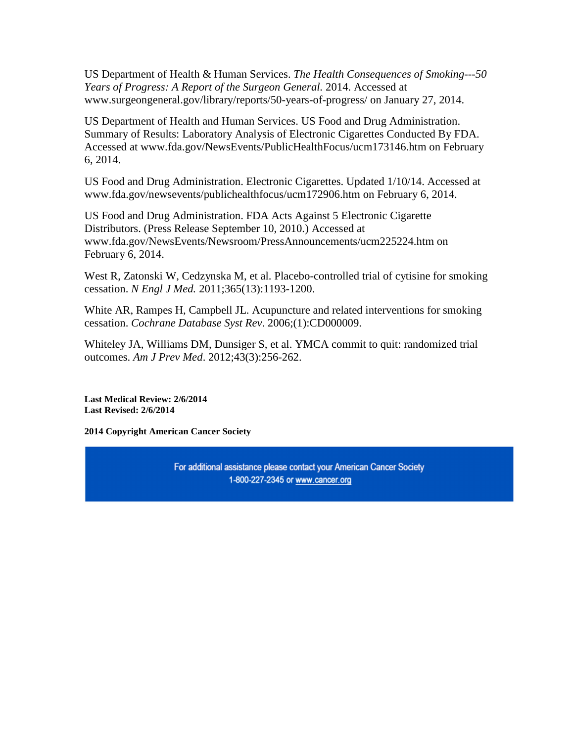US Department of Health & Human Services. *The Health Consequences of Smoking---50 Years of Progress: A Report of the Surgeon General.* 2014. Accessed at www.surgeongeneral.gov/library/reports/50-years-of-progress/ on January 27, 2014.

US Department of Health and Human Services. US Food and Drug Administration. Summary of Results: Laboratory Analysis of Electronic Cigarettes Conducted By FDA. Accessed at www.fda.gov/NewsEvents/PublicHealthFocus/ucm173146.htm on February 6, 2014.

US Food and Drug Administration. Electronic Cigarettes. Updated 1/10/14. Accessed at www.fda.gov/newsevents/publichealthfocus/ucm172906.htm on February 6, 2014.

US Food and Drug Administration. FDA Acts Against 5 Electronic Cigarette Distributors. (Press Release September 10, 2010.) Accessed at www.fda.gov/NewsEvents/Newsroom/PressAnnouncements/ucm225224.htm on February 6, 2014.

West R, Zatonski W, Cedzynska M, et al. Placebo-controlled trial of cytisine for smoking cessation. *N Engl J Med.* 2011;365(13):1193-1200.

White AR, Rampes H, Campbell JL. Acupuncture and related interventions for smoking cessation. *Cochrane Database Syst Rev*. 2006;(1):CD000009.

Whiteley JA, Williams DM, Dunsiger S, et al. YMCA commit to quit: randomized trial outcomes. *Am J Prev Med*. 2012;43(3):256-262.

**Last Medical Review: 2/6/2014**
**Last Revised: 2/6/2014**

**2014 Copyright American Cancer Society**

For additional assistance please contact your American Cancer Society
1-800-227-2345 or www.cancer.org